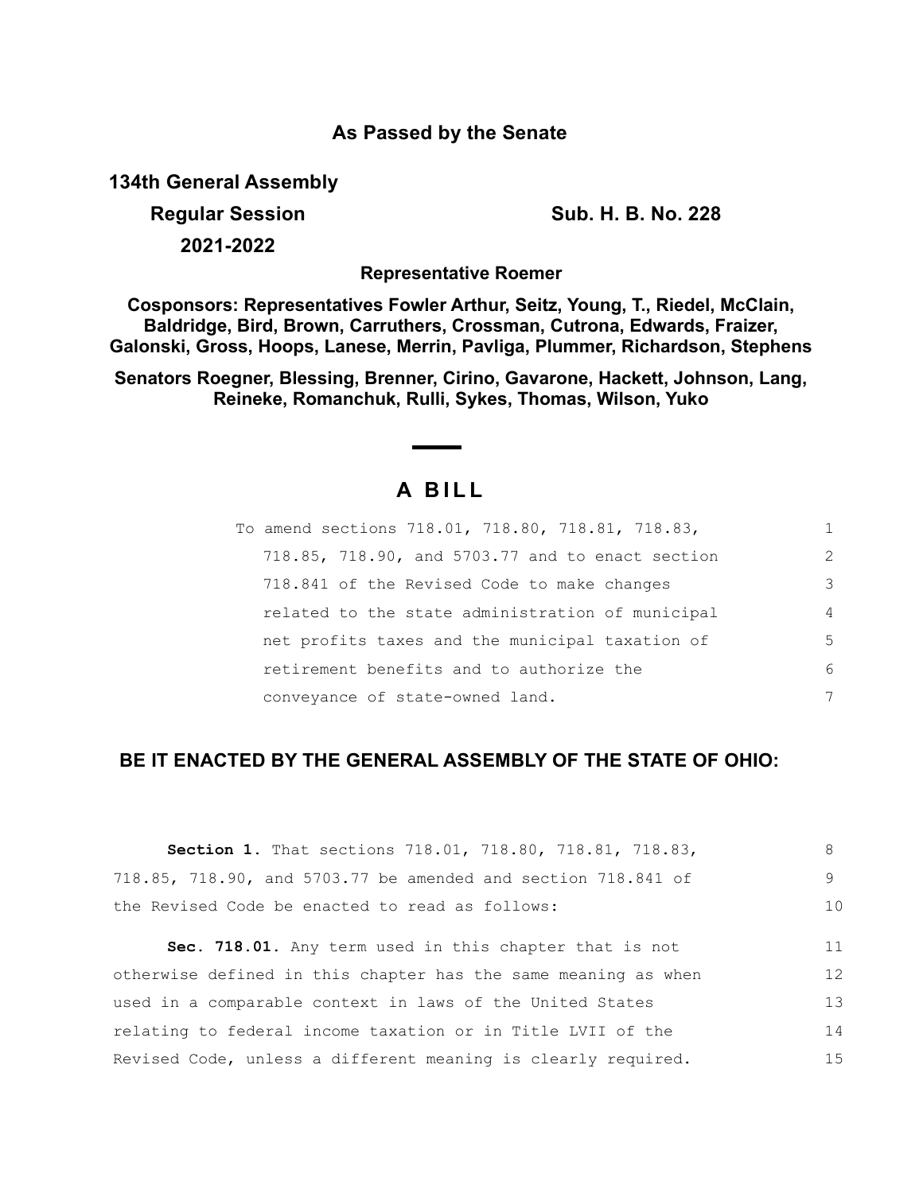**As Passed by the Senate**

**134th General Assembly**

**Regular Session** **Sub. H. B. No. 228**

**2021-2022**

**Representative Roemer**

**Cosponsors: Representatives Fowler Arthur, Seitz, Young, T., Riedel, McClain, Baldridge, Bird, Brown, Carruthers, Crossman, Cutrona, Edwards, Fraizer, Galonski, Gross, Hoops, Lanese, Merrin, Pavliga, Plummer, Richardson, Stephens**

**Senators Roegner, Blessing, Brenner, Cirino, Gavarone, Hackett, Johnson, Lang, Reineke, Romanchuk, Rulli, Sykes, Thomas, Wilson, Yuko**

# A BILL

To amend sections 718.01, 718.80, 718.81, 718.83, 718.85, 718.90, and 5703.77 and to enact section 718.841 of the Revised Code to make changes related to the state administration of municipal net profits taxes and the municipal taxation of retirement benefits and to authorize the conveyance of state-owned land.

## BE IT ENACTED BY THE GENERAL ASSEMBLY OF THE STATE OF OHIO:

**Section 1.** That sections 718.01, 718.80, 718.81, 718.83, 718.85, 718.90, and 5703.77 be amended and section 718.841 of the Revised Code be enacted to read as follows:

**Sec. 718.01.** Any term used in this chapter that is not otherwise defined in this chapter has the same meaning as when used in a comparable context in laws of the United States relating to federal income taxation or in Title LVII of the Revised Code, unless a different meaning is clearly required.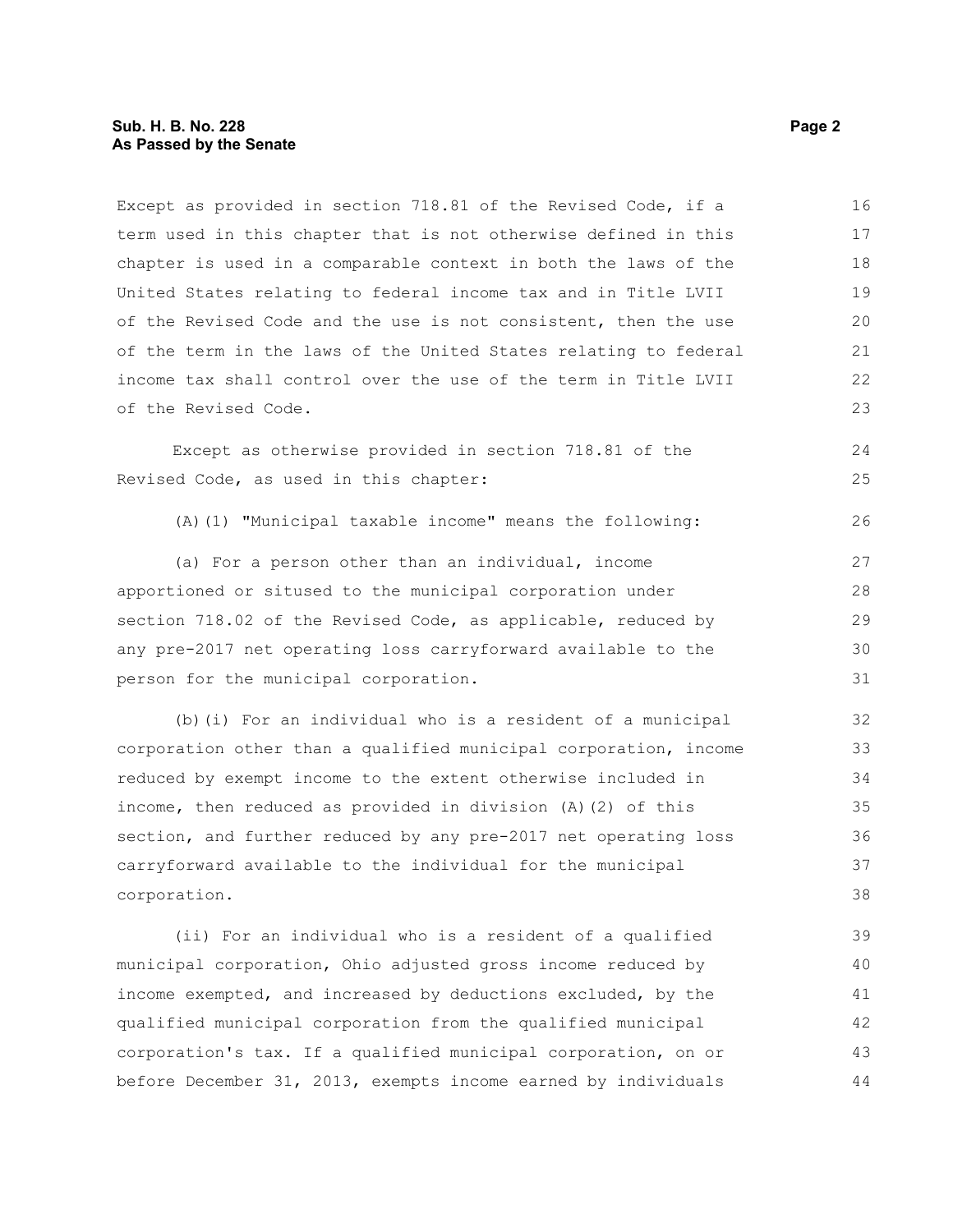Except as provided in section 718.81 of the Revised Code, if a term used in this chapter that is not otherwise defined in this chapter is used in a comparable context in both the laws of the United States relating to federal income tax and in Title LVII of the Revised Code and the use is not consistent, then the use of the term in the laws of the United States relating to federal income tax shall control over the use of the term in Title LVII of the Revised Code.

Except as otherwise provided in section 718.81 of the Revised Code, as used in this chapter:

(A)(1) "Municipal taxable income" means the following:

(a) For a person other than an individual, income apportioned or sitused to the municipal corporation under section 718.02 of the Revised Code, as applicable, reduced by any pre-2017 net operating loss carryforward available to the person for the municipal corporation.

(b)(i) For an individual who is a resident of a municipal corporation other than a qualified municipal corporation, income reduced by exempt income to the extent otherwise included in income, then reduced as provided in division (A)(2) of this section, and further reduced by any pre-2017 net operating loss carryforward available to the individual for the municipal corporation.

(ii) For an individual who is a resident of a qualified municipal corporation, Ohio adjusted gross income reduced by income exempted, and increased by deductions excluded, by the qualified municipal corporation from the qualified municipal corporation's tax. If a qualified municipal corporation, on or before December 31, 2013, exempts income earned by individuals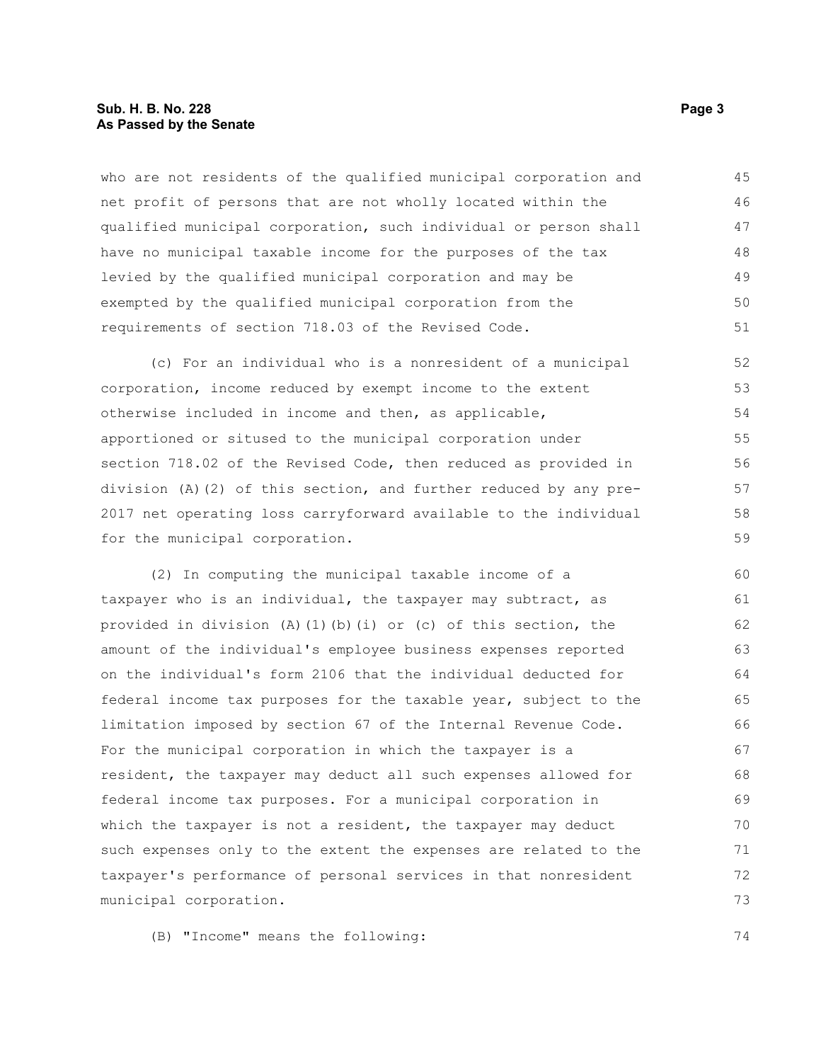who are not residents of the qualified municipal corporation and net profit of persons that are not wholly located within the qualified municipal corporation, such individual or person shall have no municipal taxable income for the purposes of the tax levied by the qualified municipal corporation and may be exempted by the qualified municipal corporation from the requirements of section 718.03 of the Revised Code.

(c) For an individual who is a nonresident of a municipal corporation, income reduced by exempt income to the extent otherwise included in income and then, as applicable, apportioned or sitused to the municipal corporation under section 718.02 of the Revised Code, then reduced as provided in division (A)(2) of this section, and further reduced by any pre-2017 net operating loss carryforward available to the individual for the municipal corporation.

(2) In computing the municipal taxable income of a taxpayer who is an individual, the taxpayer may subtract, as provided in division (A)(1)(b)(i) or (c) of this section, the amount of the individual's employee business expenses reported on the individual's form 2106 that the individual deducted for federal income tax purposes for the taxable year, subject to the limitation imposed by section 67 of the Internal Revenue Code. For the municipal corporation in which the taxpayer is a resident, the taxpayer may deduct all such expenses allowed for federal income tax purposes. For a municipal corporation in which the taxpayer is not a resident, the taxpayer may deduct such expenses only to the extent the expenses are related to the taxpayer's performance of personal services in that nonresident municipal corporation.

(B) "Income" means the following: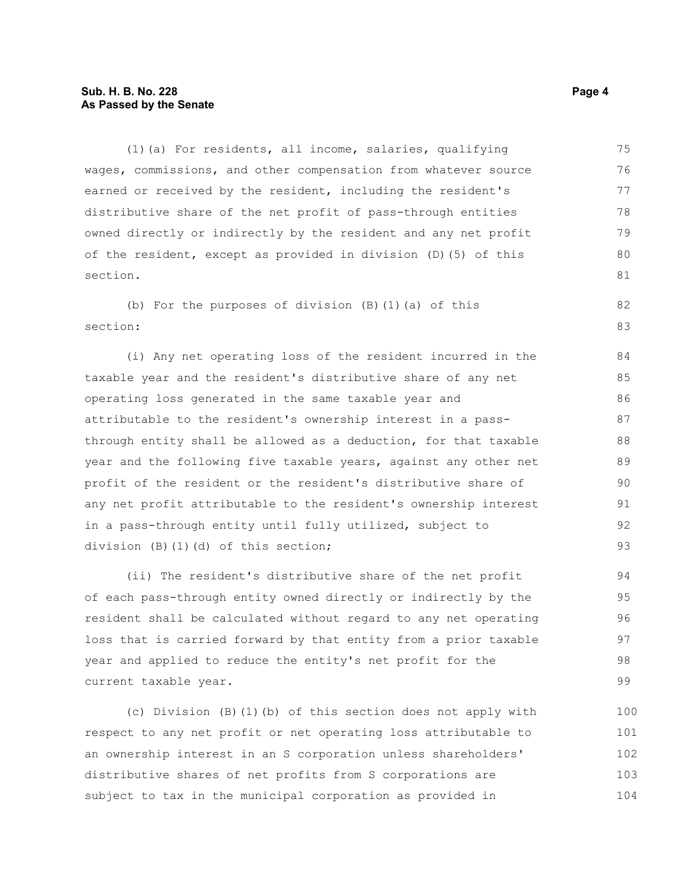(1)(a) For residents, all income, salaries, qualifying wages, commissions, and other compensation from whatever source earned or received by the resident, including the resident's distributive share of the net profit of pass-through entities owned directly or indirectly by the resident and any net profit of the resident, except as provided in division (D)(5) of this section.

(b) For the purposes of division (B)(1)(a) of this section:

(i) Any net operating loss of the resident incurred in the taxable year and the resident's distributive share of any net operating loss generated in the same taxable year and attributable to the resident's ownership interest in a pass-through entity shall be allowed as a deduction, for that taxable year and the following five taxable years, against any other net profit of the resident or the resident's distributive share of any net profit attributable to the resident's ownership interest in a pass-through entity until fully utilized, subject to division (B)(1)(d) of this section;

(ii) The resident's distributive share of the net profit of each pass-through entity owned directly or indirectly by the resident shall be calculated without regard to any net operating loss that is carried forward by that entity from a prior taxable year and applied to reduce the entity's net profit for the current taxable year.

(c) Division (B)(1)(b) of this section does not apply with respect to any net profit or net operating loss attributable to an ownership interest in an S corporation unless shareholders' distributive shares of net profits from S corporations are subject to tax in the municipal corporation as provided in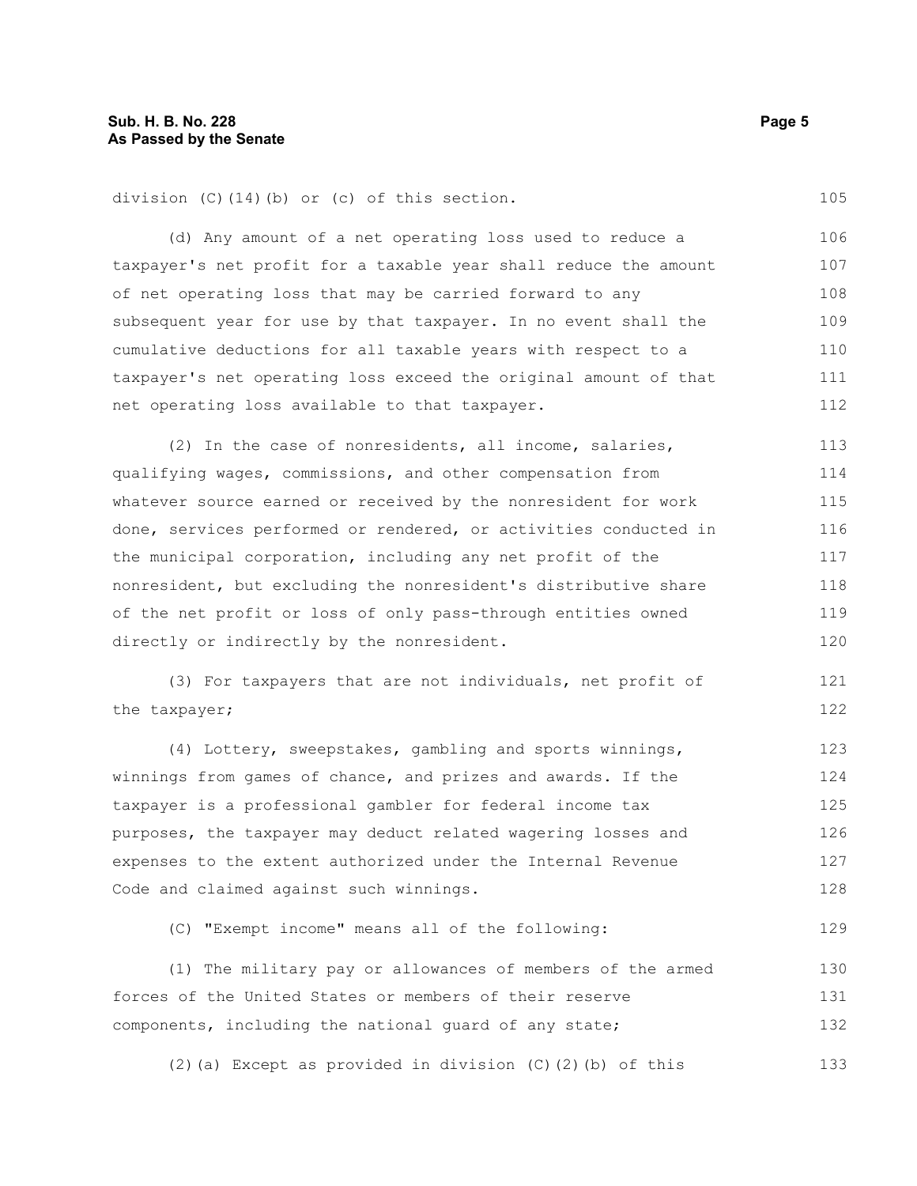division (C)(14)(b) or (c) of this section.

(d) Any amount of a net operating loss used to reduce a taxpayer's net profit for a taxable year shall reduce the amount of net operating loss that may be carried forward to any subsequent year for use by that taxpayer. In no event shall the cumulative deductions for all taxable years with respect to a taxpayer's net operating loss exceed the original amount of that net operating loss available to that taxpayer.

(2) In the case of nonresidents, all income, salaries, qualifying wages, commissions, and other compensation from whatever source earned or received by the nonresident for work done, services performed or rendered, or activities conducted in the municipal corporation, including any net profit of the nonresident, but excluding the nonresident's distributive share of the net profit or loss of only pass-through entities owned directly or indirectly by the nonresident.

(3) For taxpayers that are not individuals, net profit of the taxpayer;

(4) Lottery, sweepstakes, gambling and sports winnings, winnings from games of chance, and prizes and awards. If the taxpayer is a professional gambler for federal income tax purposes, the taxpayer may deduct related wagering losses and expenses to the extent authorized under the Internal Revenue Code and claimed against such winnings.

(C) "Exempt income" means all of the following:

(1) The military pay or allowances of members of the armed forces of the United States or members of their reserve components, including the national guard of any state;

(2)(a) Except as provided in division (C)(2)(b) of this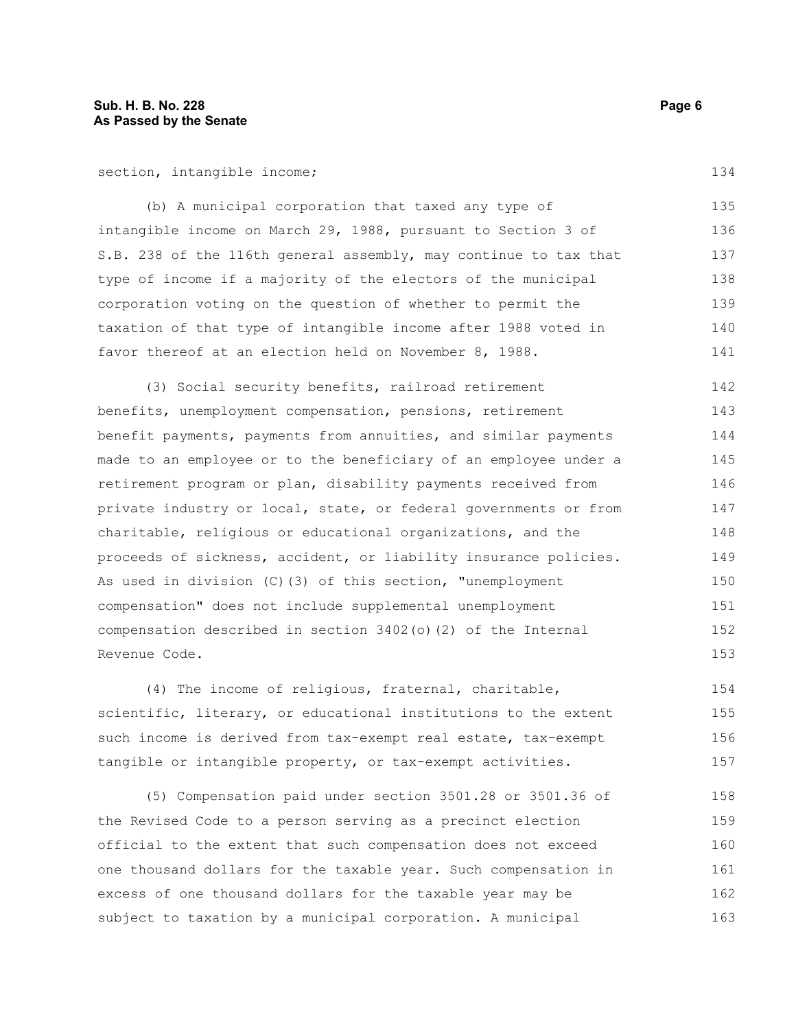section, intangible income;

(b) A municipal corporation that taxed any type of intangible income on March 29, 1988, pursuant to Section 3 of S.B. 238 of the 116th general assembly, may continue to tax that type of income if a majority of the electors of the municipal corporation voting on the question of whether to permit the taxation of that type of intangible income after 1988 voted in favor thereof at an election held on November 8, 1988.

(3) Social security benefits, railroad retirement benefits, unemployment compensation, pensions, retirement benefit payments, payments from annuities, and similar payments made to an employee or to the beneficiary of an employee under a retirement program or plan, disability payments received from private industry or local, state, or federal governments or from charitable, religious or educational organizations, and the proceeds of sickness, accident, or liability insurance policies. As used in division (C)(3) of this section, "unemployment compensation" does not include supplemental unemployment compensation described in section 3402(o)(2) of the Internal Revenue Code.

(4) The income of religious, fraternal, charitable, scientific, literary, or educational institutions to the extent such income is derived from tax-exempt real estate, tax-exempt tangible or intangible property, or tax-exempt activities.

(5) Compensation paid under section 3501.28 or 3501.36 of the Revised Code to a person serving as a precinct election official to the extent that such compensation does not exceed one thousand dollars for the taxable year. Such compensation in excess of one thousand dollars for the taxable year may be subject to taxation by a municipal corporation. A municipal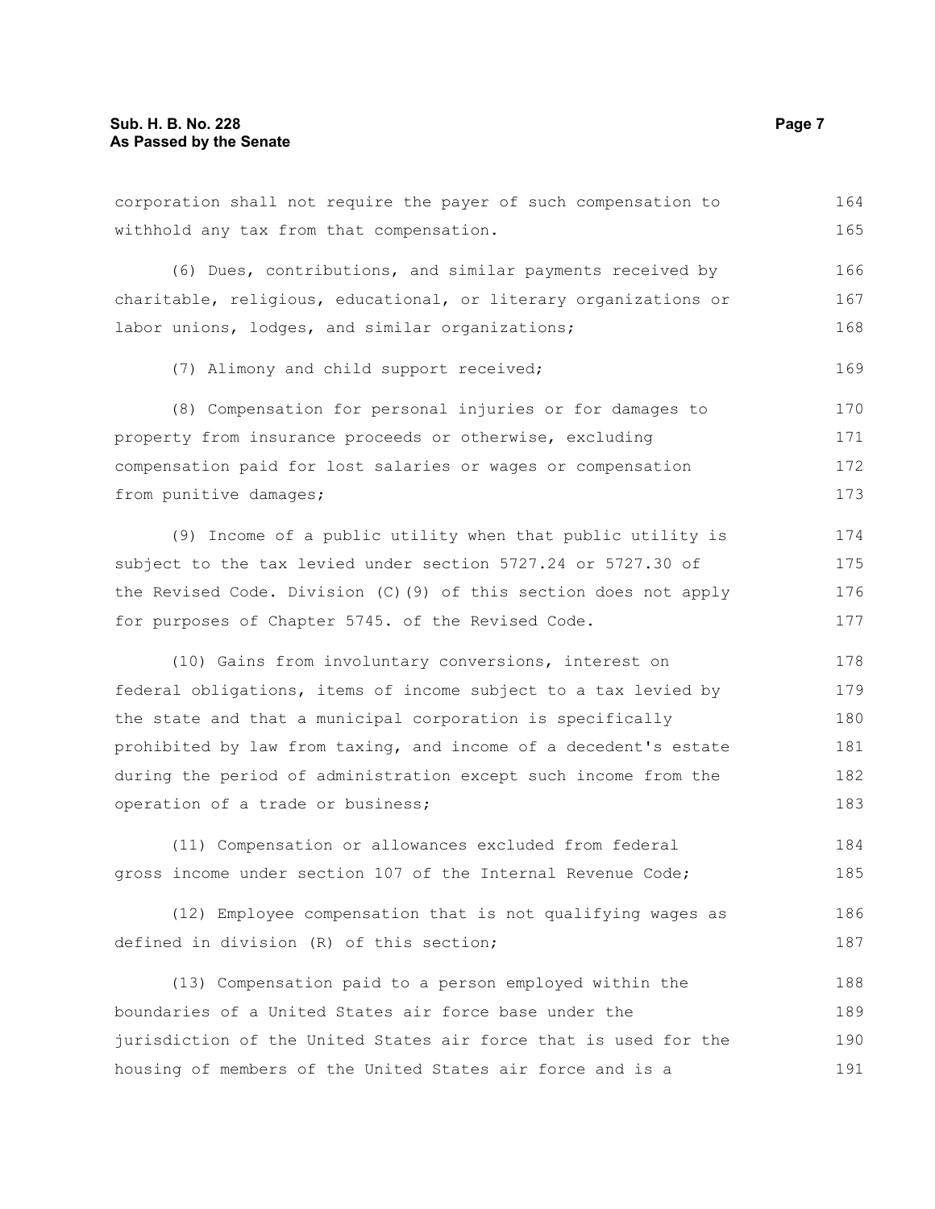corporation shall not require the payer of such compensation to withhold any tax from that compensation.

(6) Dues, contributions, and similar payments received by charitable, religious, educational, or literary organizations or labor unions, lodges, and similar organizations;

(7) Alimony and child support received;

(8) Compensation for personal injuries or for damages to property from insurance proceeds or otherwise, excluding compensation paid for lost salaries or wages or compensation from punitive damages;

(9) Income of a public utility when that public utility is subject to the tax levied under section 5727.24 or 5727.30 of the Revised Code. Division (C)(9) of this section does not apply for purposes of Chapter 5745. of the Revised Code.

(10) Gains from involuntary conversions, interest on federal obligations, items of income subject to a tax levied by the state and that a municipal corporation is specifically prohibited by law from taxing, and income of a decedent's estate during the period of administration except such income from the operation of a trade or business;

(11) Compensation or allowances excluded from federal gross income under section 107 of the Internal Revenue Code;

(12) Employee compensation that is not qualifying wages as defined in division (R) of this section;

(13) Compensation paid to a person employed within the boundaries of a United States air force base under the jurisdiction of the United States air force that is used for the housing of members of the United States air force and is a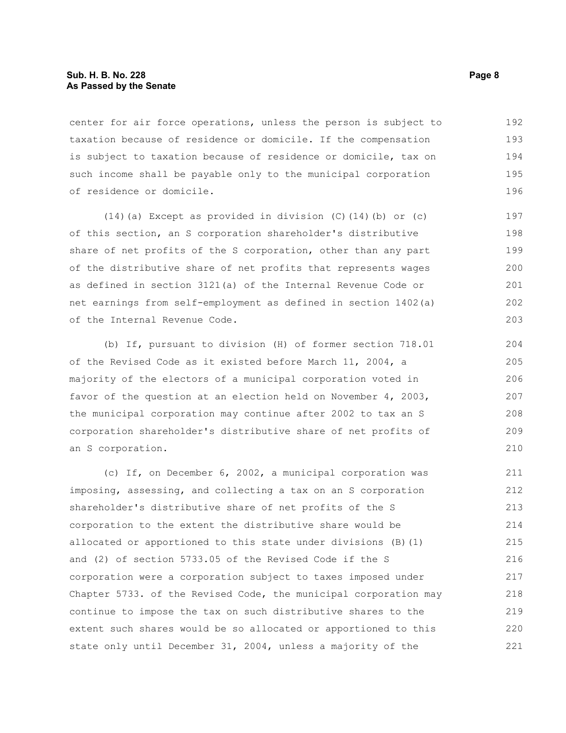center for air force operations, unless the person is subject to taxation because of residence or domicile. If the compensation is subject to taxation because of residence or domicile, tax on such income shall be payable only to the municipal corporation of residence or domicile.

(14)(a) Except as provided in division (C)(14)(b) or (c) of this section, an S corporation shareholder's distributive share of net profits of the S corporation, other than any part of the distributive share of net profits that represents wages as defined in section 3121(a) of the Internal Revenue Code or net earnings from self-employment as defined in section 1402(a) of the Internal Revenue Code.

(b) If, pursuant to division (H) of former section 718.01 of the Revised Code as it existed before March 11, 2004, a majority of the electors of a municipal corporation voted in favor of the question at an election held on November 4, 2003, the municipal corporation may continue after 2002 to tax an S corporation shareholder's distributive share of net profits of an S corporation.

(c) If, on December 6, 2002, a municipal corporation was imposing, assessing, and collecting a tax on an S corporation shareholder's distributive share of net profits of the S corporation to the extent the distributive share would be allocated or apportioned to this state under divisions (B)(1) and (2) of section 5733.05 of the Revised Code if the S corporation were a corporation subject to taxes imposed under Chapter 5733. of the Revised Code, the municipal corporation may continue to impose the tax on such distributive shares to the extent such shares would be so allocated or apportioned to this state only until December 31, 2004, unless a majority of the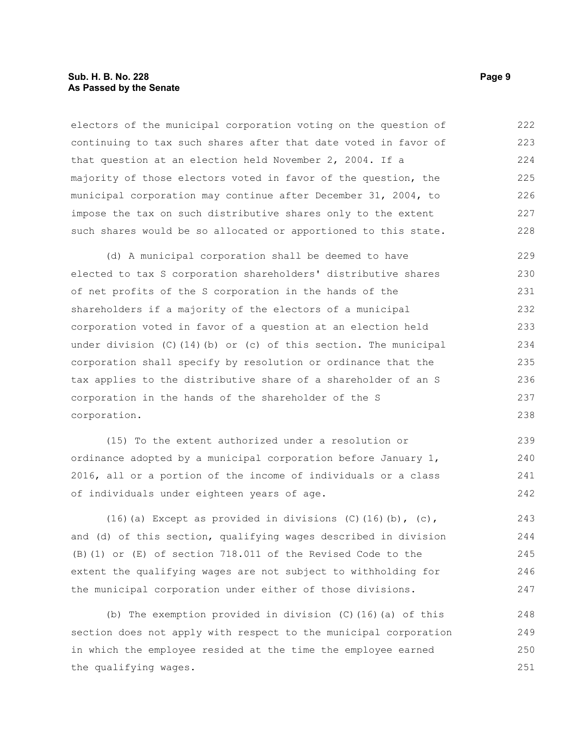electors of the municipal corporation voting on the question of continuing to tax such shares after that date voted in favor of that question at an election held November 2, 2004. If a majority of those electors voted in favor of the question, the municipal corporation may continue after December 31, 2004, to impose the tax on such distributive shares only to the extent such shares would be so allocated or apportioned to this state.

(d) A municipal corporation shall be deemed to have elected to tax S corporation shareholders' distributive shares of net profits of the S corporation in the hands of the shareholders if a majority of the electors of a municipal corporation voted in favor of a question at an election held under division (C)(14)(b) or (c) of this section. The municipal corporation shall specify by resolution or ordinance that the tax applies to the distributive share of a shareholder of an S corporation in the hands of the shareholder of the S corporation.

(15) To the extent authorized under a resolution or ordinance adopted by a municipal corporation before January 1, 2016, all or a portion of the income of individuals or a class of individuals under eighteen years of age.

(16)(a) Except as provided in divisions (C)(16)(b), (c), and (d) of this section, qualifying wages described in division (B)(1) or (E) of section 718.011 of the Revised Code to the extent the qualifying wages are not subject to withholding for the municipal corporation under either of those divisions.

(b) The exemption provided in division (C)(16)(a) of this section does not apply with respect to the municipal corporation in which the employee resided at the time the employee earned the qualifying wages.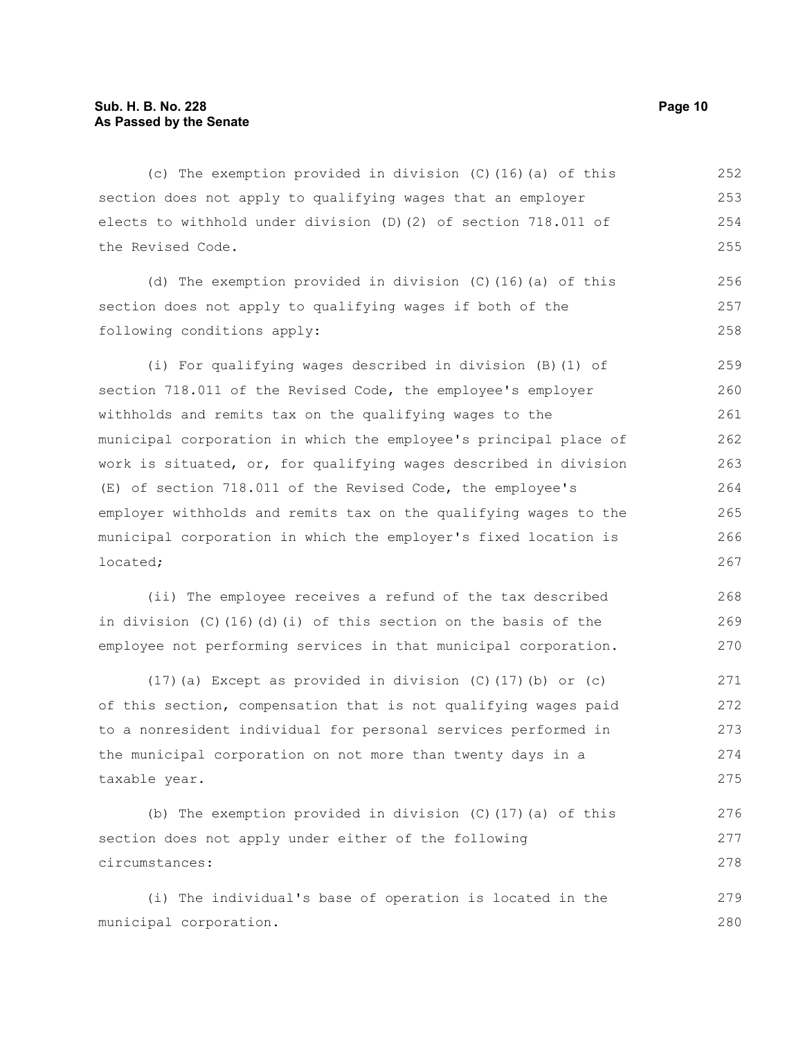(c) The exemption provided in division (C)(16)(a) of this section does not apply to qualifying wages that an employer elects to withhold under division (D)(2) of section 718.011 of the Revised Code.

(d) The exemption provided in division (C)(16)(a) of this section does not apply to qualifying wages if both of the following conditions apply:

(i) For qualifying wages described in division (B)(1) of section 718.011 of the Revised Code, the employee's employer withholds and remits tax on the qualifying wages to the municipal corporation in which the employee's principal place of work is situated, or, for qualifying wages described in division (E) of section 718.011 of the Revised Code, the employee's employer withholds and remits tax on the qualifying wages to the municipal corporation in which the employer's fixed location is located;

(ii) The employee receives a refund of the tax described in division (C)(16)(d)(i) of this section on the basis of the employee not performing services in that municipal corporation.

(17)(a) Except as provided in division (C)(17)(b) or (c) of this section, compensation that is not qualifying wages paid to a nonresident individual for personal services performed in the municipal corporation on not more than twenty days in a taxable year.

(b) The exemption provided in division (C)(17)(a) of this section does not apply under either of the following circumstances:

(i) The individual's base of operation is located in the municipal corporation.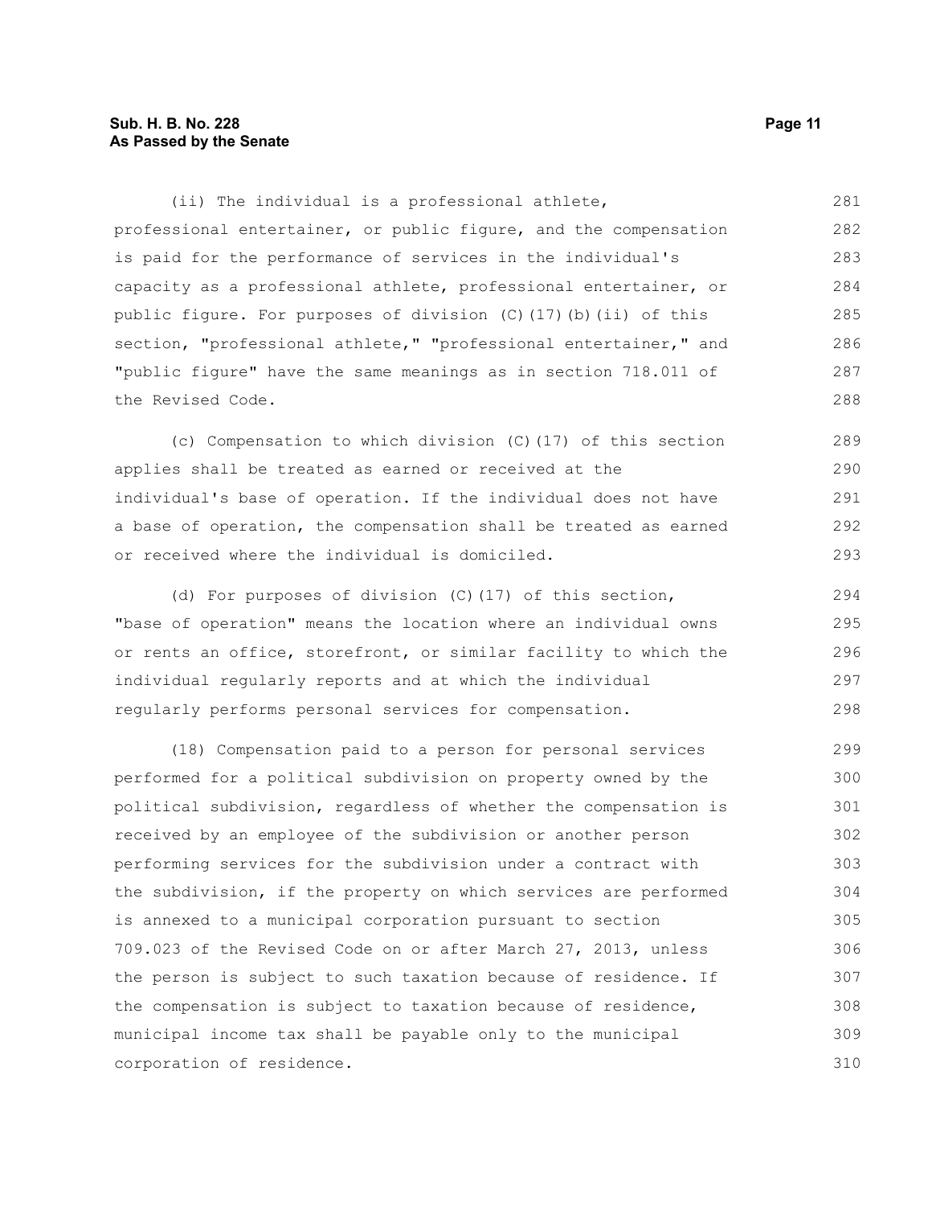(ii) The individual is a professional athlete, professional entertainer, or public figure, and the compensation is paid for the performance of services in the individual's capacity as a professional athlete, professional entertainer, or public figure. For purposes of division (C)(17)(b)(ii) of this section, "professional athlete," "professional entertainer," and "public figure" have the same meanings as in section 718.011 of the Revised Code.

(c) Compensation to which division (C)(17) of this section applies shall be treated as earned or received at the individual's base of operation. If the individual does not have a base of operation, the compensation shall be treated as earned or received where the individual is domiciled.

(d) For purposes of division (C)(17) of this section, "base of operation" means the location where an individual owns or rents an office, storefront, or similar facility to which the individual regularly reports and at which the individual regularly performs personal services for compensation.

(18) Compensation paid to a person for personal services performed for a political subdivision on property owned by the political subdivision, regardless of whether the compensation is received by an employee of the subdivision or another person performing services for the subdivision under a contract with the subdivision, if the property on which services are performed is annexed to a municipal corporation pursuant to section 709.023 of the Revised Code on or after March 27, 2013, unless the person is subject to such taxation because of residence. If the compensation is subject to taxation because of residence, municipal income tax shall be payable only to the municipal corporation of residence.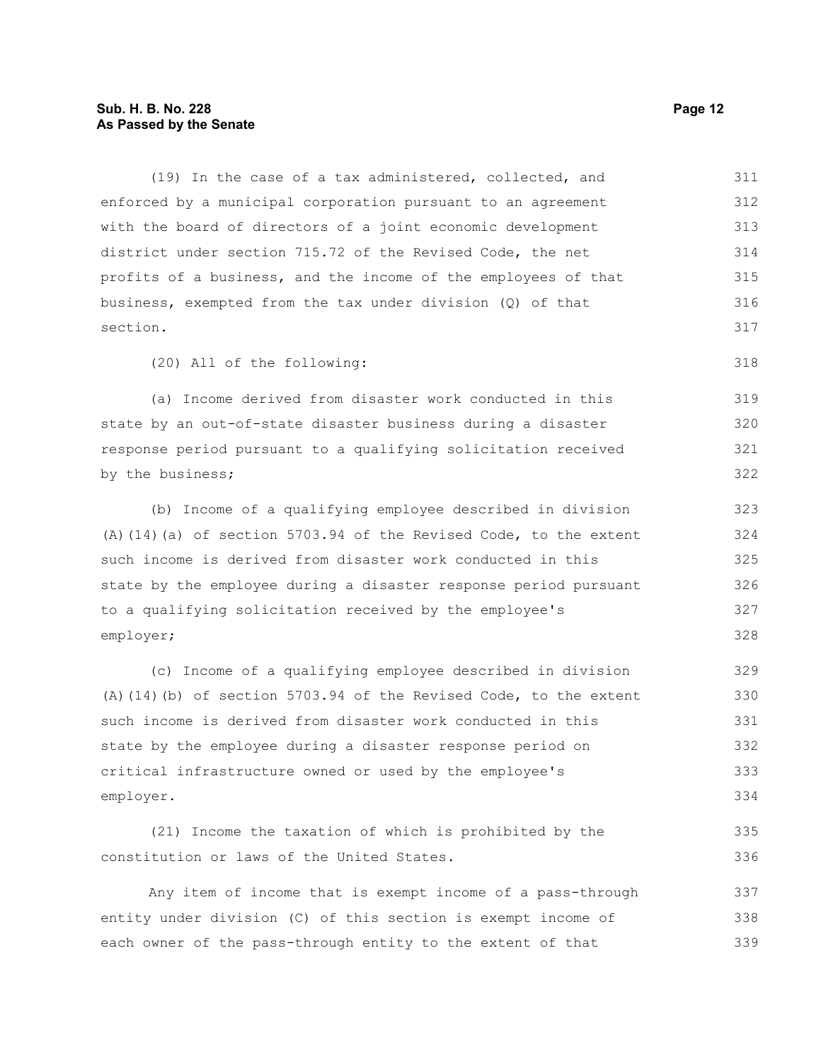(19) In the case of a tax administered, collected, and enforced by a municipal corporation pursuant to an agreement with the board of directors of a joint economic development district under section 715.72 of the Revised Code, the net profits of a business, and the income of the employees of that business, exempted from the tax under division (Q) of that section.

(20) All of the following:

(a) Income derived from disaster work conducted in this state by an out-of-state disaster business during a disaster response period pursuant to a qualifying solicitation received by the business;

(b) Income of a qualifying employee described in division (A)(14)(a) of section 5703.94 of the Revised Code, to the extent such income is derived from disaster work conducted in this state by the employee during a disaster response period pursuant to a qualifying solicitation received by the employee's employer;

(c) Income of a qualifying employee described in division (A)(14)(b) of section 5703.94 of the Revised Code, to the extent such income is derived from disaster work conducted in this state by the employee during a disaster response period on critical infrastructure owned or used by the employee's employer.

(21) Income the taxation of which is prohibited by the constitution or laws of the United States.

Any item of income that is exempt income of a pass-through entity under division (C) of this section is exempt income of each owner of the pass-through entity to the extent of that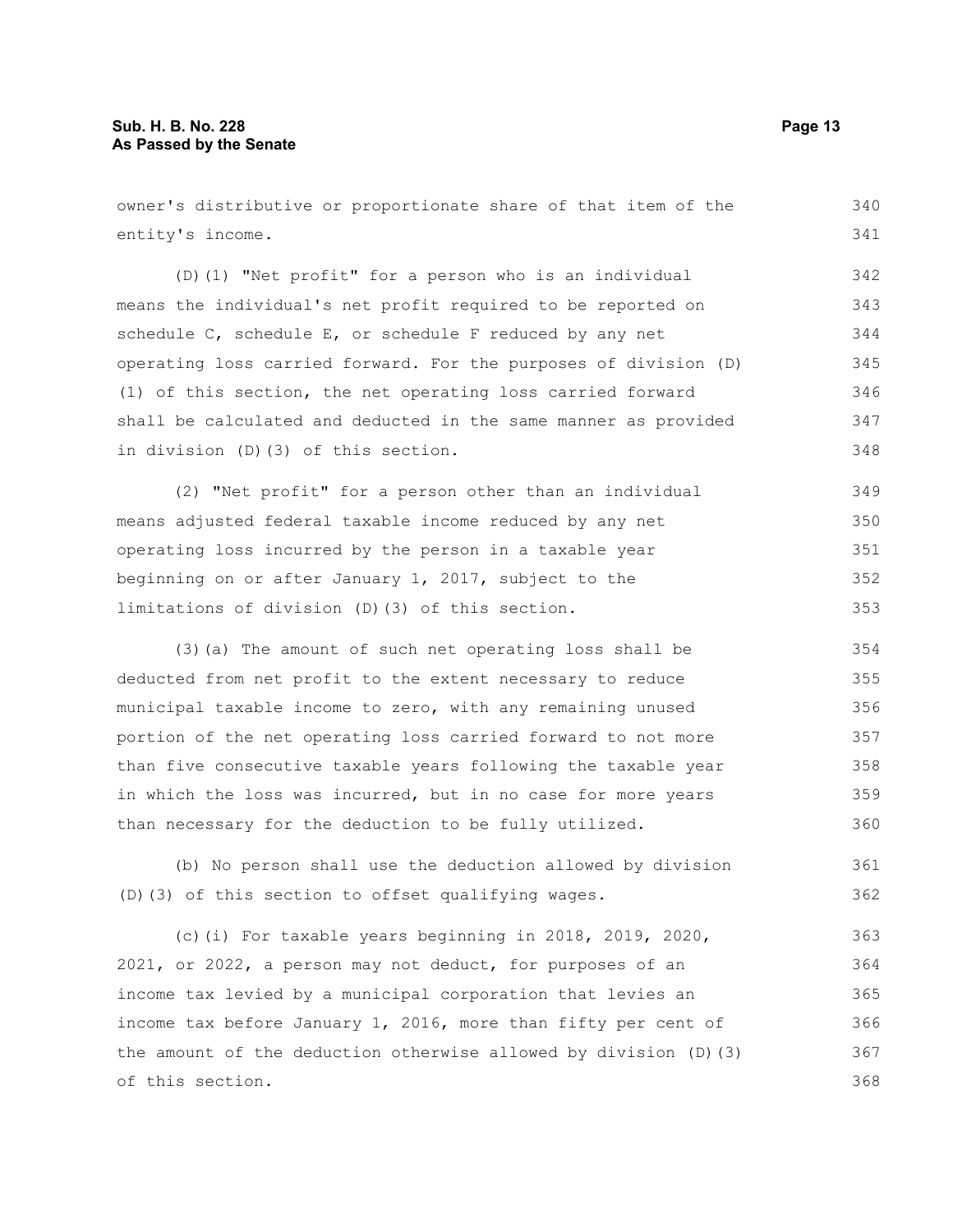owner's distributive or proportionate share of that item of the entity's income.

(D)(1) "Net profit" for a person who is an individual means the individual's net profit required to be reported on schedule C, schedule E, or schedule F reduced by any net operating loss carried forward. For the purposes of division (D)(1) of this section, the net operating loss carried forward shall be calculated and deducted in the same manner as provided in division (D)(3) of this section.

(2) "Net profit" for a person other than an individual means adjusted federal taxable income reduced by any net operating loss incurred by the person in a taxable year beginning on or after January 1, 2017, subject to the limitations of division (D)(3) of this section.

(3)(a) The amount of such net operating loss shall be deducted from net profit to the extent necessary to reduce municipal taxable income to zero, with any remaining unused portion of the net operating loss carried forward to not more than five consecutive taxable years following the taxable year in which the loss was incurred, but in no case for more years than necessary for the deduction to be fully utilized.

(b) No person shall use the deduction allowed by division (D)(3) of this section to offset qualifying wages.

(c)(i) For taxable years beginning in 2018, 2019, 2020, 2021, or 2022, a person may not deduct, for purposes of an income tax levied by a municipal corporation that levies an income tax before January 1, 2016, more than fifty per cent of the amount of the deduction otherwise allowed by division (D)(3) of this section.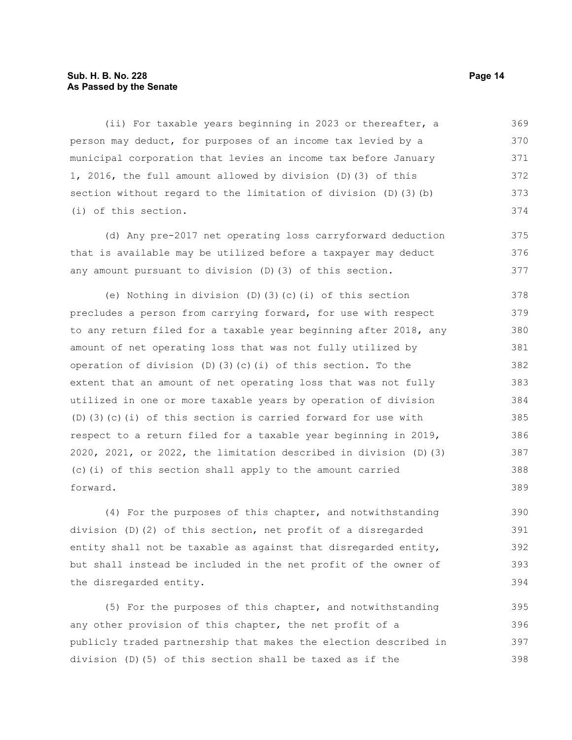(ii) For taxable years beginning in 2023 or thereafter, a person may deduct, for purposes of an income tax levied by a municipal corporation that levies an income tax before January 1, 2016, the full amount allowed by division (D)(3) of this section without regard to the limitation of division (D)(3)(b)(i) of this section.

(d) Any pre-2017 net operating loss carryforward deduction that is available may be utilized before a taxpayer may deduct any amount pursuant to division (D)(3) of this section.

(e) Nothing in division (D)(3)(c)(i) of this section precludes a person from carrying forward, for use with respect to any return filed for a taxable year beginning after 2018, any amount of net operating loss that was not fully utilized by operation of division (D)(3)(c)(i) of this section. To the extent that an amount of net operating loss that was not fully utilized in one or more taxable years by operation of division (D)(3)(c)(i) of this section is carried forward for use with respect to a return filed for a taxable year beginning in 2019, 2020, 2021, or 2022, the limitation described in division (D)(3)(c)(i) of this section shall apply to the amount carried forward.

(4) For the purposes of this chapter, and notwithstanding division (D)(2) of this section, net profit of a disregarded entity shall not be taxable as against that disregarded entity, but shall instead be included in the net profit of the owner of the disregarded entity.

(5) For the purposes of this chapter, and notwithstanding any other provision of this chapter, the net profit of a publicly traded partnership that makes the election described in division (D)(5) of this section shall be taxed as if the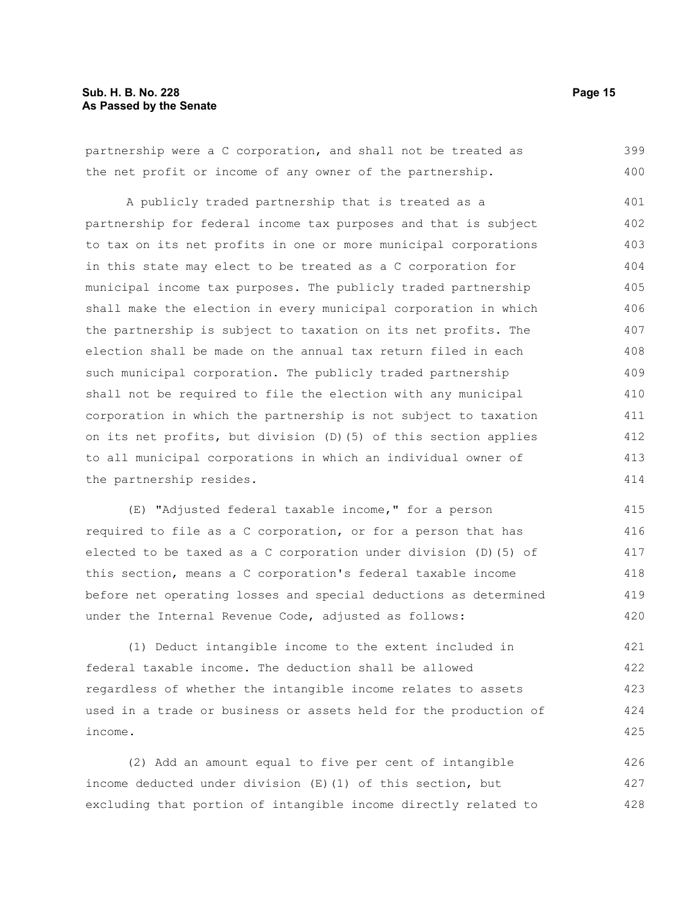partnership were a C corporation, and shall not be treated as the net profit or income of any owner of the partnership.

A publicly traded partnership that is treated as a partnership for federal income tax purposes and that is subject to tax on its net profits in one or more municipal corporations in this state may elect to be treated as a C corporation for municipal income tax purposes. The publicly traded partnership shall make the election in every municipal corporation in which the partnership is subject to taxation on its net profits. The election shall be made on the annual tax return filed in each such municipal corporation. The publicly traded partnership shall not be required to file the election with any municipal corporation in which the partnership is not subject to taxation on its net profits, but division (D)(5) of this section applies to all municipal corporations in which an individual owner of the partnership resides.

(E) "Adjusted federal taxable income," for a person required to file as a C corporation, or for a person that has elected to be taxed as a C corporation under division (D)(5) of this section, means a C corporation's federal taxable income before net operating losses and special deductions as determined under the Internal Revenue Code, adjusted as follows:

(1) Deduct intangible income to the extent included in federal taxable income. The deduction shall be allowed regardless of whether the intangible income relates to assets used in a trade or business or assets held for the production of income.

(2) Add an amount equal to five per cent of intangible income deducted under division (E)(1) of this section, but excluding that portion of intangible income directly related to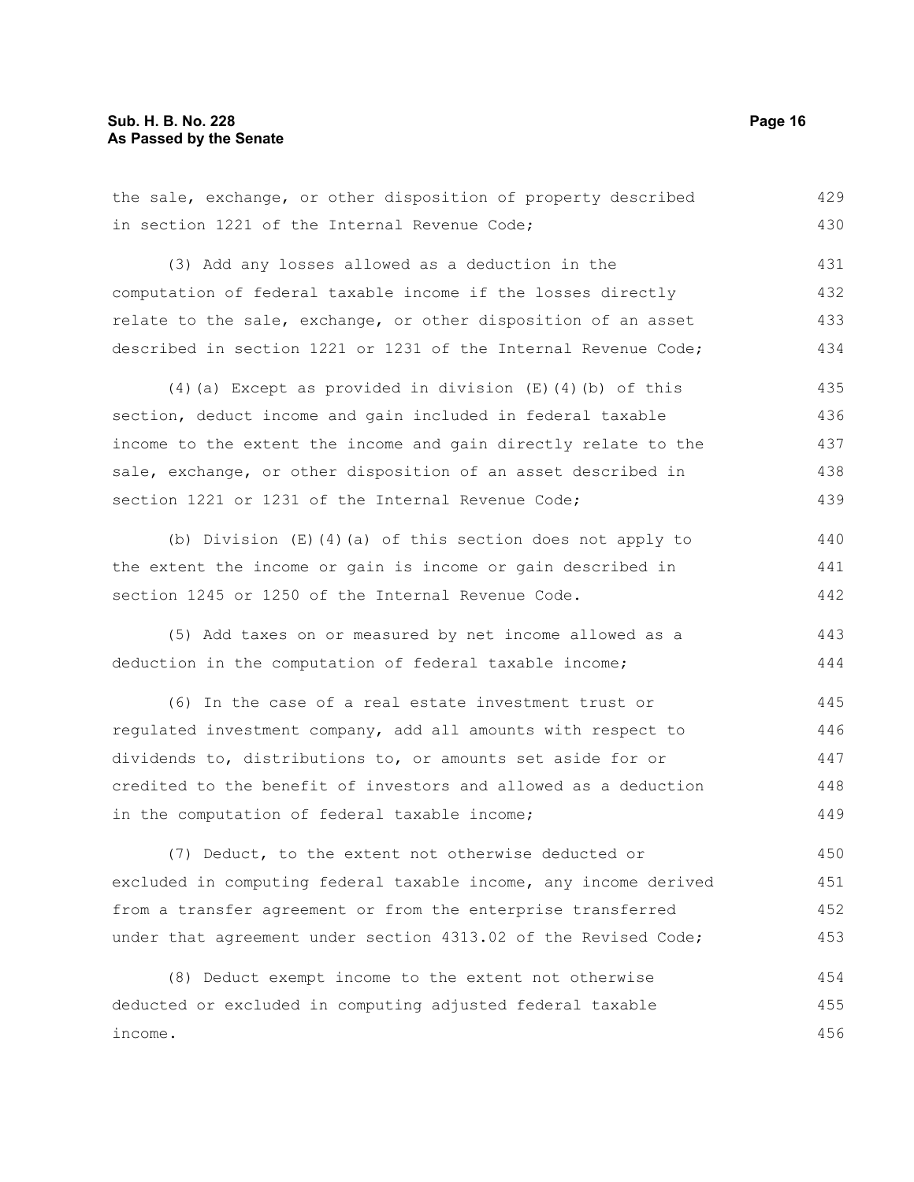the sale, exchange, or other disposition of property described in section 1221 of the Internal Revenue Code;

(3) Add any losses allowed as a deduction in the computation of federal taxable income if the losses directly relate to the sale, exchange, or other disposition of an asset described in section 1221 or 1231 of the Internal Revenue Code;

(4)(a) Except as provided in division (E)(4)(b) of this section, deduct income and gain included in federal taxable income to the extent the income and gain directly relate to the sale, exchange, or other disposition of an asset described in section 1221 or 1231 of the Internal Revenue Code;

(b) Division (E)(4)(a) of this section does not apply to the extent the income or gain is income or gain described in section 1245 or 1250 of the Internal Revenue Code.

(5) Add taxes on or measured by net income allowed as a deduction in the computation of federal taxable income;

(6) In the case of a real estate investment trust or regulated investment company, add all amounts with respect to dividends to, distributions to, or amounts set aside for or credited to the benefit of investors and allowed as a deduction in the computation of federal taxable income;

(7) Deduct, to the extent not otherwise deducted or excluded in computing federal taxable income, any income derived from a transfer agreement or from the enterprise transferred under that agreement under section 4313.02 of the Revised Code;

(8) Deduct exempt income to the extent not otherwise deducted or excluded in computing adjusted federal taxable income.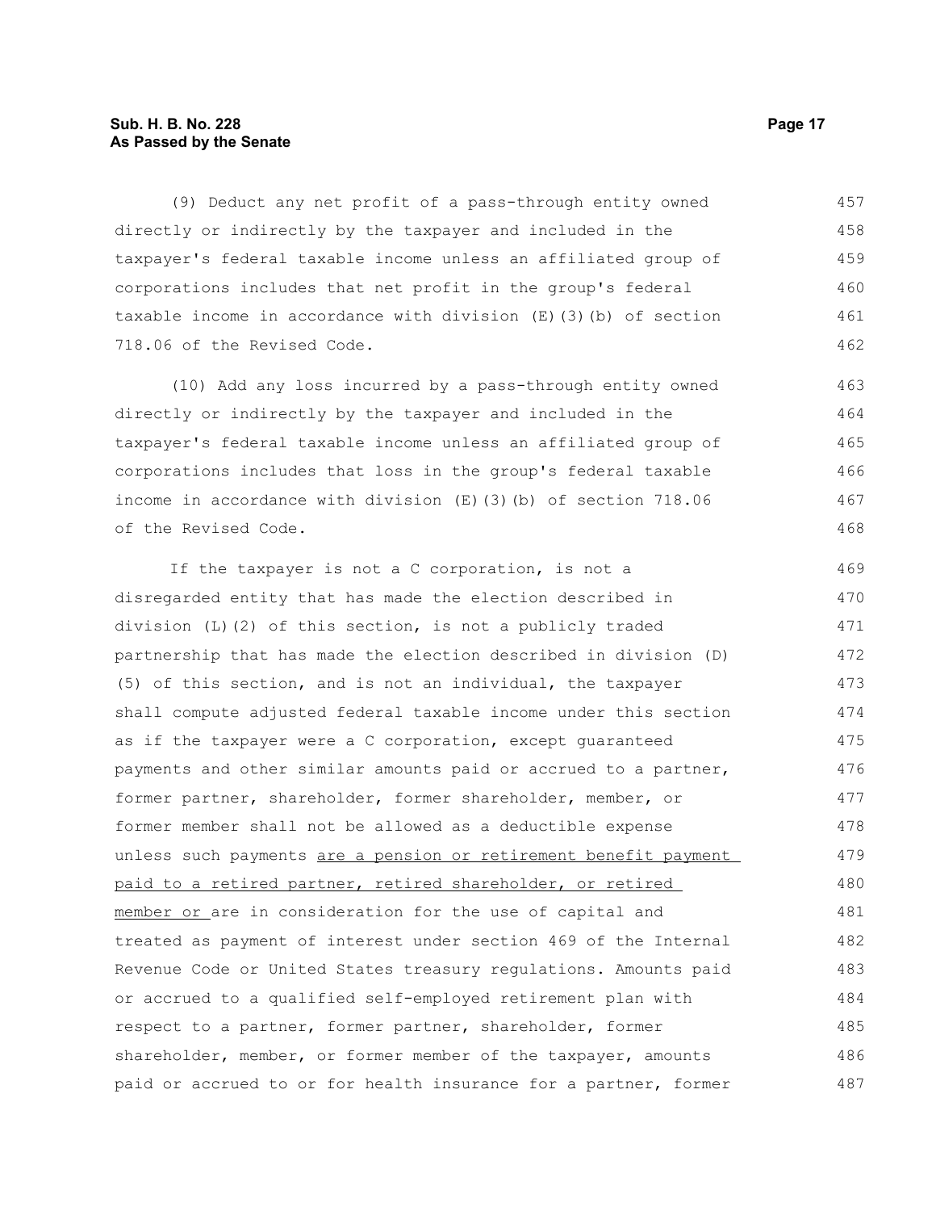(9) Deduct any net profit of a pass-through entity owned directly or indirectly by the taxpayer and included in the taxpayer's federal taxable income unless an affiliated group of corporations includes that net profit in the group's federal taxable income in accordance with division (E)(3)(b) of section 718.06 of the Revised Code.

(10) Add any loss incurred by a pass-through entity owned directly or indirectly by the taxpayer and included in the taxpayer's federal taxable income unless an affiliated group of corporations includes that loss in the group's federal taxable income in accordance with division (E)(3)(b) of section 718.06 of the Revised Code.

If the taxpayer is not a C corporation, is not a disregarded entity that has made the election described in division (L)(2) of this section, is not a publicly traded partnership that has made the election described in division (D)(5) of this section, and is not an individual, the taxpayer shall compute adjusted federal taxable income under this section as if the taxpayer were a C corporation, except guaranteed payments and other similar amounts paid or accrued to a partner, former partner, shareholder, former shareholder, member, or former member shall not be allowed as a deductible expense unless such payments <u>are a pension or retirement benefit payment paid to a retired partner, retired shareholder, or retired member or</u> are in consideration for the use of capital and treated as payment of interest under section 469 of the Internal Revenue Code or United States treasury regulations. Amounts paid or accrued to a qualified self-employed retirement plan with respect to a partner, former partner, shareholder, former shareholder, member, or former member of the taxpayer, amounts paid or accrued to or for health insurance for a partner, former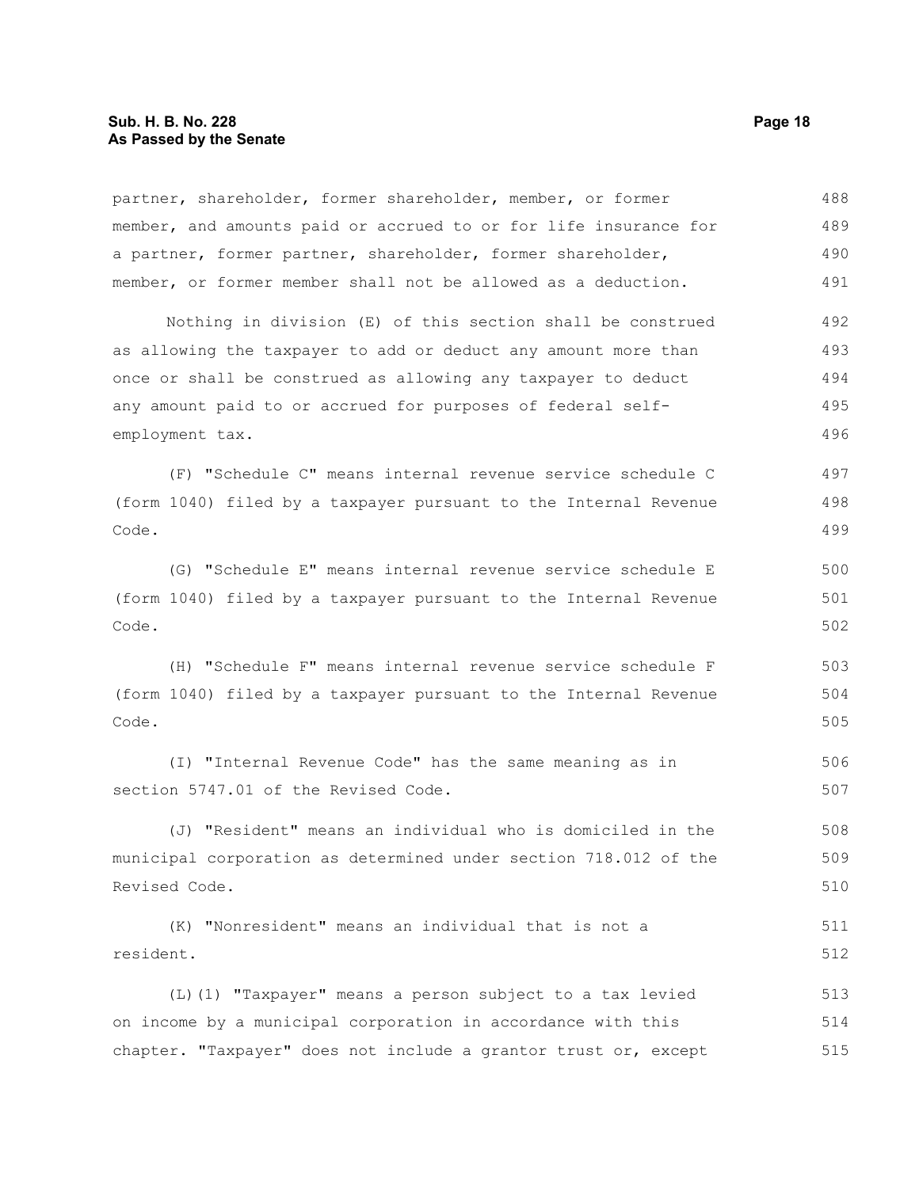partner, shareholder, former shareholder, member, or former member, and amounts paid or accrued to or for life insurance for a partner, former partner, shareholder, former shareholder, member, or former member shall not be allowed as a deduction.

Nothing in division (E) of this section shall be construed as allowing the taxpayer to add or deduct any amount more than once or shall be construed as allowing any taxpayer to deduct any amount paid to or accrued for purposes of federal self-employment tax.

(F) "Schedule C" means internal revenue service schedule C (form 1040) filed by a taxpayer pursuant to the Internal Revenue Code.

(G) "Schedule E" means internal revenue service schedule E (form 1040) filed by a taxpayer pursuant to the Internal Revenue Code.

(H) "Schedule F" means internal revenue service schedule F (form 1040) filed by a taxpayer pursuant to the Internal Revenue Code.

(I) "Internal Revenue Code" has the same meaning as in section 5747.01 of the Revised Code.

(J) "Resident" means an individual who is domiciled in the municipal corporation as determined under section 718.012 of the Revised Code.

(K) "Nonresident" means an individual that is not a resident.

(L)(1) "Taxpayer" means a person subject to a tax levied on income by a municipal corporation in accordance with this chapter. "Taxpayer" does not include a grantor trust or, except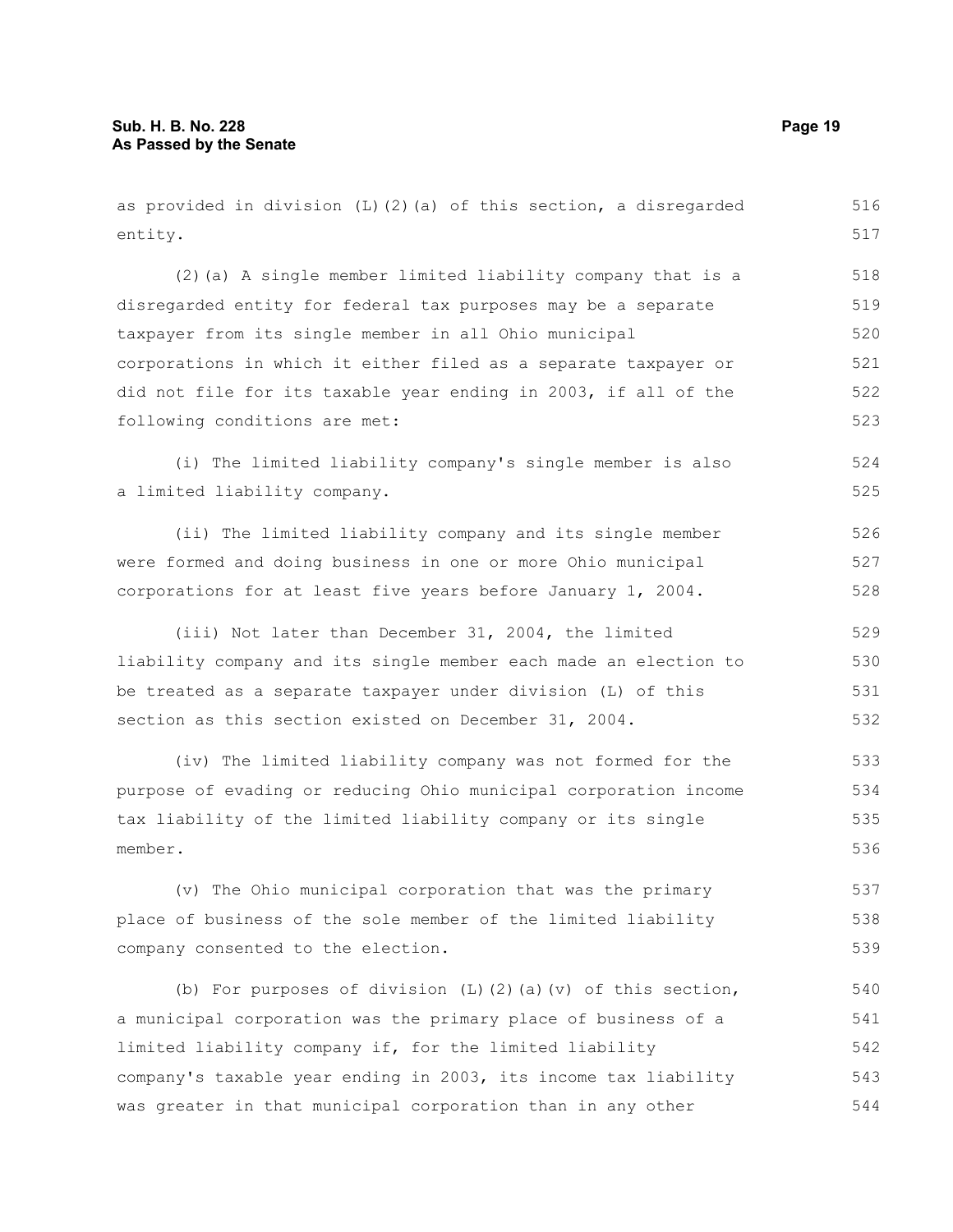as provided in division (L)(2)(a) of this section, a disregarded entity.

(2)(a) A single member limited liability company that is a disregarded entity for federal tax purposes may be a separate taxpayer from its single member in all Ohio municipal corporations in which it either filed as a separate taxpayer or did not file for its taxable year ending in 2003, if all of the following conditions are met:

(i) The limited liability company's single member is also a limited liability company.

(ii) The limited liability company and its single member were formed and doing business in one or more Ohio municipal corporations for at least five years before January 1, 2004.

(iii) Not later than December 31, 2004, the limited liability company and its single member each made an election to be treated as a separate taxpayer under division (L) of this section as this section existed on December 31, 2004.

(iv) The limited liability company was not formed for the purpose of evading or reducing Ohio municipal corporation income tax liability of the limited liability company or its single member.

(v) The Ohio municipal corporation that was the primary place of business of the sole member of the limited liability company consented to the election.

(b) For purposes of division (L)(2)(a)(v) of this section, a municipal corporation was the primary place of business of a limited liability company if, for the limited liability company's taxable year ending in 2003, its income tax liability was greater in that municipal corporation than in any other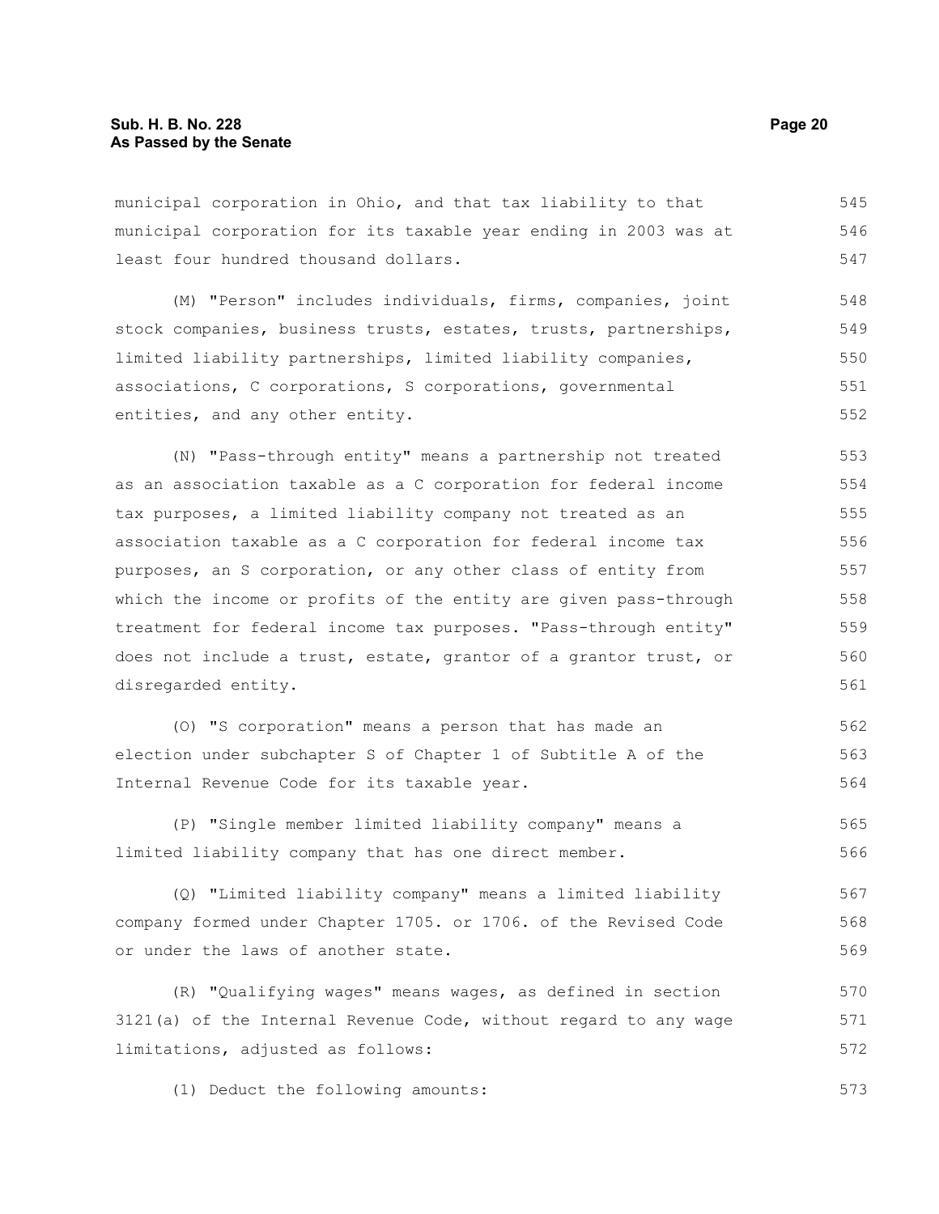municipal corporation in Ohio, and that tax liability to that municipal corporation for its taxable year ending in 2003 was at least four hundred thousand dollars.

(M) "Person" includes individuals, firms, companies, joint stock companies, business trusts, estates, trusts, partnerships, limited liability partnerships, limited liability companies, associations, C corporations, S corporations, governmental entities, and any other entity.

(N) "Pass-through entity" means a partnership not treated as an association taxable as a C corporation for federal income tax purposes, a limited liability company not treated as an association taxable as a C corporation for federal income tax purposes, an S corporation, or any other class of entity from which the income or profits of the entity are given pass-through treatment for federal income tax purposes. "Pass-through entity" does not include a trust, estate, grantor of a grantor trust, or disregarded entity.

(O) "S corporation" means a person that has made an election under subchapter S of Chapter 1 of Subtitle A of the Internal Revenue Code for its taxable year.

(P) "Single member limited liability company" means a limited liability company that has one direct member.

(Q) "Limited liability company" means a limited liability company formed under Chapter 1705. or 1706. of the Revised Code or under the laws of another state.

(R) "Qualifying wages" means wages, as defined in section 3121(a) of the Internal Revenue Code, without regard to any wage limitations, adjusted as follows:

(1) Deduct the following amounts: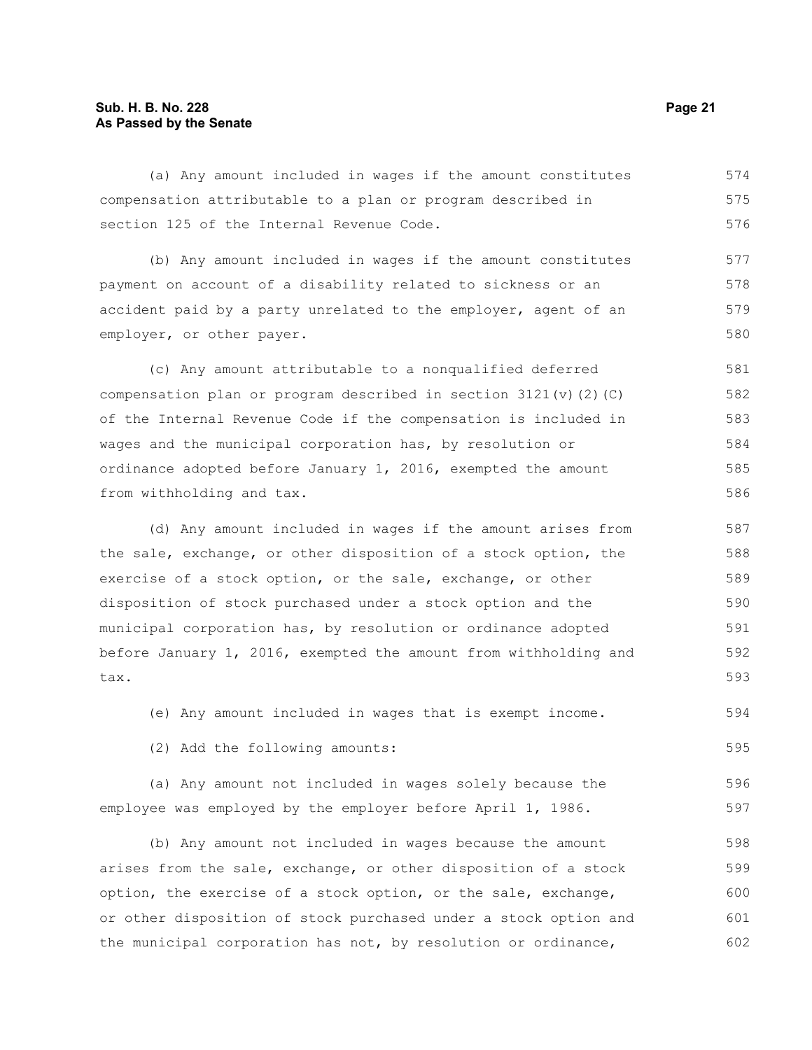(a) Any amount included in wages if the amount constitutes compensation attributable to a plan or program described in section 125 of the Internal Revenue Code.

(b) Any amount included in wages if the amount constitutes payment on account of a disability related to sickness or an accident paid by a party unrelated to the employer, agent of an employer, or other payer.

(c) Any amount attributable to a nonqualified deferred compensation plan or program described in section 3121(v)(2)(C) of the Internal Revenue Code if the compensation is included in wages and the municipal corporation has, by resolution or ordinance adopted before January 1, 2016, exempted the amount from withholding and tax.

(d) Any amount included in wages if the amount arises from the sale, exchange, or other disposition of a stock option, the exercise of a stock option, or the sale, exchange, or other disposition of stock purchased under a stock option and the municipal corporation has, by resolution or ordinance adopted before January 1, 2016, exempted the amount from withholding and tax.

(e) Any amount included in wages that is exempt income.

(2) Add the following amounts:

(a) Any amount not included in wages solely because the employee was employed by the employer before April 1, 1986.

(b) Any amount not included in wages because the amount arises from the sale, exchange, or other disposition of a stock option, the exercise of a stock option, or the sale, exchange, or other disposition of stock purchased under a stock option and the municipal corporation has not, by resolution or ordinance,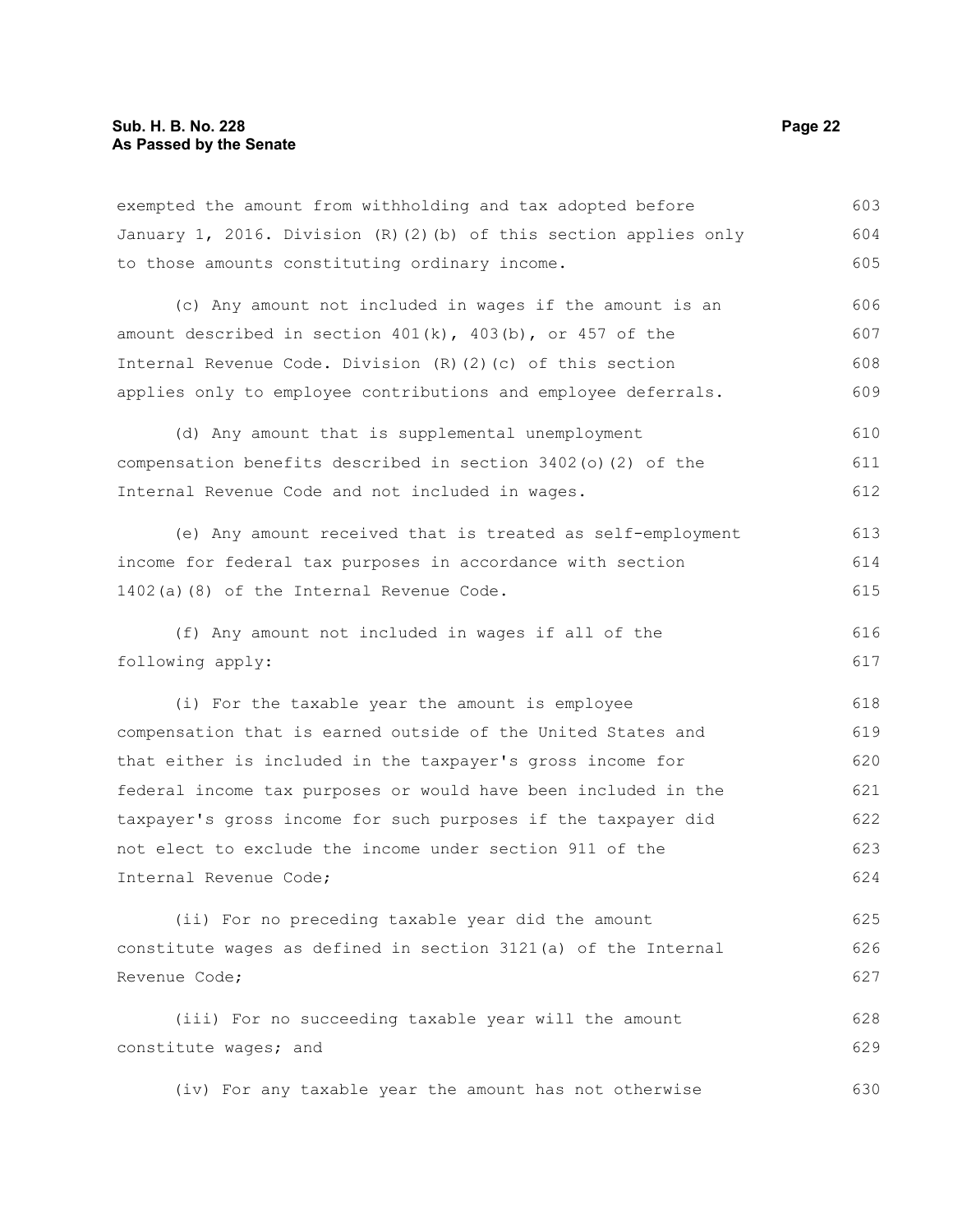exempted the amount from withholding and tax adopted before January 1, 2016. Division (R)(2)(b) of this section applies only to those amounts constituting ordinary income.

(c) Any amount not included in wages if the amount is an amount described in section 401(k), 403(b), or 457 of the Internal Revenue Code. Division (R)(2)(c) of this section applies only to employee contributions and employee deferrals.

(d) Any amount that is supplemental unemployment compensation benefits described in section 3402(o)(2) of the Internal Revenue Code and not included in wages.

(e) Any amount received that is treated as self-employment income for federal tax purposes in accordance with section 1402(a)(8) of the Internal Revenue Code.

(f) Any amount not included in wages if all of the following apply:

(i) For the taxable year the amount is employee compensation that is earned outside of the United States and that either is included in the taxpayer's gross income for federal income tax purposes or would have been included in the taxpayer's gross income for such purposes if the taxpayer did not elect to exclude the income under section 911 of the Internal Revenue Code;

(ii) For no preceding taxable year did the amount constitute wages as defined in section 3121(a) of the Internal Revenue Code;

(iii) For no succeeding taxable year will the amount constitute wages; and

(iv) For any taxable year the amount has not otherwise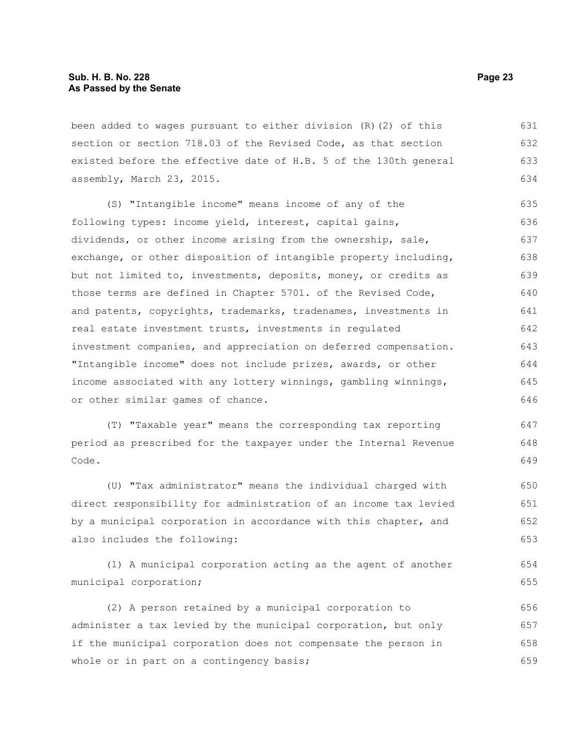been added to wages pursuant to either division (R)(2) of this section or section 718.03 of the Revised Code, as that section existed before the effective date of H.B. 5 of the 130th general assembly, March 23, 2015.

(S) "Intangible income" means income of any of the following types: income yield, interest, capital gains, dividends, or other income arising from the ownership, sale, exchange, or other disposition of intangible property including, but not limited to, investments, deposits, money, or credits as those terms are defined in Chapter 5701. of the Revised Code, and patents, copyrights, trademarks, tradenames, investments in real estate investment trusts, investments in regulated investment companies, and appreciation on deferred compensation. "Intangible income" does not include prizes, awards, or other income associated with any lottery winnings, gambling winnings, or other similar games of chance.

(T) "Taxable year" means the corresponding tax reporting period as prescribed for the taxpayer under the Internal Revenue Code.

(U) "Tax administrator" means the individual charged with direct responsibility for administration of an income tax levied by a municipal corporation in accordance with this chapter, and also includes the following:

(1) A municipal corporation acting as the agent of another municipal corporation;

(2) A person retained by a municipal corporation to administer a tax levied by the municipal corporation, but only if the municipal corporation does not compensate the person in whole or in part on a contingency basis;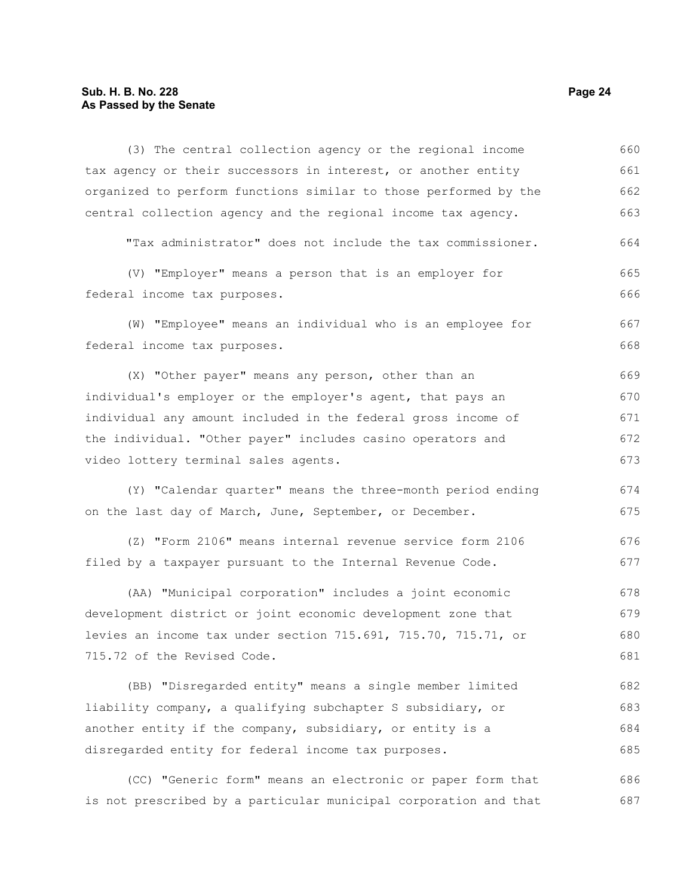(3) The central collection agency or the regional income tax agency or their successors in interest, or another entity organized to perform functions similar to those performed by the central collection agency and the regional income tax agency.

"Tax administrator" does not include the tax commissioner.

(V) "Employer" means a person that is an employer for federal income tax purposes.

(W) "Employee" means an individual who is an employee for federal income tax purposes.

(X) "Other payer" means any person, other than an individual's employer or the employer's agent, that pays an individual any amount included in the federal gross income of the individual. "Other payer" includes casino operators and video lottery terminal sales agents.

(Y) "Calendar quarter" means the three-month period ending on the last day of March, June, September, or December.

(Z) "Form 2106" means internal revenue service form 2106 filed by a taxpayer pursuant to the Internal Revenue Code.

(AA) "Municipal corporation" includes a joint economic development district or joint economic development zone that levies an income tax under section 715.691, 715.70, 715.71, or 715.72 of the Revised Code.

(BB) "Disregarded entity" means a single member limited liability company, a qualifying subchapter S subsidiary, or another entity if the company, subsidiary, or entity is a disregarded entity for federal income tax purposes.

(CC) "Generic form" means an electronic or paper form that is not prescribed by a particular municipal corporation and that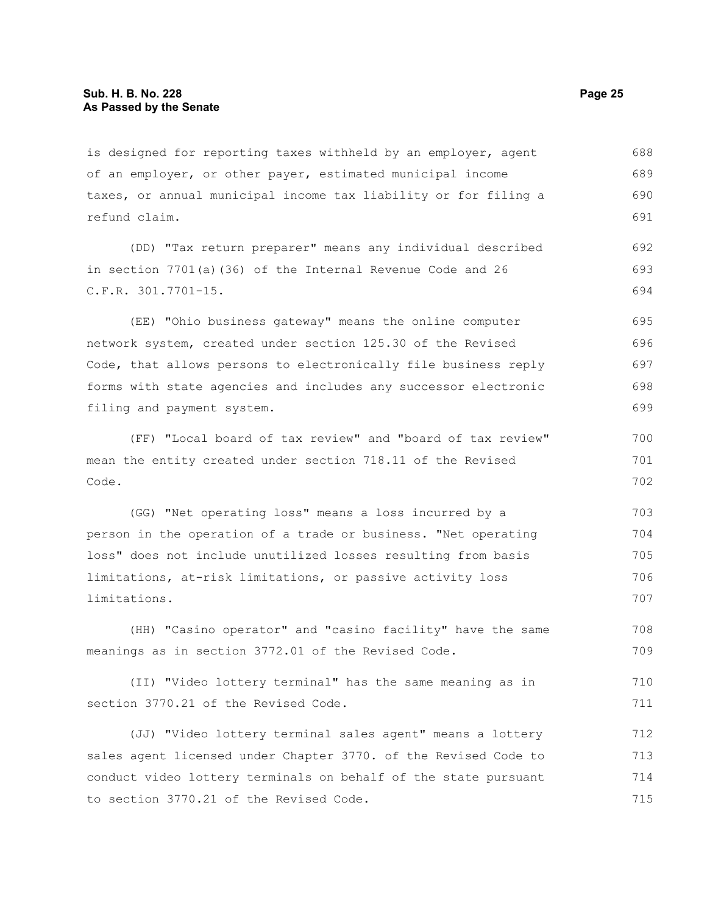is designed for reporting taxes withheld by an employer, agent of an employer, or other payer, estimated municipal income taxes, or annual municipal income tax liability or for filing a refund claim.

(DD) "Tax return preparer" means any individual described in section 7701(a)(36) of the Internal Revenue Code and 26 C.F.R. 301.7701-15.

(EE) "Ohio business gateway" means the online computer network system, created under section 125.30 of the Revised Code, that allows persons to electronically file business reply forms with state agencies and includes any successor electronic filing and payment system.

(FF) "Local board of tax review" and "board of tax review" mean the entity created under section 718.11 of the Revised Code.

(GG) "Net operating loss" means a loss incurred by a person in the operation of a trade or business. "Net operating loss" does not include unutilized losses resulting from basis limitations, at-risk limitations, or passive activity loss limitations.

(HH) "Casino operator" and "casino facility" have the same meanings as in section 3772.01 of the Revised Code.

(II) "Video lottery terminal" has the same meaning as in section 3770.21 of the Revised Code.

(JJ) "Video lottery terminal sales agent" means a lottery sales agent licensed under Chapter 3770. of the Revised Code to conduct video lottery terminals on behalf of the state pursuant to section 3770.21 of the Revised Code.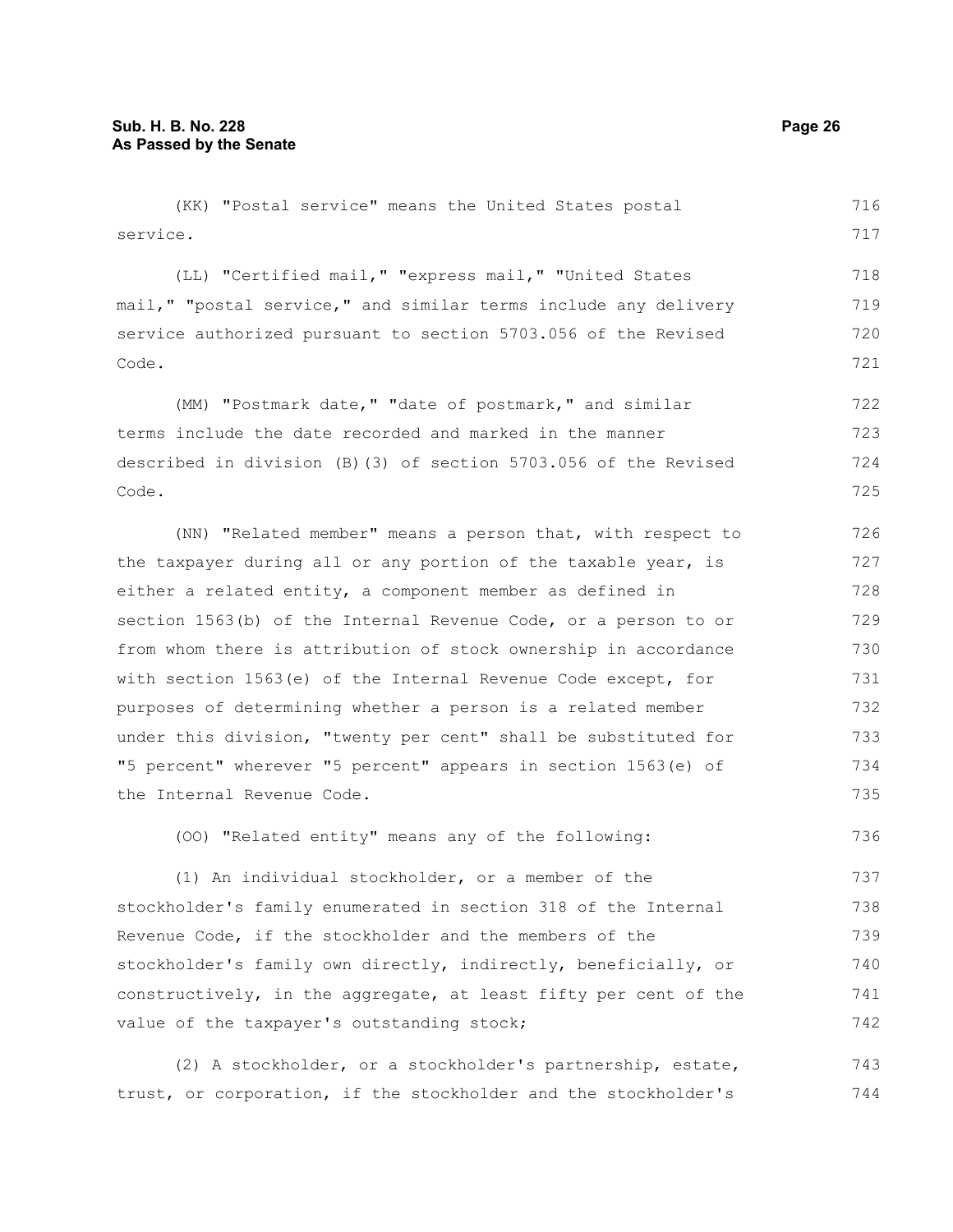(KK) "Postal service" means the United States postal service.

(LL) "Certified mail," "express mail," "United States mail," "postal service," and similar terms include any delivery service authorized pursuant to section 5703.056 of the Revised Code.

(MM) "Postmark date," "date of postmark," and similar terms include the date recorded and marked in the manner described in division (B)(3) of section 5703.056 of the Revised Code.

(NN) "Related member" means a person that, with respect to the taxpayer during all or any portion of the taxable year, is either a related entity, a component member as defined in section 1563(b) of the Internal Revenue Code, or a person to or from whom there is attribution of stock ownership in accordance with section 1563(e) of the Internal Revenue Code except, for purposes of determining whether a person is a related member under this division, "twenty per cent" shall be substituted for "5 percent" wherever "5 percent" appears in section 1563(e) of the Internal Revenue Code.

(OO) "Related entity" means any of the following:

(1) An individual stockholder, or a member of the stockholder's family enumerated in section 318 of the Internal Revenue Code, if the stockholder and the members of the stockholder's family own directly, indirectly, beneficially, or constructively, in the aggregate, at least fifty per cent of the value of the taxpayer's outstanding stock;

(2) A stockholder, or a stockholder's partnership, estate, trust, or corporation, if the stockholder and the stockholder's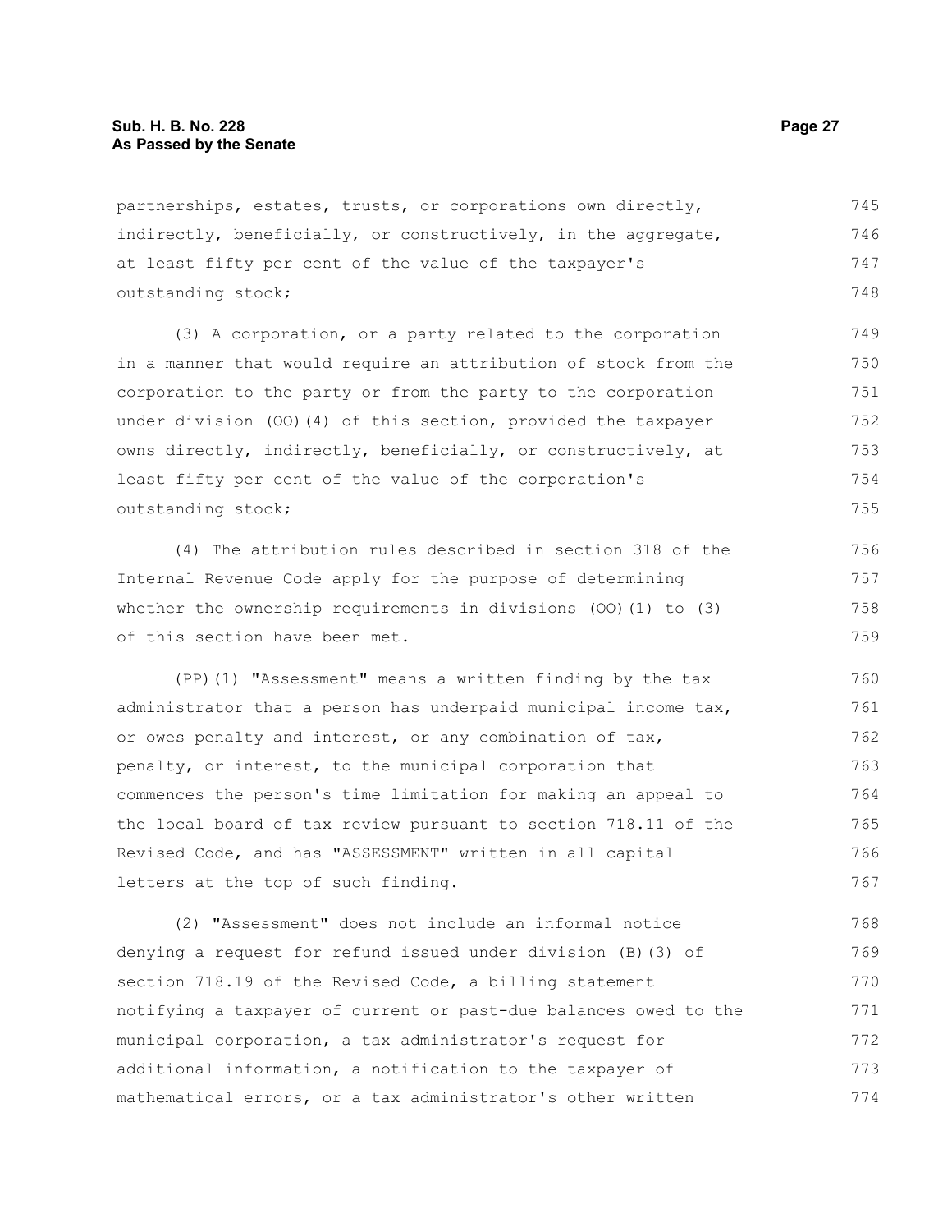partnerships, estates, trusts, or corporations own directly, indirectly, beneficially, or constructively, in the aggregate, at least fifty per cent of the value of the taxpayer's outstanding stock;

(3) A corporation, or a party related to the corporation in a manner that would require an attribution of stock from the corporation to the party or from the party to the corporation under division (OO)(4) of this section, provided the taxpayer owns directly, indirectly, beneficially, or constructively, at least fifty per cent of the value of the corporation's outstanding stock;

(4) The attribution rules described in section 318 of the Internal Revenue Code apply for the purpose of determining whether the ownership requirements in divisions (OO)(1) to (3) of this section have been met.

(PP)(1) "Assessment" means a written finding by the tax administrator that a person has underpaid municipal income tax, or owes penalty and interest, or any combination of tax, penalty, or interest, to the municipal corporation that commences the person's time limitation for making an appeal to the local board of tax review pursuant to section 718.11 of the Revised Code, and has "ASSESSMENT" written in all capital letters at the top of such finding.

(2) "Assessment" does not include an informal notice denying a request for refund issued under division (B)(3) of section 718.19 of the Revised Code, a billing statement notifying a taxpayer of current or past-due balances owed to the municipal corporation, a tax administrator's request for additional information, a notification to the taxpayer of mathematical errors, or a tax administrator's other written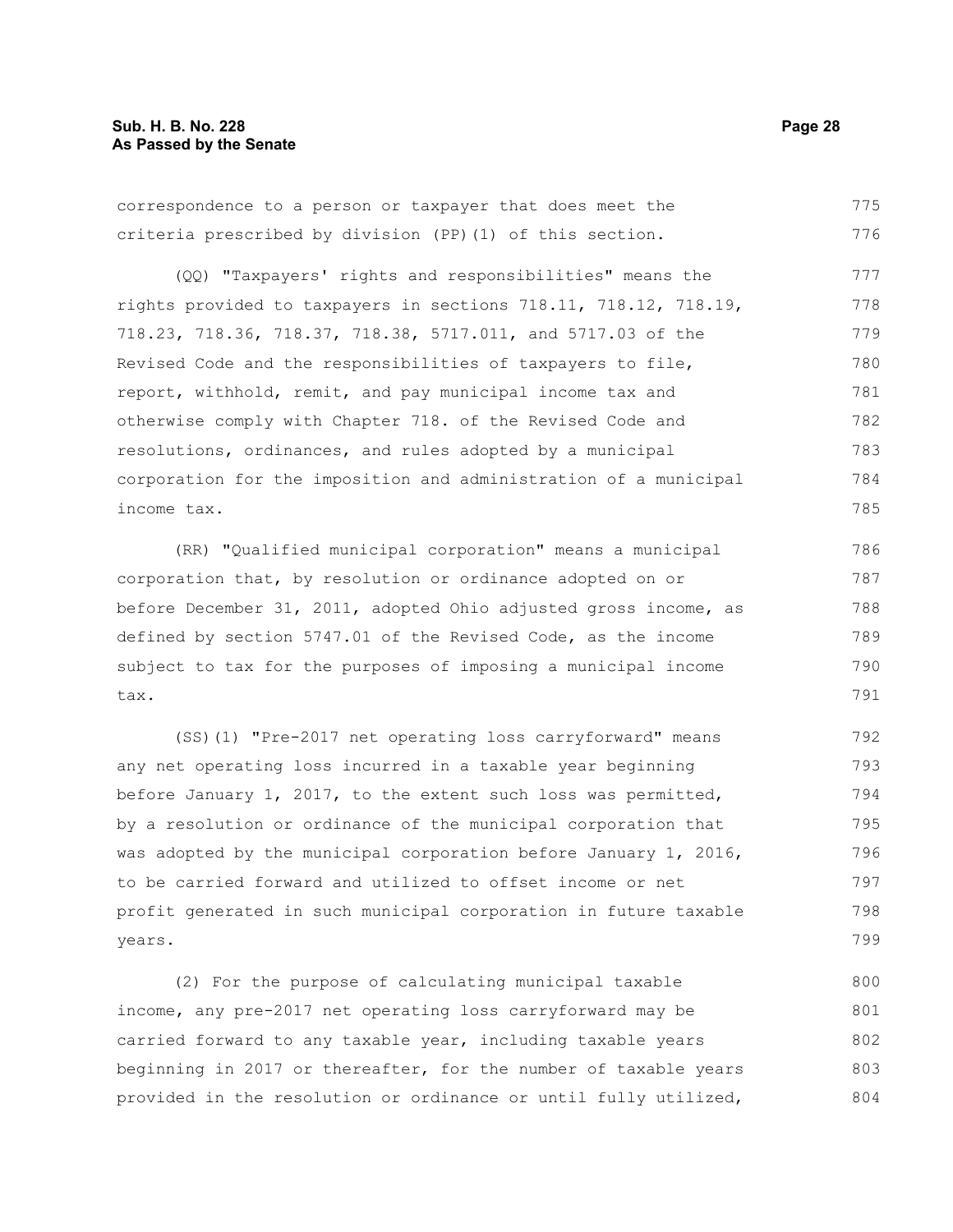correspondence to a person or taxpayer that does meet the criteria prescribed by division (PP)(1) of this section.

(QQ) "Taxpayers' rights and responsibilities" means the rights provided to taxpayers in sections 718.11, 718.12, 718.19, 718.23, 718.36, 718.37, 718.38, 5717.011, and 5717.03 of the Revised Code and the responsibilities of taxpayers to file, report, withhold, remit, and pay municipal income tax and otherwise comply with Chapter 718. of the Revised Code and resolutions, ordinances, and rules adopted by a municipal corporation for the imposition and administration of a municipal income tax.

(RR) "Qualified municipal corporation" means a municipal corporation that, by resolution or ordinance adopted on or before December 31, 2011, adopted Ohio adjusted gross income, as defined by section 5747.01 of the Revised Code, as the income subject to tax for the purposes of imposing a municipal income tax.

(SS)(1) "Pre-2017 net operating loss carryforward" means any net operating loss incurred in a taxable year beginning before January 1, 2017, to the extent such loss was permitted, by a resolution or ordinance of the municipal corporation that was adopted by the municipal corporation before January 1, 2016, to be carried forward and utilized to offset income or net profit generated in such municipal corporation in future taxable years.

(2) For the purpose of calculating municipal taxable income, any pre-2017 net operating loss carryforward may be carried forward to any taxable year, including taxable years beginning in 2017 or thereafter, for the number of taxable years provided in the resolution or ordinance or until fully utilized,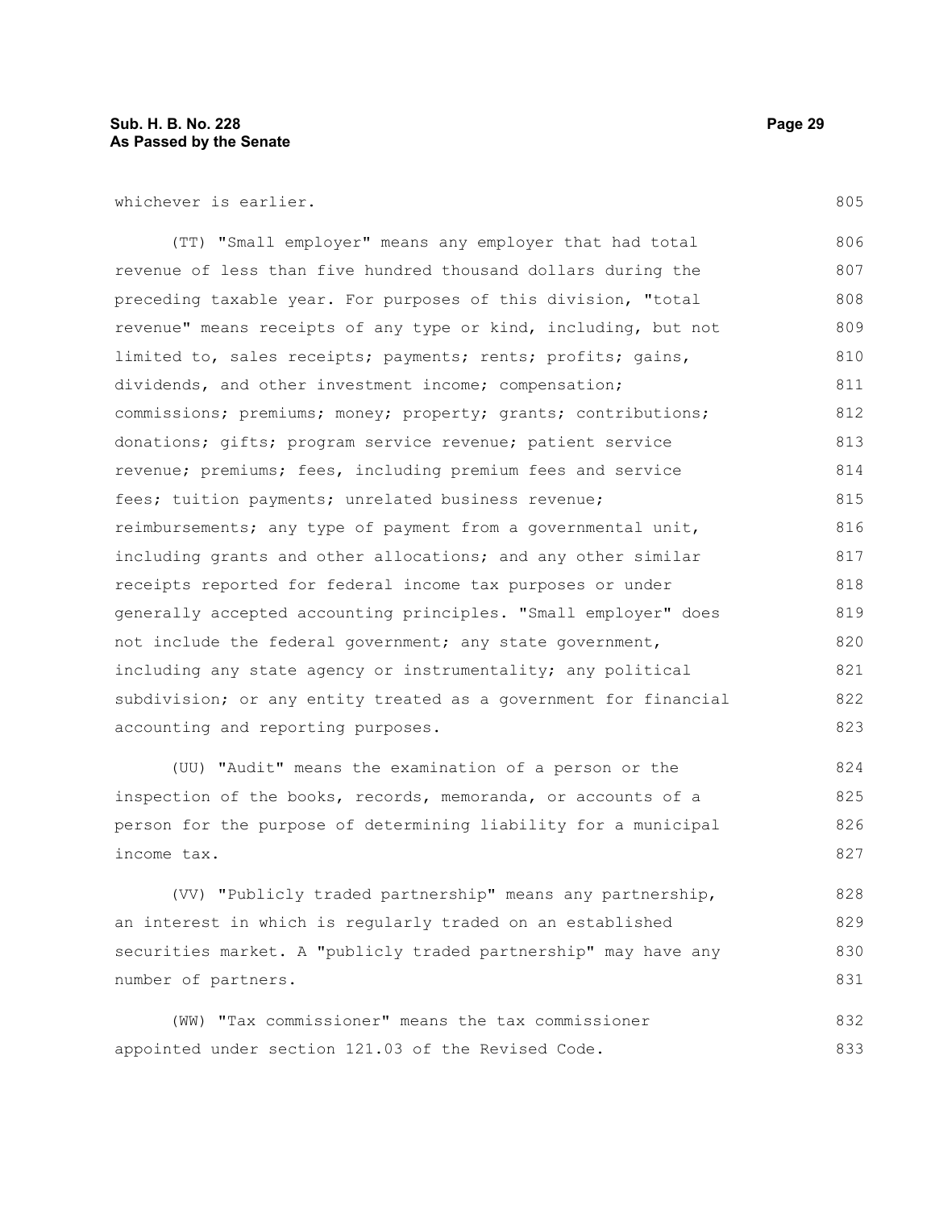whichever is earlier.

(TT) "Small employer" means any employer that had total revenue of less than five hundred thousand dollars during the preceding taxable year. For purposes of this division, "total revenue" means receipts of any type or kind, including, but not limited to, sales receipts; payments; rents; profits; gains, dividends, and other investment income; compensation; commissions; premiums; money; property; grants; contributions; donations; gifts; program service revenue; patient service revenue; premiums; fees, including premium fees and service fees; tuition payments; unrelated business revenue; reimbursements; any type of payment from a governmental unit, including grants and other allocations; and any other similar receipts reported for federal income tax purposes or under generally accepted accounting principles. "Small employer" does not include the federal government; any state government, including any state agency or instrumentality; any political subdivision; or any entity treated as a government for financial accounting and reporting purposes.

(UU) "Audit" means the examination of a person or the inspection of the books, records, memoranda, or accounts of a person for the purpose of determining liability for a municipal income tax.

(VV) "Publicly traded partnership" means any partnership, an interest in which is regularly traded on an established securities market. A "publicly traded partnership" may have any number of partners.

(WW) "Tax commissioner" means the tax commissioner appointed under section 121.03 of the Revised Code.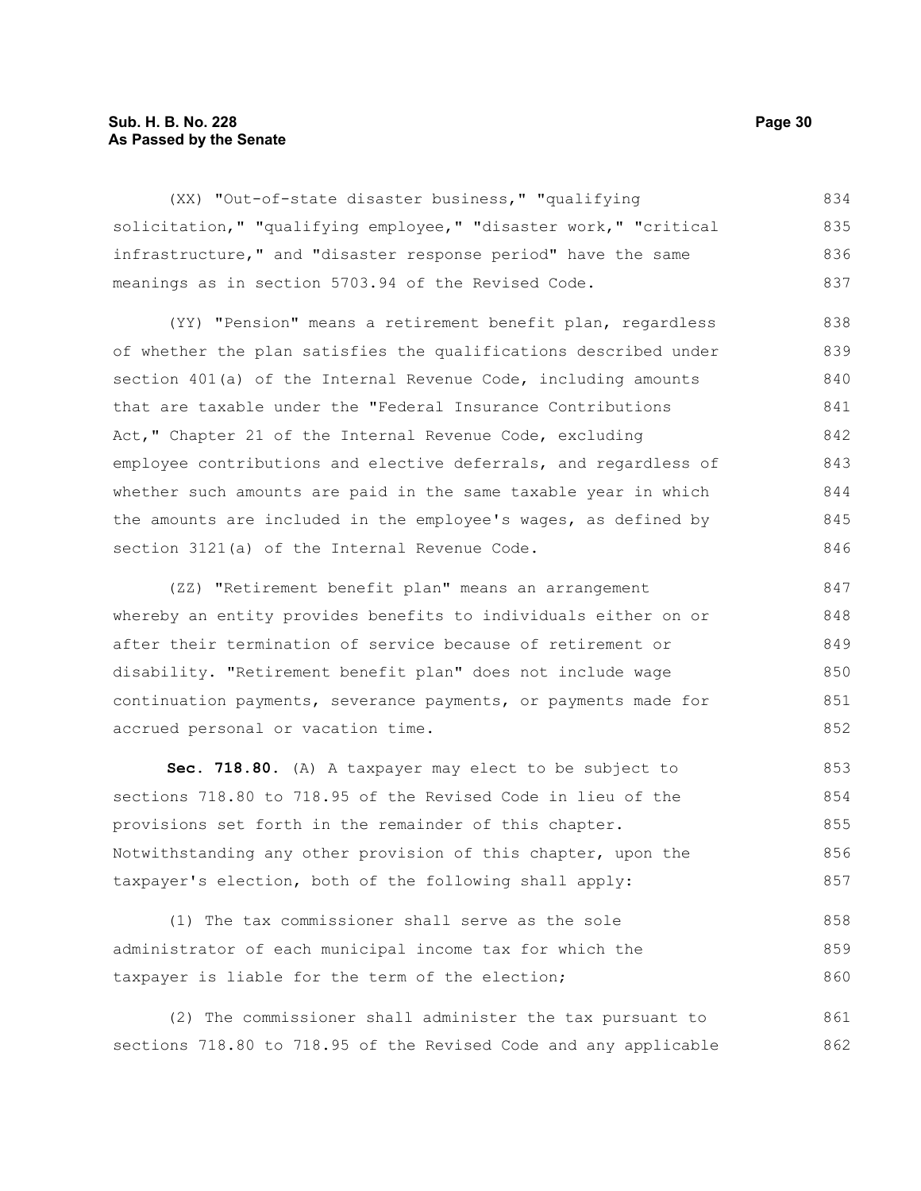(XX) "Out-of-state disaster business," "qualifying solicitation," "qualifying employee," "disaster work," "critical infrastructure," and "disaster response period" have the same meanings as in section 5703.94 of the Revised Code.

(YY) "Pension" means a retirement benefit plan, regardless of whether the plan satisfies the qualifications described under section 401(a) of the Internal Revenue Code, including amounts that are taxable under the "Federal Insurance Contributions Act," Chapter 21 of the Internal Revenue Code, excluding employee contributions and elective deferrals, and regardless of whether such amounts are paid in the same taxable year in which the amounts are included in the employee's wages, as defined by section 3121(a) of the Internal Revenue Code.

(ZZ) "Retirement benefit plan" means an arrangement whereby an entity provides benefits to individuals either on or after their termination of service because of retirement or disability. "Retirement benefit plan" does not include wage continuation payments, severance payments, or payments made for accrued personal or vacation time.

**Sec. 718.80.** (A) A taxpayer may elect to be subject to sections 718.80 to 718.95 of the Revised Code in lieu of the provisions set forth in the remainder of this chapter. Notwithstanding any other provision of this chapter, upon the taxpayer's election, both of the following shall apply:

(1) The tax commissioner shall serve as the sole administrator of each municipal income tax for which the taxpayer is liable for the term of the election;

(2) The commissioner shall administer the tax pursuant to sections 718.80 to 718.95 of the Revised Code and any applicable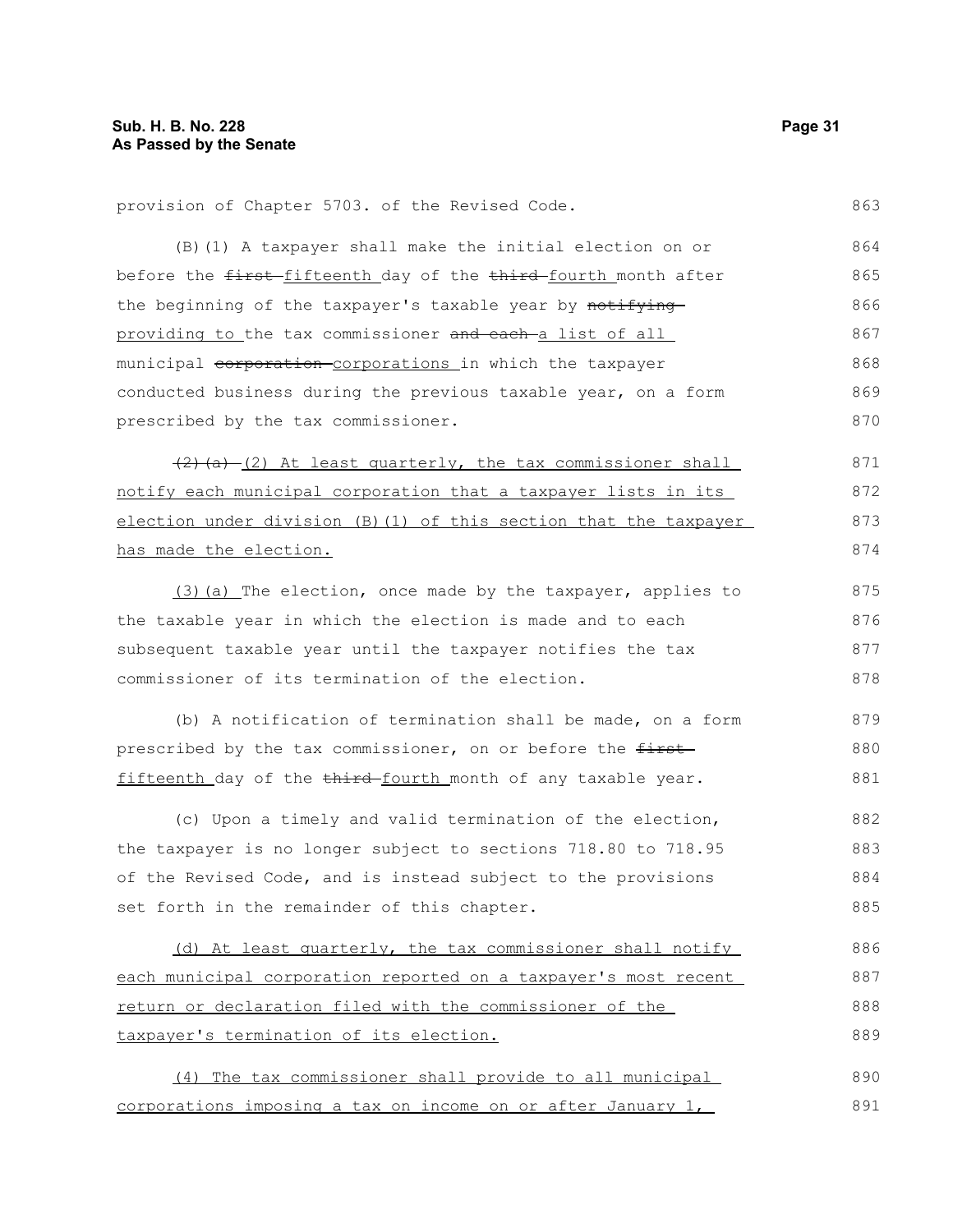provision of Chapter 5703. of the Revised Code.

(B)(1) A taxpayer shall make the initial election on or before the ~~first~~ fifteenth day of the ~~third~~ fourth month after the beginning of the taxpayer's taxable year by ~~notifying~~ providing to the tax commissioner ~~and each~~ a list of all municipal ~~corporation~~ corporations in which the taxpayer conducted business during the previous taxable year, on a form prescribed by the tax commissioner.

~~(2)(a)~~ (2) At least quarterly, the tax commissioner shall notify each municipal corporation that a taxpayer lists in its election under division (B)(1) of this section that the taxpayer has made the election.

(3)(a) The election, once made by the taxpayer, applies to the taxable year in which the election is made and to each subsequent taxable year until the taxpayer notifies the tax commissioner of its termination of the election.

(b) A notification of termination shall be made, on a form prescribed by the tax commissioner, on or before the ~~first~~ fifteenth day of the ~~third~~ fourth month of any taxable year.

(c) Upon a timely and valid termination of the election, the taxpayer is no longer subject to sections 718.80 to 718.95 of the Revised Code, and is instead subject to the provisions set forth in the remainder of this chapter.

(d) At least quarterly, the tax commissioner shall notify each municipal corporation reported on a taxpayer's most recent return or declaration filed with the commissioner of the taxpayer's termination of its election.

(4) The tax commissioner shall provide to all municipal corporations imposing a tax on income on or after January 1,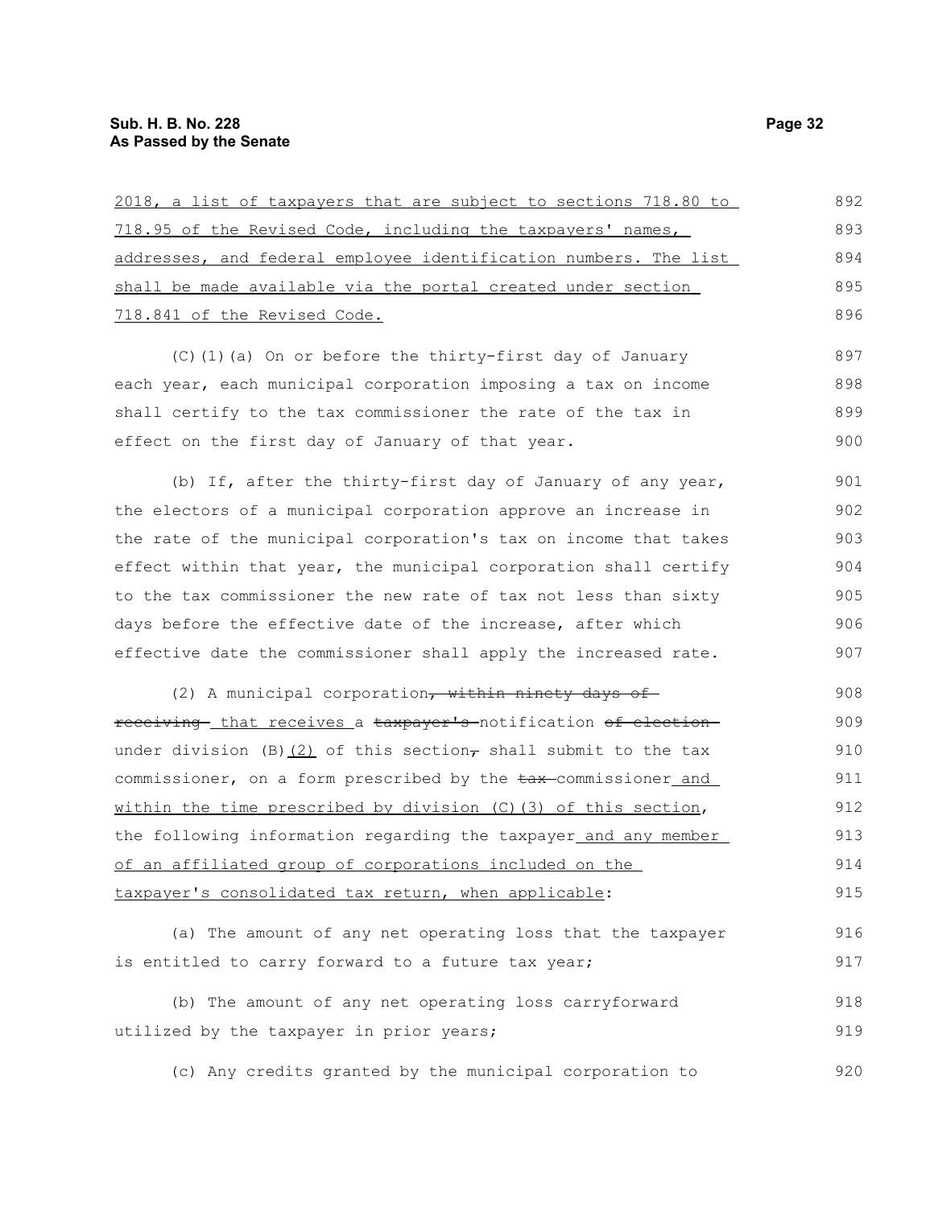2018, a list of taxpayers that are subject to sections 718.80 to 718.95 of the Revised Code, including the taxpayers' names, addresses, and federal employee identification numbers. The list shall be made available via the portal created under section 718.841 of the Revised Code.

(C)(1)(a) On or before the thirty-first day of January each year, each municipal corporation imposing a tax on income shall certify to the tax commissioner the rate of the tax in effect on the first day of January of that year.

(b) If, after the thirty-first day of January of any year, the electors of a municipal corporation approve an increase in the rate of the municipal corporation's tax on income that takes effect within that year, the municipal corporation shall certify to the tax commissioner the new rate of tax not less than sixty days before the effective date of the increase, after which effective date the commissioner shall apply the increased rate.

(2) A municipal corporation~~, within ninety days of receiving~~ that receives a ~~taxpayer's~~ notification ~~of election~~ under division (B)(2) of this section~~,~~ shall submit to the tax commissioner, on a form prescribed by the ~~tax~~ commissioner and within the time prescribed by division (C)(3) of this section, the following information regarding the taxpayer and any member of an affiliated group of corporations included on the taxpayer's consolidated tax return, when applicable:

(a) The amount of any net operating loss that the taxpayer is entitled to carry forward to a future tax year;

(b) The amount of any net operating loss carryforward utilized by the taxpayer in prior years;

(c) Any credits granted by the municipal corporation to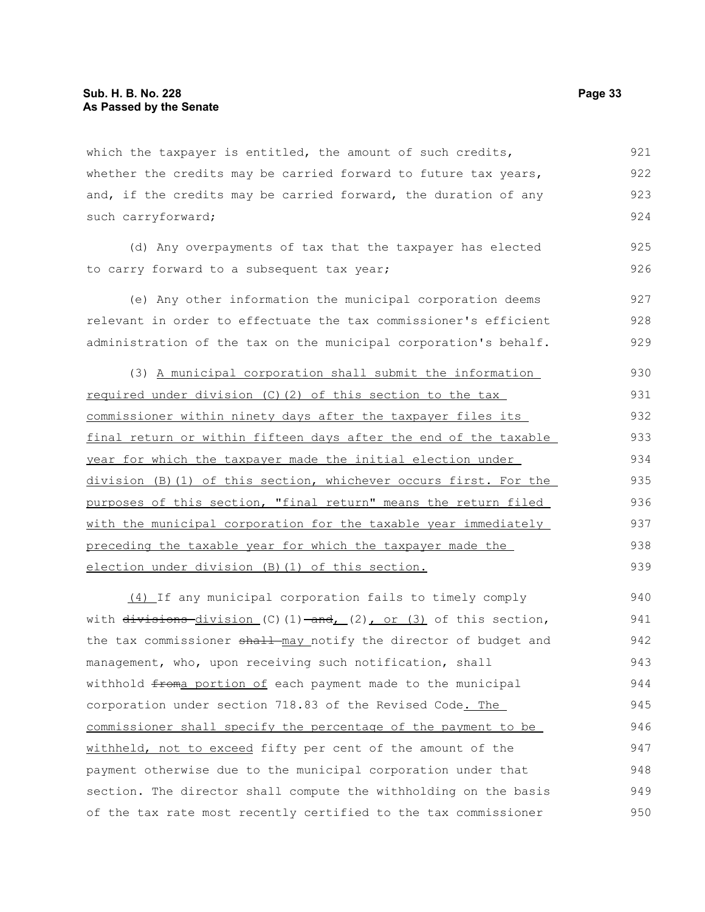which the taxpayer is entitled, the amount of such credits, whether the credits may be carried forward to future tax years, and, if the credits may be carried forward, the duration of any such carryforward;

(d) Any overpayments of tax that the taxpayer has elected to carry forward to a subsequent tax year;

(e) Any other information the municipal corporation deems relevant in order to effectuate the tax commissioner's efficient administration of the tax on the municipal corporation's behalf.

(3) A municipal corporation shall submit the information required under division (C)(2) of this section to the tax commissioner within ninety days after the taxpayer files its final return or within fifteen days after the end of the taxable year for which the taxpayer made the initial election under division (B)(1) of this section, whichever occurs first. For the purposes of this section, "final return" means the return filed with the municipal corporation for the taxable year immediately preceding the taxable year for which the taxpayer made the election under division (B)(1) of this section.

(4) If any municipal corporation fails to timely comply with ~~divisions~~ division (C)(1) ~~and~~, (2), or (3) of this section, the tax commissioner ~~shall~~ may notify the director of budget and management, who, upon receiving such notification, shall withhold ~~from~~a portion of each payment made to the municipal corporation under section 718.83 of the Revised Code. The commissioner shall specify the percentage of the payment to be withheld, not to exceed fifty per cent of the amount of the payment otherwise due to the municipal corporation under that section. The director shall compute the withholding on the basis of the tax rate most recently certified to the tax commissioner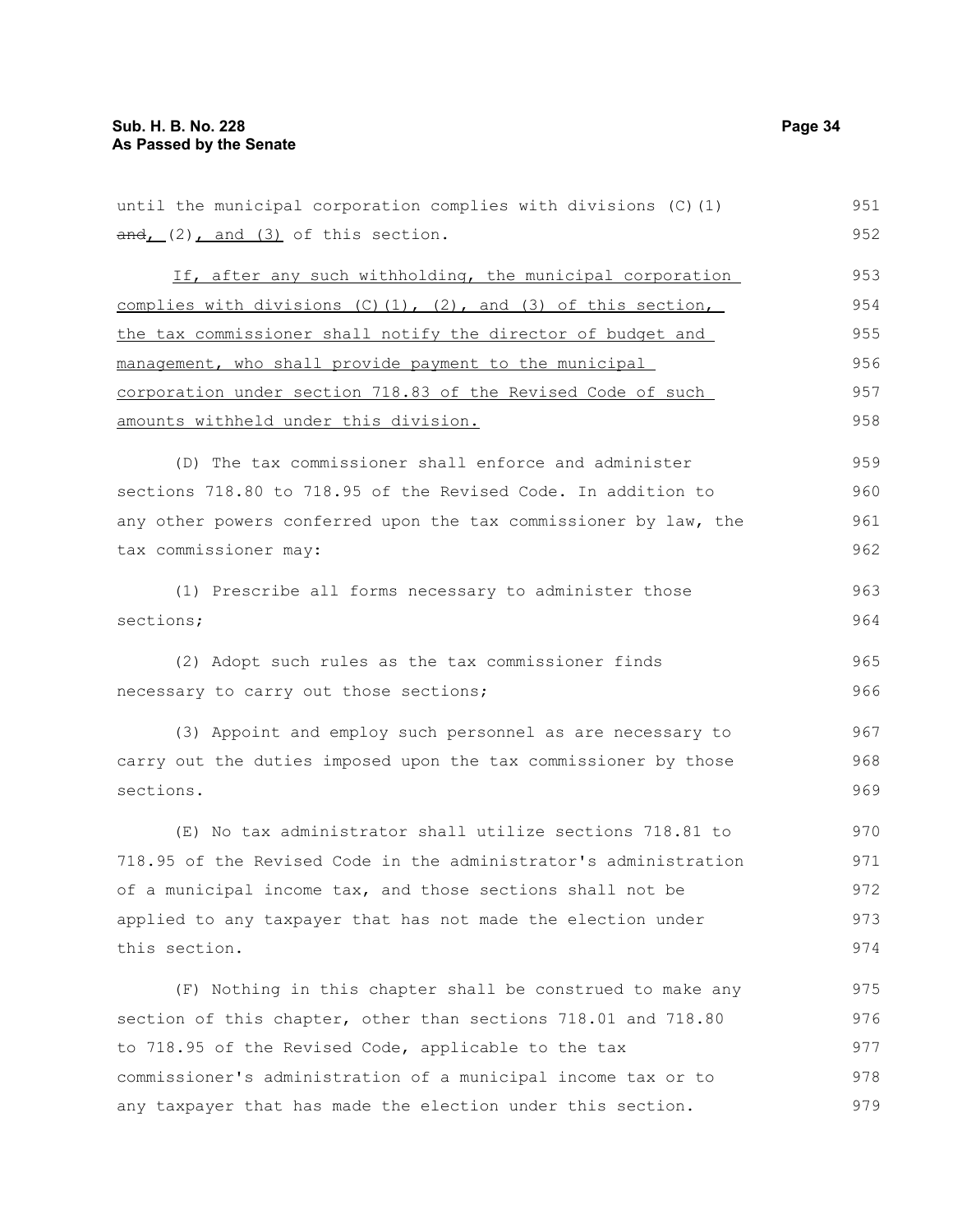until the municipal corporation complies with divisions (C)(1) ~~and~~, (2), and (3) of this section.

If, after any such withholding, the municipal corporation complies with divisions (C)(1), (2), and (3) of this section, the tax commissioner shall notify the director of budget and management, who shall provide payment to the municipal corporation under section 718.83 of the Revised Code of such amounts withheld under this division.

(D) The tax commissioner shall enforce and administer sections 718.80 to 718.95 of the Revised Code. In addition to any other powers conferred upon the tax commissioner by law, the tax commissioner may:

(1) Prescribe all forms necessary to administer those sections;

(2) Adopt such rules as the tax commissioner finds necessary to carry out those sections;

(3) Appoint and employ such personnel as are necessary to carry out the duties imposed upon the tax commissioner by those sections.

(E) No tax administrator shall utilize sections 718.81 to 718.95 of the Revised Code in the administrator's administration of a municipal income tax, and those sections shall not be applied to any taxpayer that has not made the election under this section.

(F) Nothing in this chapter shall be construed to make any section of this chapter, other than sections 718.01 and 718.80 to 718.95 of the Revised Code, applicable to the tax commissioner's administration of a municipal income tax or to any taxpayer that has made the election under this section.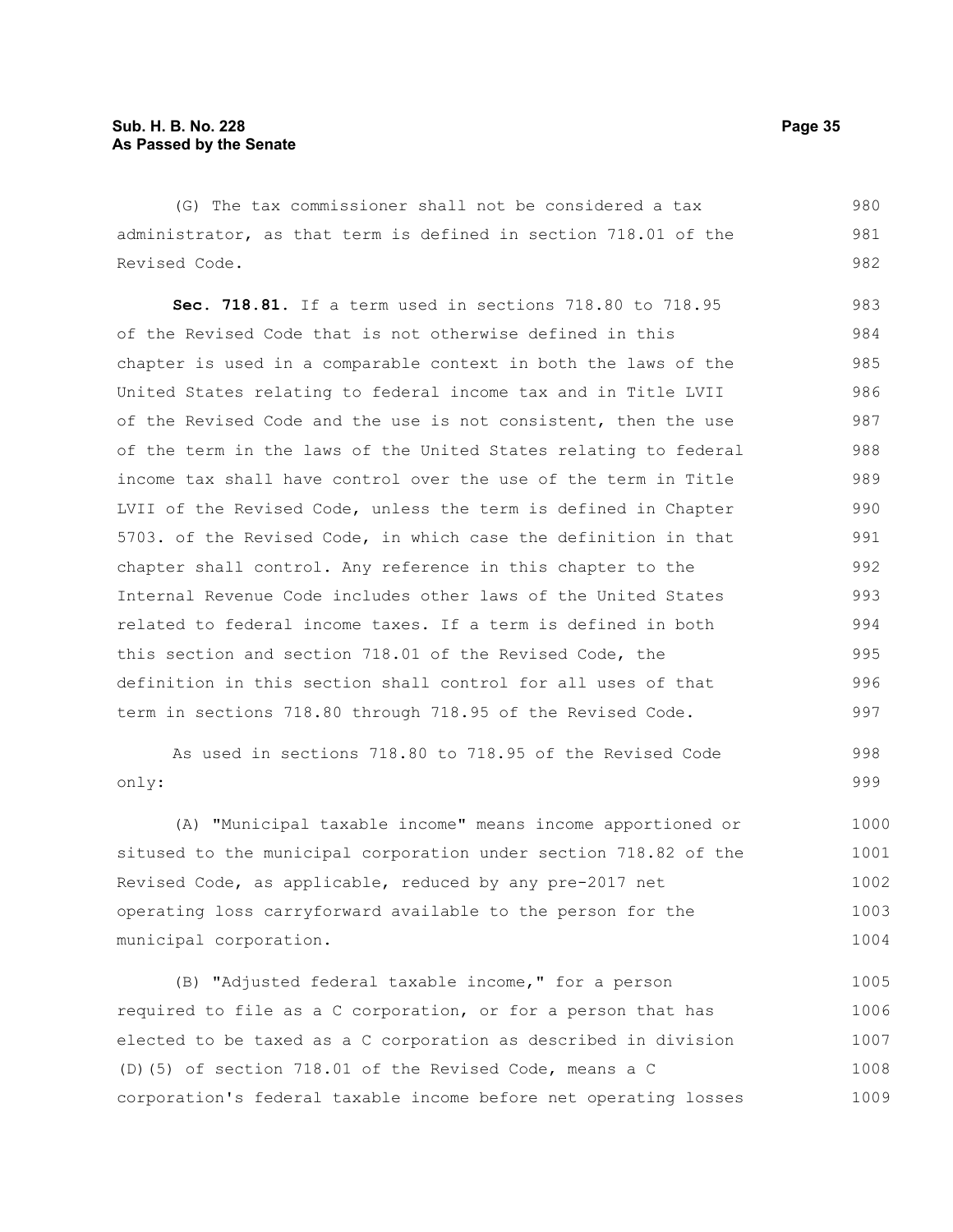(G) The tax commissioner shall not be considered a tax administrator, as that term is defined in section 718.01 of the Revised Code.

**Sec. 718.81.** If a term used in sections 718.80 to 718.95 of the Revised Code that is not otherwise defined in this chapter is used in a comparable context in both the laws of the United States relating to federal income tax and in Title LVII of the Revised Code and the use is not consistent, then the use of the term in the laws of the United States relating to federal income tax shall have control over the use of the term in Title LVII of the Revised Code, unless the term is defined in Chapter 5703. of the Revised Code, in which case the definition in that chapter shall control. Any reference in this chapter to the Internal Revenue Code includes other laws of the United States related to federal income taxes. If a term is defined in both this section and section 718.01 of the Revised Code, the definition in this section shall control for all uses of that term in sections 718.80 through 718.95 of the Revised Code.

As used in sections 718.80 to 718.95 of the Revised Code only:

(A) "Municipal taxable income" means income apportioned or sitused to the municipal corporation under section 718.82 of the Revised Code, as applicable, reduced by any pre-2017 net operating loss carryforward available to the person for the municipal corporation.

(B) "Adjusted federal taxable income," for a person required to file as a C corporation, or for a person that has elected to be taxed as a C corporation as described in division (D)(5) of section 718.01 of the Revised Code, means a C corporation's federal taxable income before net operating losses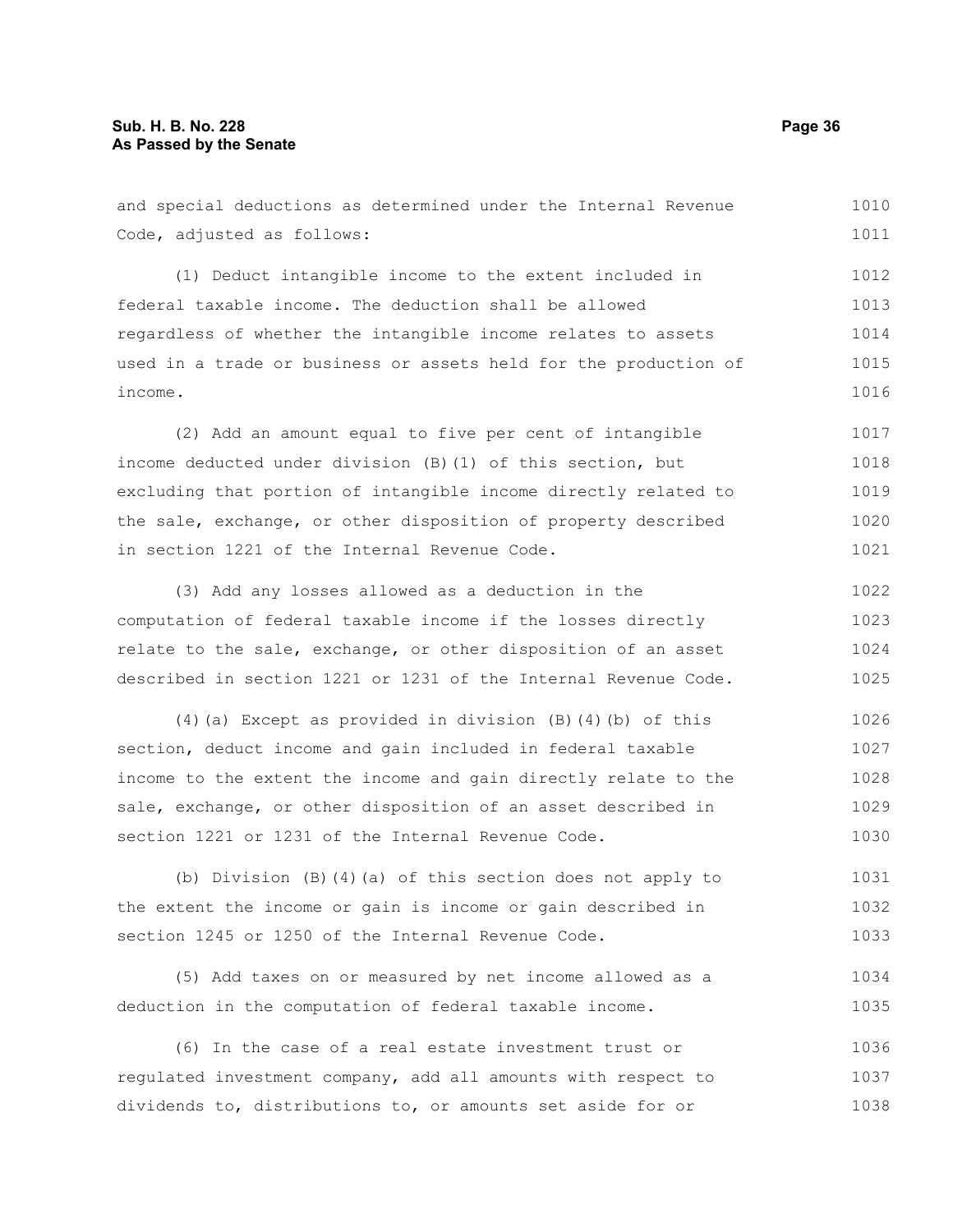and special deductions as determined under the Internal Revenue Code, adjusted as follows:

(1) Deduct intangible income to the extent included in federal taxable income. The deduction shall be allowed regardless of whether the intangible income relates to assets used in a trade or business or assets held for the production of income.

(2) Add an amount equal to five per cent of intangible income deducted under division (B)(1) of this section, but excluding that portion of intangible income directly related to the sale, exchange, or other disposition of property described in section 1221 of the Internal Revenue Code.

(3) Add any losses allowed as a deduction in the computation of federal taxable income if the losses directly relate to the sale, exchange, or other disposition of an asset described in section 1221 or 1231 of the Internal Revenue Code.

(4)(a) Except as provided in division (B)(4)(b) of this section, deduct income and gain included in federal taxable income to the extent the income and gain directly relate to the sale, exchange, or other disposition of an asset described in section 1221 or 1231 of the Internal Revenue Code.

(b) Division (B)(4)(a) of this section does not apply to the extent the income or gain is income or gain described in section 1245 or 1250 of the Internal Revenue Code.

(5) Add taxes on or measured by net income allowed as a deduction in the computation of federal taxable income.

(6) In the case of a real estate investment trust or regulated investment company, add all amounts with respect to dividends to, distributions to, or amounts set aside for or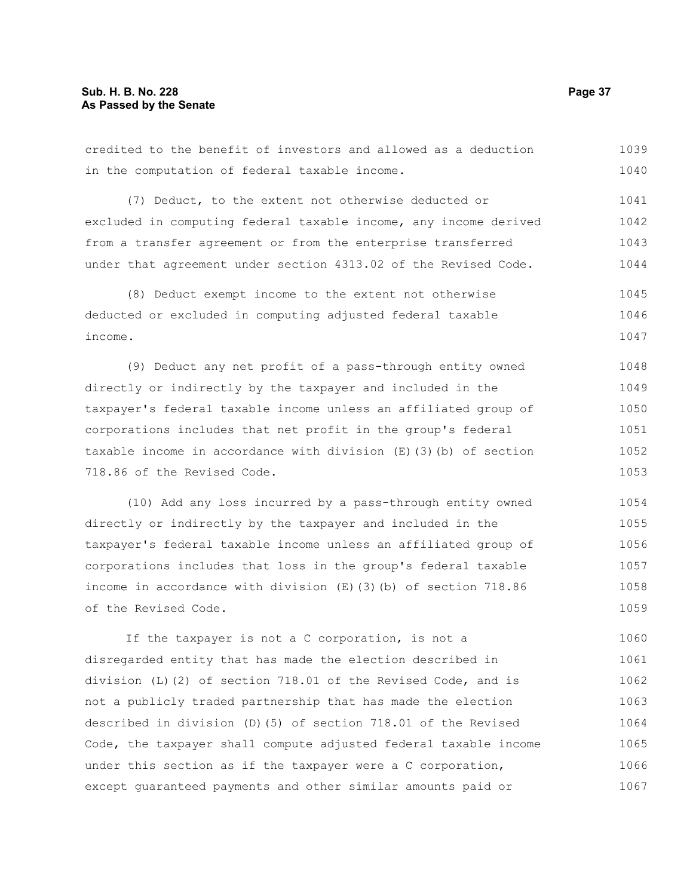credited to the benefit of investors and allowed as a deduction in the computation of federal taxable income.

(7) Deduct, to the extent not otherwise deducted or excluded in computing federal taxable income, any income derived from a transfer agreement or from the enterprise transferred under that agreement under section 4313.02 of the Revised Code.

(8) Deduct exempt income to the extent not otherwise deducted or excluded in computing adjusted federal taxable income.

(9) Deduct any net profit of a pass-through entity owned directly or indirectly by the taxpayer and included in the taxpayer's federal taxable income unless an affiliated group of corporations includes that net profit in the group's federal taxable income in accordance with division (E)(3)(b) of section 718.86 of the Revised Code.

(10) Add any loss incurred by a pass-through entity owned directly or indirectly by the taxpayer and included in the taxpayer's federal taxable income unless an affiliated group of corporations includes that loss in the group's federal taxable income in accordance with division (E)(3)(b) of section 718.86 of the Revised Code.

If the taxpayer is not a C corporation, is not a disregarded entity that has made the election described in division (L)(2) of section 718.01 of the Revised Code, and is not a publicly traded partnership that has made the election described in division (D)(5) of section 718.01 of the Revised Code, the taxpayer shall compute adjusted federal taxable income under this section as if the taxpayer were a C corporation, except guaranteed payments and other similar amounts paid or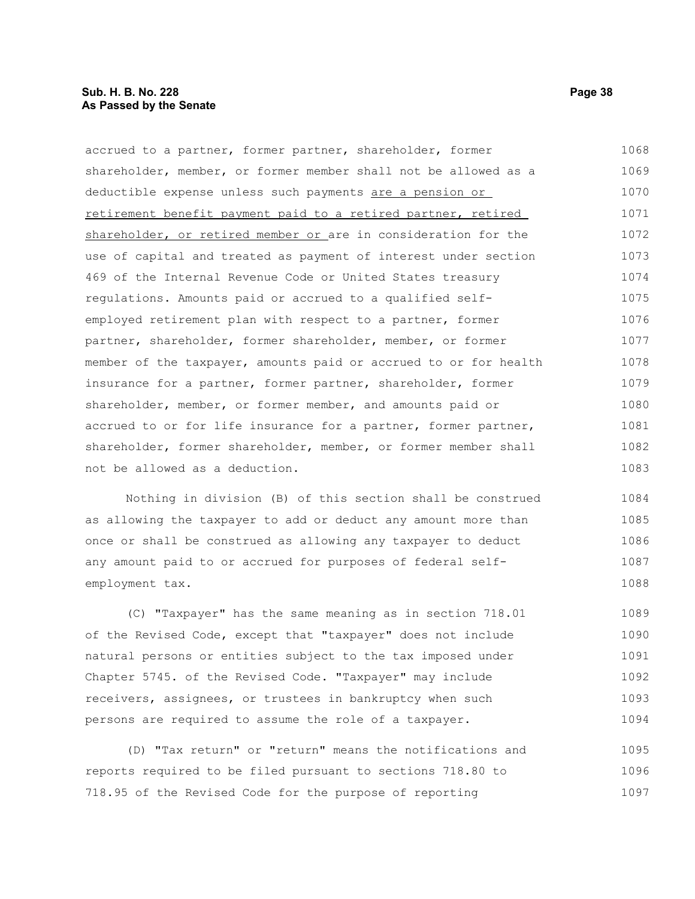accrued to a partner, former partner, shareholder, former shareholder, member, or former member shall not be allowed as a deductible expense unless such payments <u>are a pension or retirement benefit payment paid to a retired partner, retired shareholder, or retired member or</u> are in consideration for the use of capital and treated as payment of interest under section 469 of the Internal Revenue Code or United States treasury regulations. Amounts paid or accrued to a qualified self-employed retirement plan with respect to a partner, former partner, shareholder, former shareholder, member, or former member of the taxpayer, amounts paid or accrued to or for health insurance for a partner, former partner, shareholder, former shareholder, member, or former member, and amounts paid or accrued to or for life insurance for a partner, former partner, shareholder, former shareholder, member, or former member shall not be allowed as a deduction.

Nothing in division (B) of this section shall be construed as allowing the taxpayer to add or deduct any amount more than once or shall be construed as allowing any taxpayer to deduct any amount paid to or accrued for purposes of federal self-employment tax.

(C) "Taxpayer" has the same meaning as in section 718.01 of the Revised Code, except that "taxpayer" does not include natural persons or entities subject to the tax imposed under Chapter 5745. of the Revised Code. "Taxpayer" may include receivers, assignees, or trustees in bankruptcy when such persons are required to assume the role of a taxpayer.

(D) "Tax return" or "return" means the notifications and reports required to be filed pursuant to sections 718.80 to 718.95 of the Revised Code for the purpose of reporting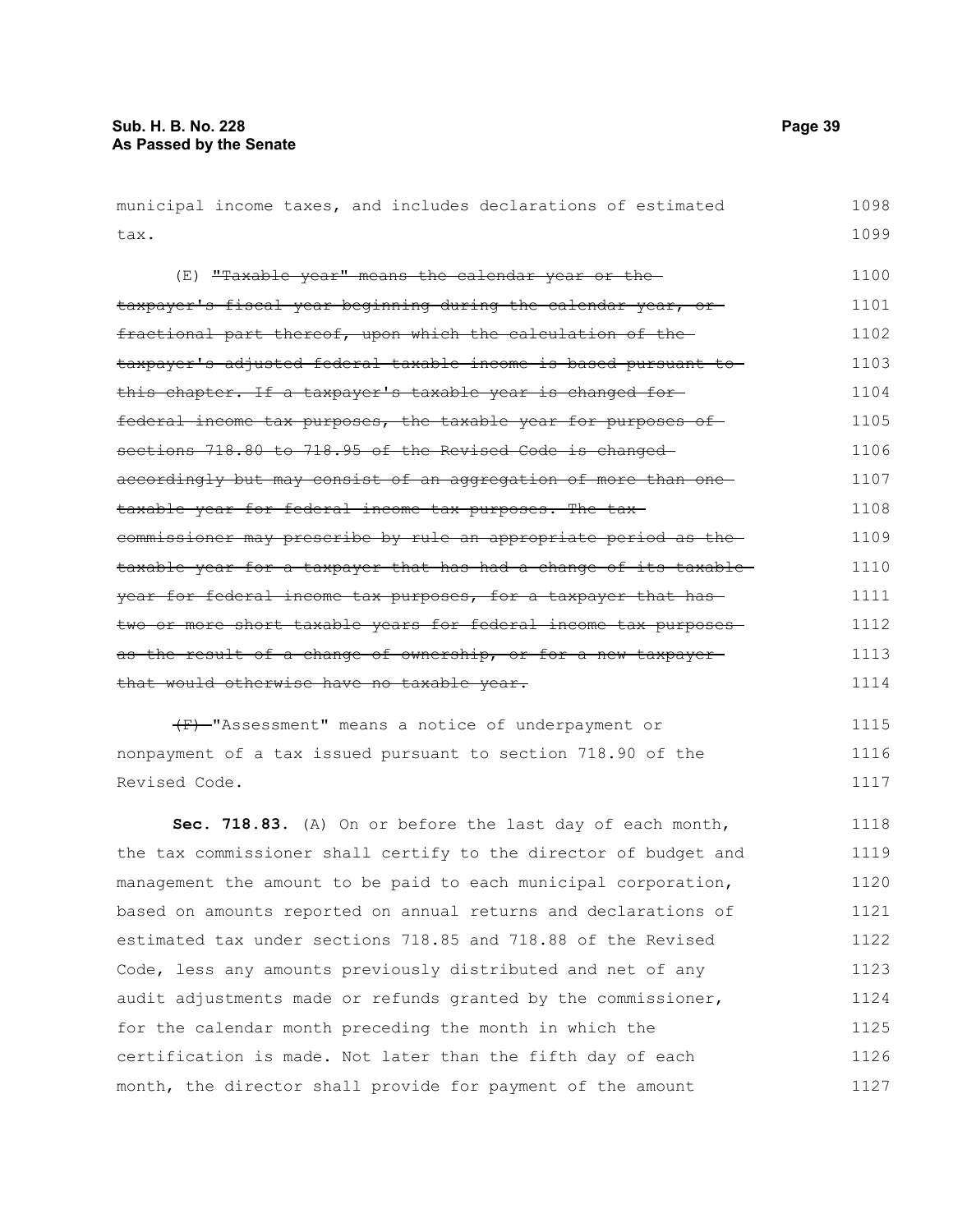municipal income taxes, and includes declarations of estimated tax.

(E) ~~"Taxable year" means the calendar year or the taxpayer's fiscal year beginning during the calendar year, or fractional part thereof, upon which the calculation of the taxpayer's adjusted federal taxable income is based pursuant to this chapter. If a taxpayer's taxable year is changed for federal income tax purposes, the taxable year for purposes of sections 718.80 to 718.95 of the Revised Code is changed accordingly but may consist of an aggregation of more than one taxable year for federal income tax purposes. The tax commissioner may prescribe by rule an appropriate period as the taxable year for a taxpayer that has had a change of its taxable year for federal income tax purposes, for a taxpayer that has two or more short taxable years for federal income tax purposes as the result of a change of ownership, or for a new taxpayer that would otherwise have no taxable year.~~

~~(F)~~ "Assessment" means a notice of underpayment or nonpayment of a tax issued pursuant to section 718.90 of the Revised Code.

**Sec. 718.83.** (A) On or before the last day of each month, the tax commissioner shall certify to the director of budget and management the amount to be paid to each municipal corporation, based on amounts reported on annual returns and declarations of estimated tax under sections 718.85 and 718.88 of the Revised Code, less any amounts previously distributed and net of any audit adjustments made or refunds granted by the commissioner, for the calendar month preceding the month in which the certification is made. Not later than the fifth day of each month, the director shall provide for payment of the amount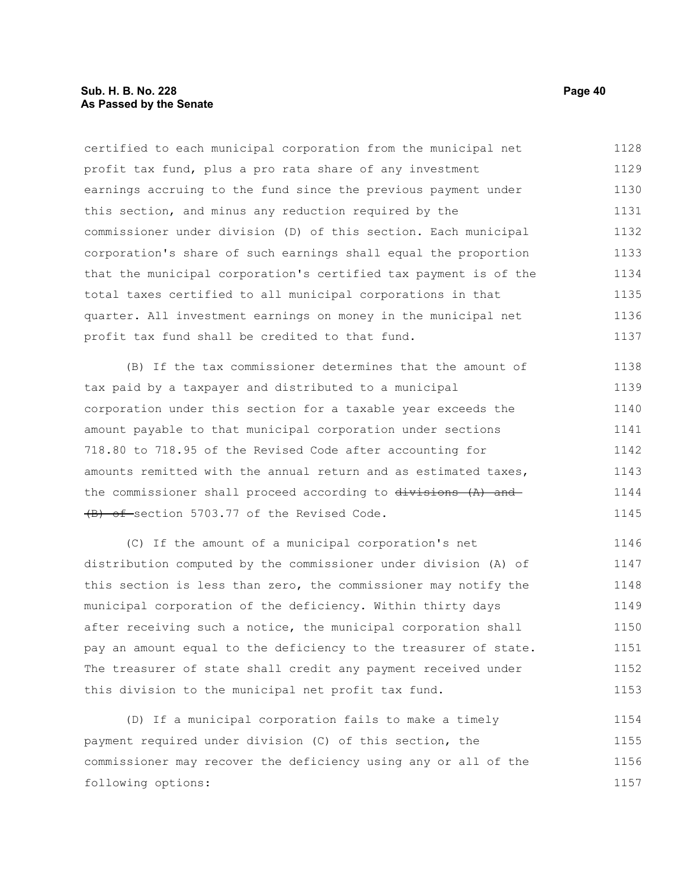certified to each municipal corporation from the municipal net profit tax fund, plus a pro rata share of any investment earnings accruing to the fund since the previous payment under this section, and minus any reduction required by the commissioner under division (D) of this section. Each municipal corporation's share of such earnings shall equal the proportion that the municipal corporation's certified tax payment is of the total taxes certified to all municipal corporations in that quarter. All investment earnings on money in the municipal net profit tax fund shall be credited to that fund.

(B) If the tax commissioner determines that the amount of tax paid by a taxpayer and distributed to a municipal corporation under this section for a taxable year exceeds the amount payable to that municipal corporation under sections 718.80 to 718.95 of the Revised Code after accounting for amounts remitted with the annual return and as estimated taxes, the commissioner shall proceed according to ~~divisions (A) and (B) of~~ section 5703.77 of the Revised Code.

(C) If the amount of a municipal corporation's net distribution computed by the commissioner under division (A) of this section is less than zero, the commissioner may notify the municipal corporation of the deficiency. Within thirty days after receiving such a notice, the municipal corporation shall pay an amount equal to the deficiency to the treasurer of state. The treasurer of state shall credit any payment received under this division to the municipal net profit tax fund.

(D) If a municipal corporation fails to make a timely payment required under division (C) of this section, the commissioner may recover the deficiency using any or all of the following options: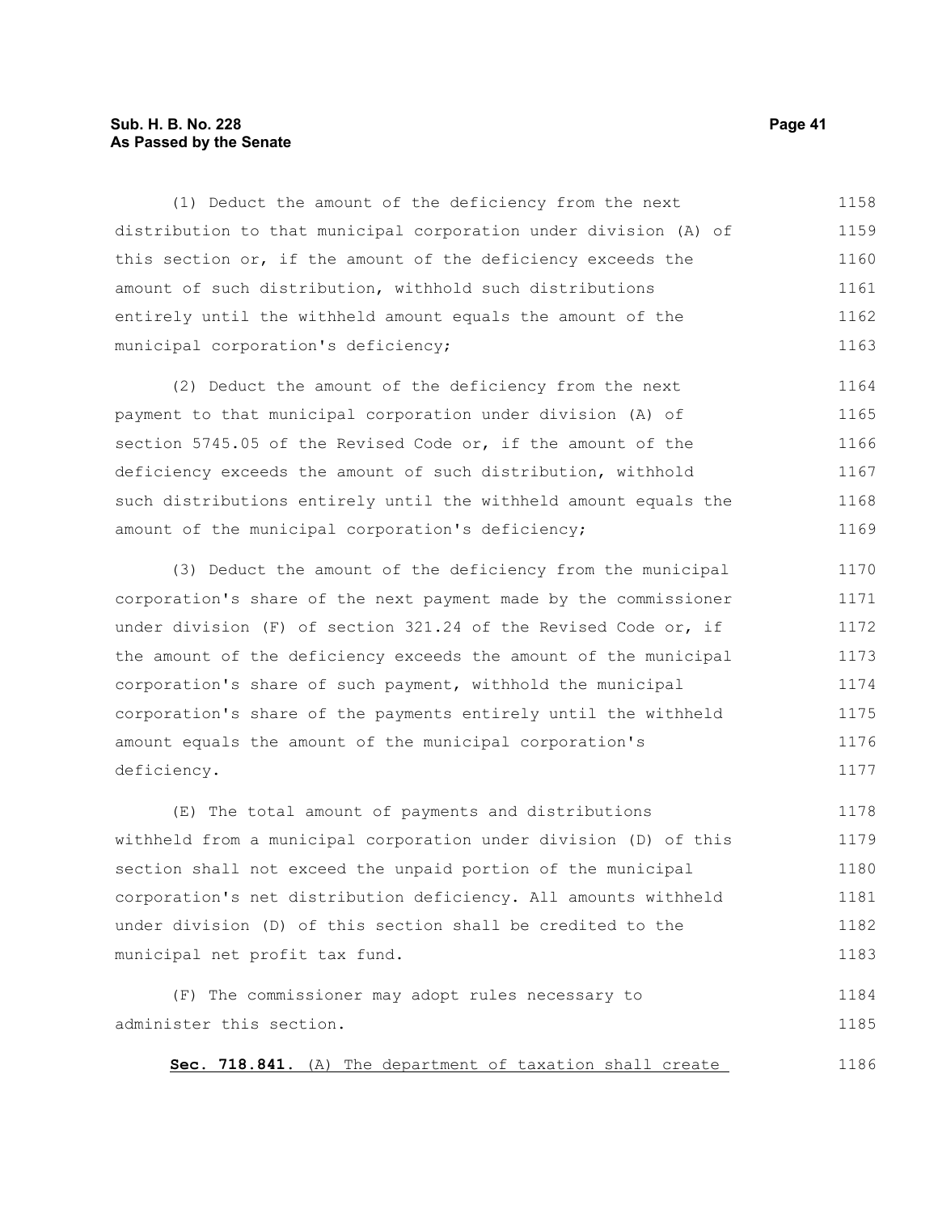(1) Deduct the amount of the deficiency from the next distribution to that municipal corporation under division (A) of this section or, if the amount of the deficiency exceeds the amount of such distribution, withhold such distributions entirely until the withheld amount equals the amount of the municipal corporation's deficiency;

(2) Deduct the amount of the deficiency from the next payment to that municipal corporation under division (A) of section 5745.05 of the Revised Code or, if the amount of the deficiency exceeds the amount of such distribution, withhold such distributions entirely until the withheld amount equals the amount of the municipal corporation's deficiency;

(3) Deduct the amount of the deficiency from the municipal corporation's share of the next payment made by the commissioner under division (F) of section 321.24 of the Revised Code or, if the amount of the deficiency exceeds the amount of the municipal corporation's share of such payment, withhold the municipal corporation's share of the payments entirely until the withheld amount equals the amount of the municipal corporation's deficiency.

(E) The total amount of payments and distributions withheld from a municipal corporation under division (D) of this section shall not exceed the unpaid portion of the municipal corporation's net distribution deficiency. All amounts withheld under division (D) of this section shall be credited to the municipal net profit tax fund.

(F) The commissioner may adopt rules necessary to administer this section.

**Sec. 718.841.** (A) The department of taxation shall create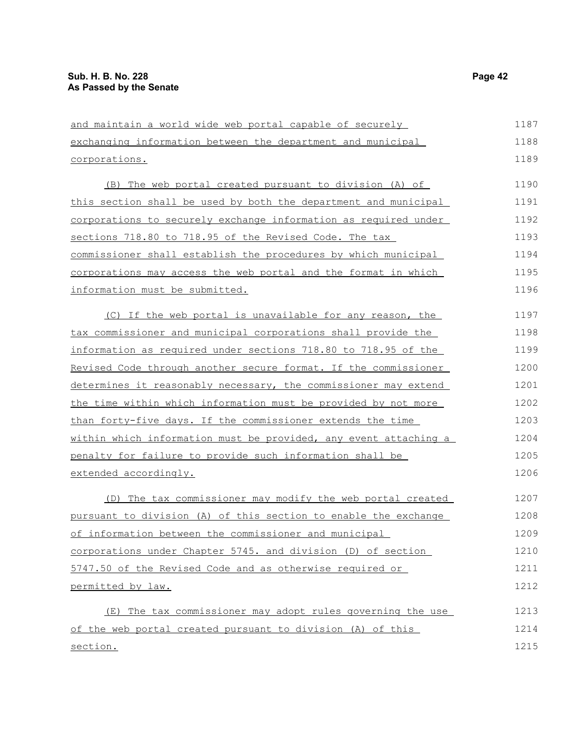and maintain a world wide web portal capable of securely exchanging information between the department and municipal corporations.

(B) The web portal created pursuant to division (A) of this section shall be used by both the department and municipal corporations to securely exchange information as required under sections 718.80 to 718.95 of the Revised Code. The tax commissioner shall establish the procedures by which municipal corporations may access the web portal and the format in which information must be submitted.

(C) If the web portal is unavailable for any reason, the tax commissioner and municipal corporations shall provide the information as required under sections 718.80 to 718.95 of the Revised Code through another secure format. If the commissioner determines it reasonably necessary, the commissioner may extend the time within which information must be provided by not more than forty-five days. If the commissioner extends the time within which information must be provided, any event attaching a penalty for failure to provide such information shall be extended accordingly.

(D) The tax commissioner may modify the web portal created pursuant to division (A) of this section to enable the exchange of information between the commissioner and municipal corporations under Chapter 5745. and division (D) of section 5747.50 of the Revised Code and as otherwise required or permitted by law.

(E) The tax commissioner may adopt rules governing the use of the web portal created pursuant to division (A) of this section.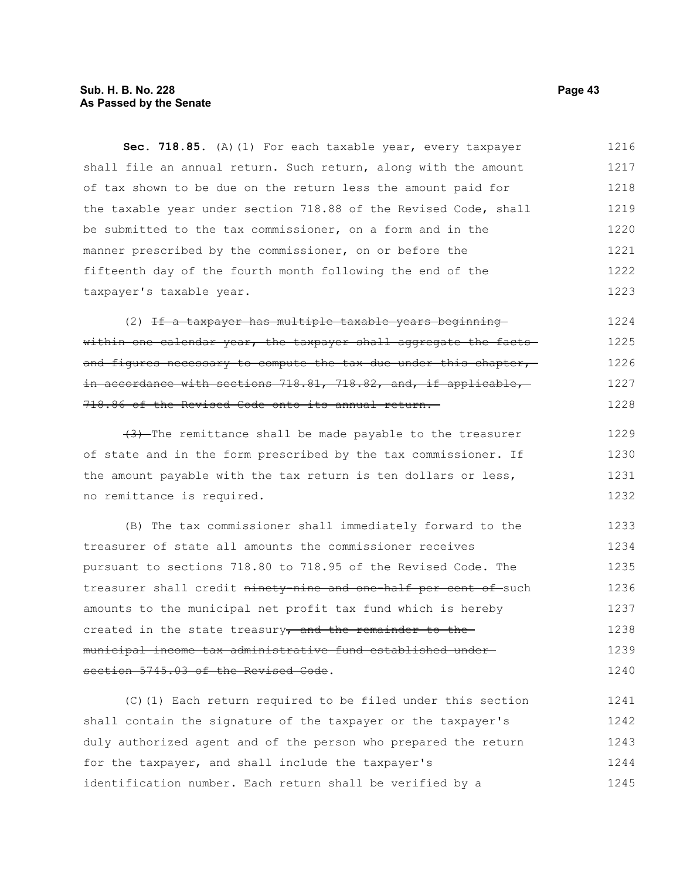**Sec. 718.85.** (A)(1) For each taxable year, every taxpayer shall file an annual return. Such return, along with the amount of tax shown to be due on the return less the amount paid for the taxable year under section 718.88 of the Revised Code, shall be submitted to the tax commissioner, on a form and in the manner prescribed by the commissioner, on or before the fifteenth day of the fourth month following the end of the taxpayer's taxable year.

(2) ~~If a taxpayer has multiple taxable years beginning within one calendar year, the taxpayer shall aggregate the facts and figures necessary to compute the tax due under this chapter, in accordance with sections 718.81, 718.82, and, if applicable, 718.86 of the Revised Code onto its annual return.~~

~~(3)~~ The remittance shall be made payable to the treasurer of state and in the form prescribed by the tax commissioner. If the amount payable with the tax return is ten dollars or less, no remittance is required.

(B) The tax commissioner shall immediately forward to the treasurer of state all amounts the commissioner receives pursuant to sections 718.80 to 718.95 of the Revised Code. The treasurer shall credit ~~ninety-nine and one-half per cent of~~ such amounts to the municipal net profit tax fund which is hereby created in the state treasury~~, and the remainder to the municipal income tax administrative fund established under section 5745.03 of the Revised Code~~.

(C)(1) Each return required to be filed under this section shall contain the signature of the taxpayer or the taxpayer's duly authorized agent and of the person who prepared the return for the taxpayer, and shall include the taxpayer's identification number. Each return shall be verified by a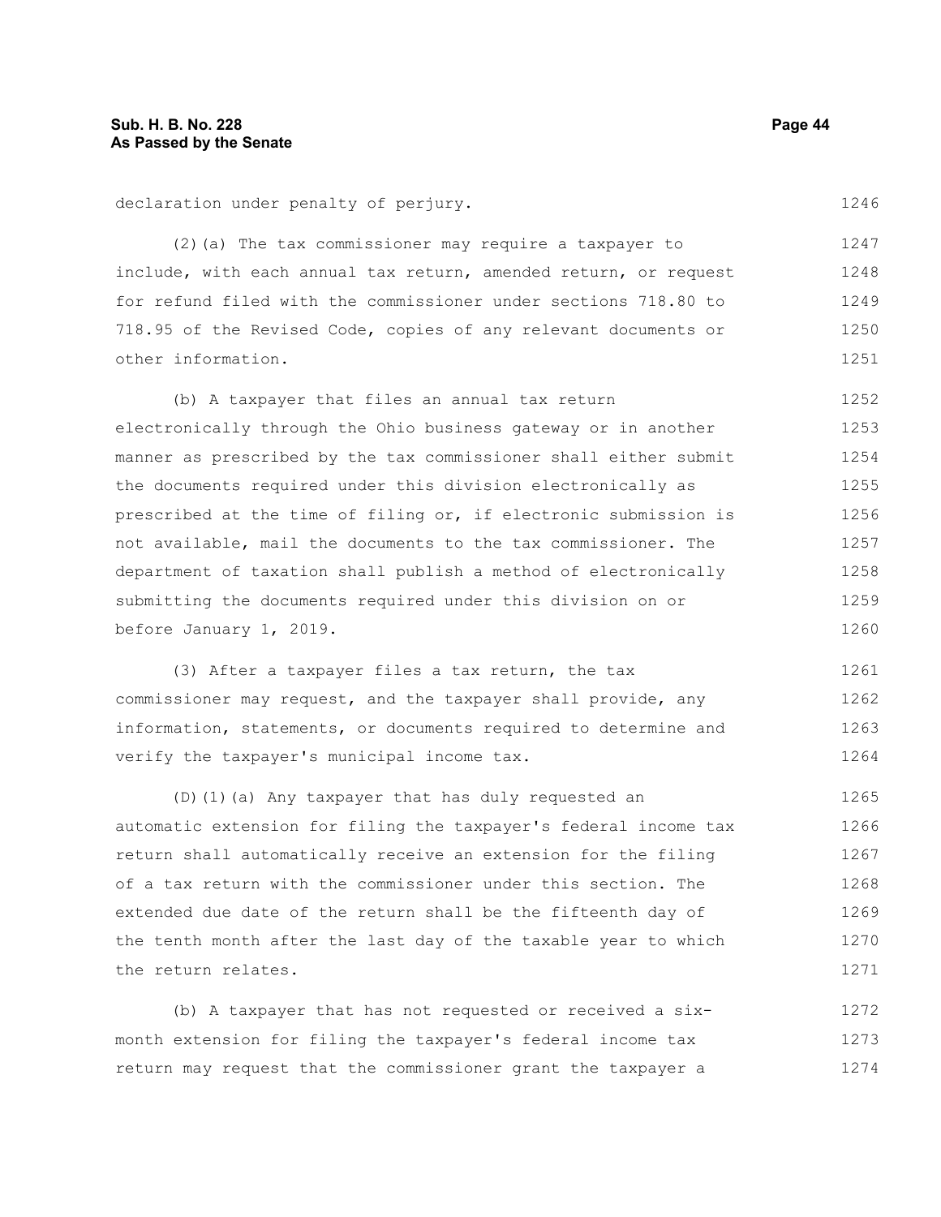declaration under penalty of perjury.

(2)(a) The tax commissioner may require a taxpayer to include, with each annual tax return, amended return, or request for refund filed with the commissioner under sections 718.80 to 718.95 of the Revised Code, copies of any relevant documents or other information.

(b) A taxpayer that files an annual tax return electronically through the Ohio business gateway or in another manner as prescribed by the tax commissioner shall either submit the documents required under this division electronically as prescribed at the time of filing or, if electronic submission is not available, mail the documents to the tax commissioner. The department of taxation shall publish a method of electronically submitting the documents required under this division on or before January 1, 2019.

(3) After a taxpayer files a tax return, the tax commissioner may request, and the taxpayer shall provide, any information, statements, or documents required to determine and verify the taxpayer's municipal income tax.

(D)(1)(a) Any taxpayer that has duly requested an automatic extension for filing the taxpayer's federal income tax return shall automatically receive an extension for the filing of a tax return with the commissioner under this section. The extended due date of the return shall be the fifteenth day of the tenth month after the last day of the taxable year to which the return relates.

(b) A taxpayer that has not requested or received a six-month extension for filing the taxpayer's federal income tax return may request that the commissioner grant the taxpayer a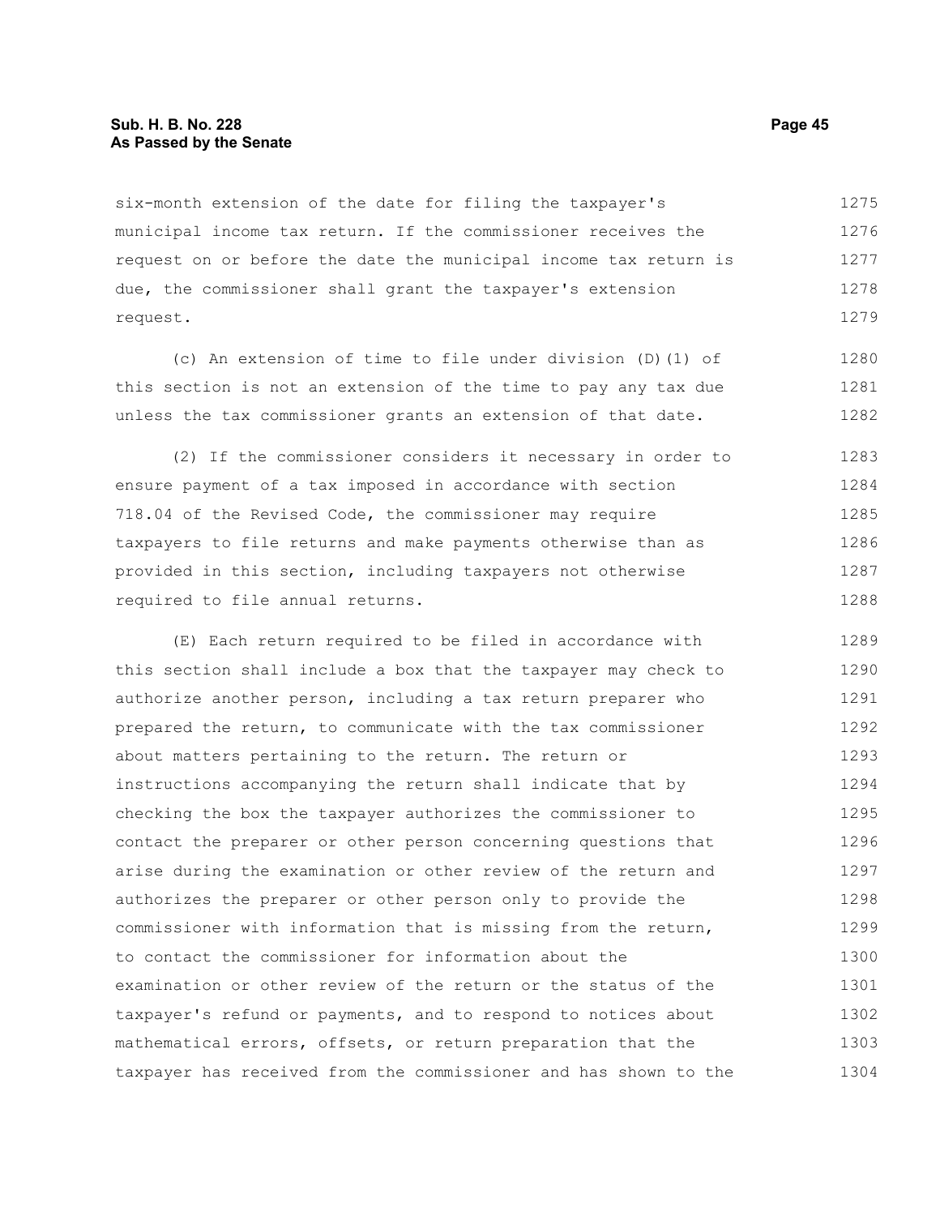six-month extension of the date for filing the taxpayer's municipal income tax return. If the commissioner receives the request on or before the date the municipal income tax return is due, the commissioner shall grant the taxpayer's extension request.

(c) An extension of time to file under division (D)(1) of this section is not an extension of the time to pay any tax due unless the tax commissioner grants an extension of that date.

(2) If the commissioner considers it necessary in order to ensure payment of a tax imposed in accordance with section 718.04 of the Revised Code, the commissioner may require taxpayers to file returns and make payments otherwise than as provided in this section, including taxpayers not otherwise required to file annual returns.

(E) Each return required to be filed in accordance with this section shall include a box that the taxpayer may check to authorize another person, including a tax return preparer who prepared the return, to communicate with the tax commissioner about matters pertaining to the return. The return or instructions accompanying the return shall indicate that by checking the box the taxpayer authorizes the commissioner to contact the preparer or other person concerning questions that arise during the examination or other review of the return and authorizes the preparer or other person only to provide the commissioner with information that is missing from the return, to contact the commissioner for information about the examination or other review of the return or the status of the taxpayer's refund or payments, and to respond to notices about mathematical errors, offsets, or return preparation that the taxpayer has received from the commissioner and has shown to the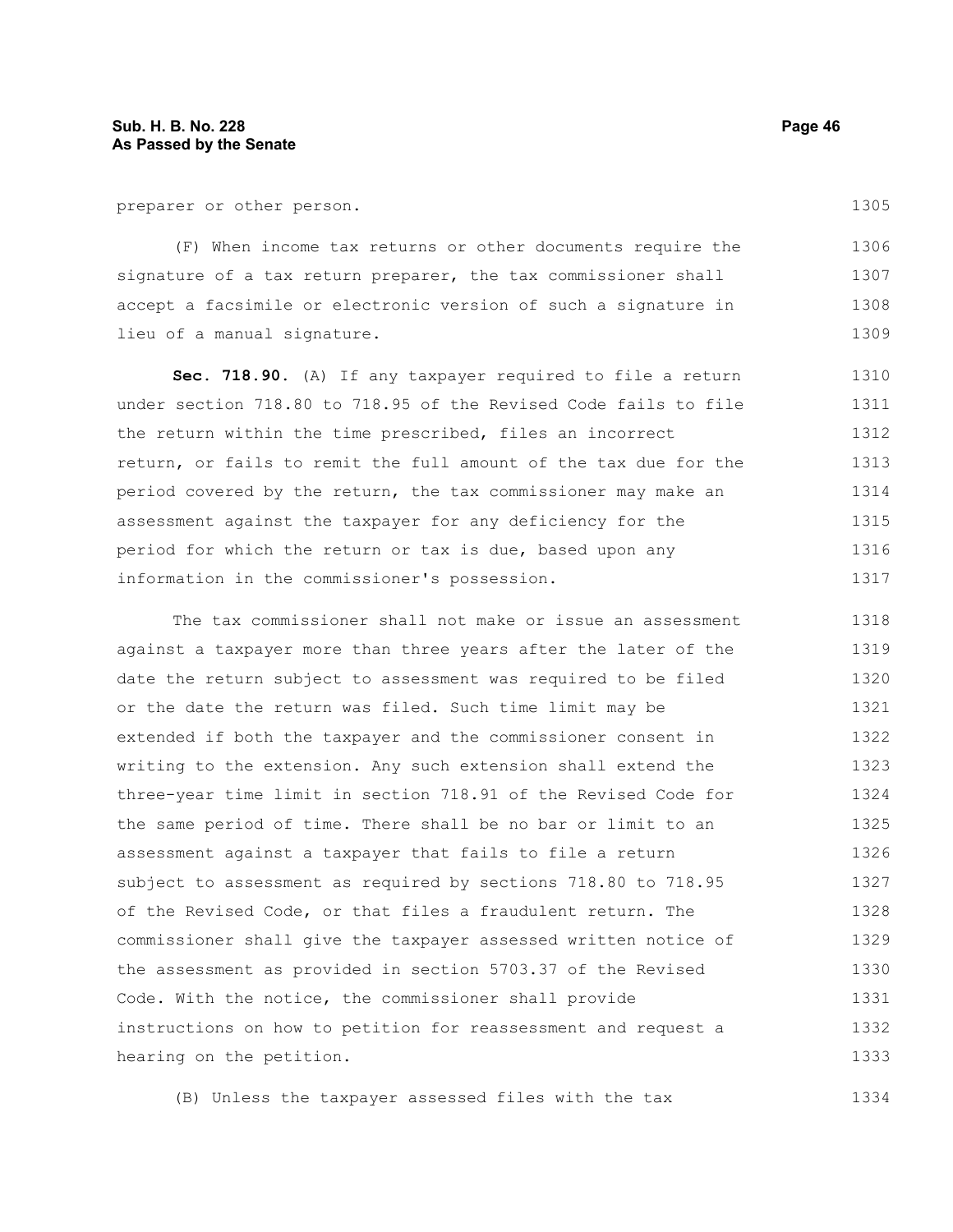preparer or other person.

(F) When income tax returns or other documents require the signature of a tax return preparer, the tax commissioner shall accept a facsimile or electronic version of such a signature in lieu of a manual signature.

**Sec. 718.90.** (A) If any taxpayer required to file a return under section 718.80 to 718.95 of the Revised Code fails to file the return within the time prescribed, files an incorrect return, or fails to remit the full amount of the tax due for the period covered by the return, the tax commissioner may make an assessment against the taxpayer for any deficiency for the period for which the return or tax is due, based upon any information in the commissioner's possession.

The tax commissioner shall not make or issue an assessment against a taxpayer more than three years after the later of the date the return subject to assessment was required to be filed or the date the return was filed. Such time limit may be extended if both the taxpayer and the commissioner consent in writing to the extension. Any such extension shall extend the three-year time limit in section 718.91 of the Revised Code for the same period of time. There shall be no bar or limit to an assessment against a taxpayer that fails to file a return subject to assessment as required by sections 718.80 to 718.95 of the Revised Code, or that files a fraudulent return. The commissioner shall give the taxpayer assessed written notice of the assessment as provided in section 5703.37 of the Revised Code. With the notice, the commissioner shall provide instructions on how to petition for reassessment and request a hearing on the petition.

(B) Unless the taxpayer assessed files with the tax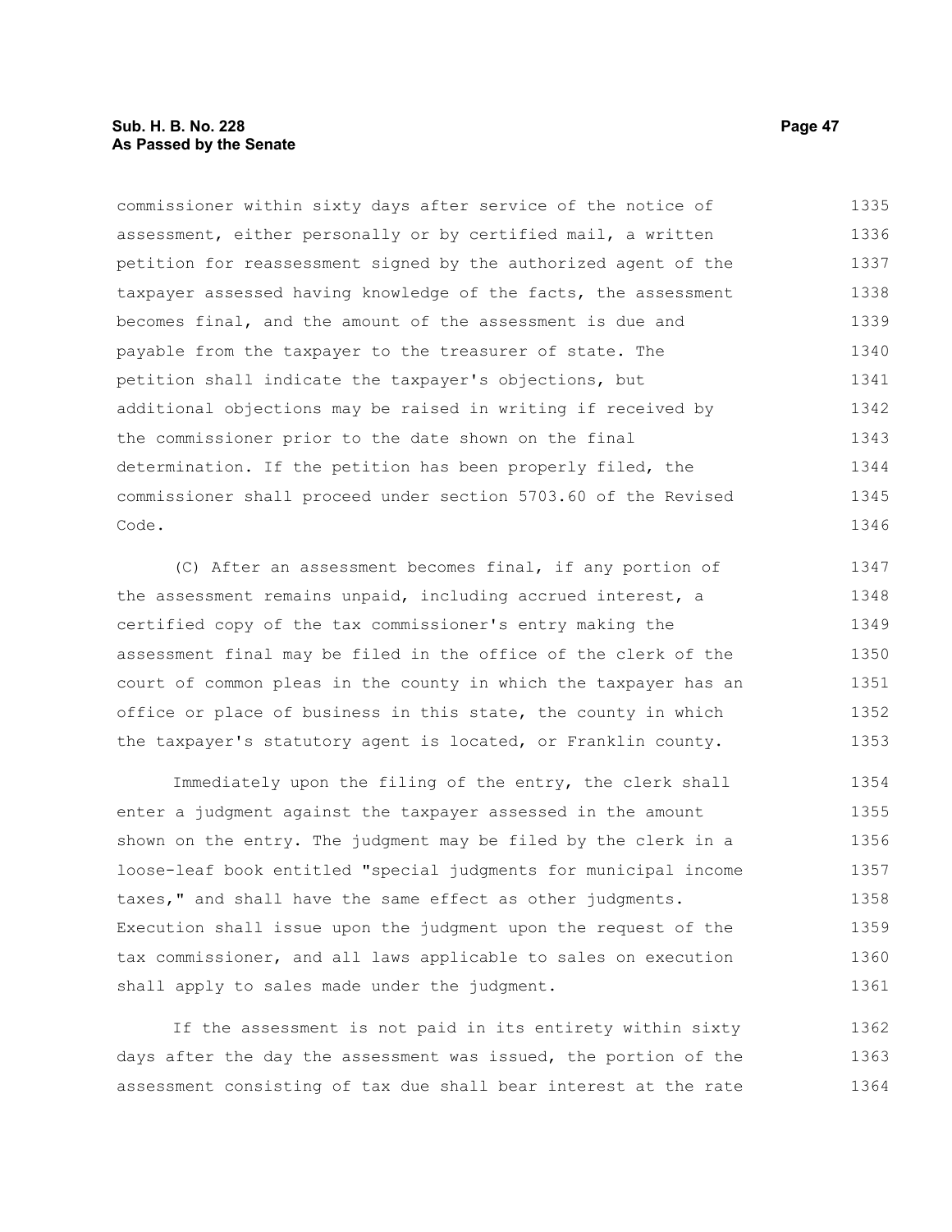commissioner within sixty days after service of the notice of assessment, either personally or by certified mail, a written petition for reassessment signed by the authorized agent of the taxpayer assessed having knowledge of the facts, the assessment becomes final, and the amount of the assessment is due and payable from the taxpayer to the treasurer of state. The petition shall indicate the taxpayer's objections, but additional objections may be raised in writing if received by the commissioner prior to the date shown on the final determination. If the petition has been properly filed, the commissioner shall proceed under section 5703.60 of the Revised Code.

(C) After an assessment becomes final, if any portion of the assessment remains unpaid, including accrued interest, a certified copy of the tax commissioner's entry making the assessment final may be filed in the office of the clerk of the court of common pleas in the county in which the taxpayer has an office or place of business in this state, the county in which the taxpayer's statutory agent is located, or Franklin county.

Immediately upon the filing of the entry, the clerk shall enter a judgment against the taxpayer assessed in the amount shown on the entry. The judgment may be filed by the clerk in a loose-leaf book entitled "special judgments for municipal income taxes," and shall have the same effect as other judgments. Execution shall issue upon the judgment upon the request of the tax commissioner, and all laws applicable to sales on execution shall apply to sales made under the judgment.

If the assessment is not paid in its entirety within sixty days after the day the assessment was issued, the portion of the assessment consisting of tax due shall bear interest at the rate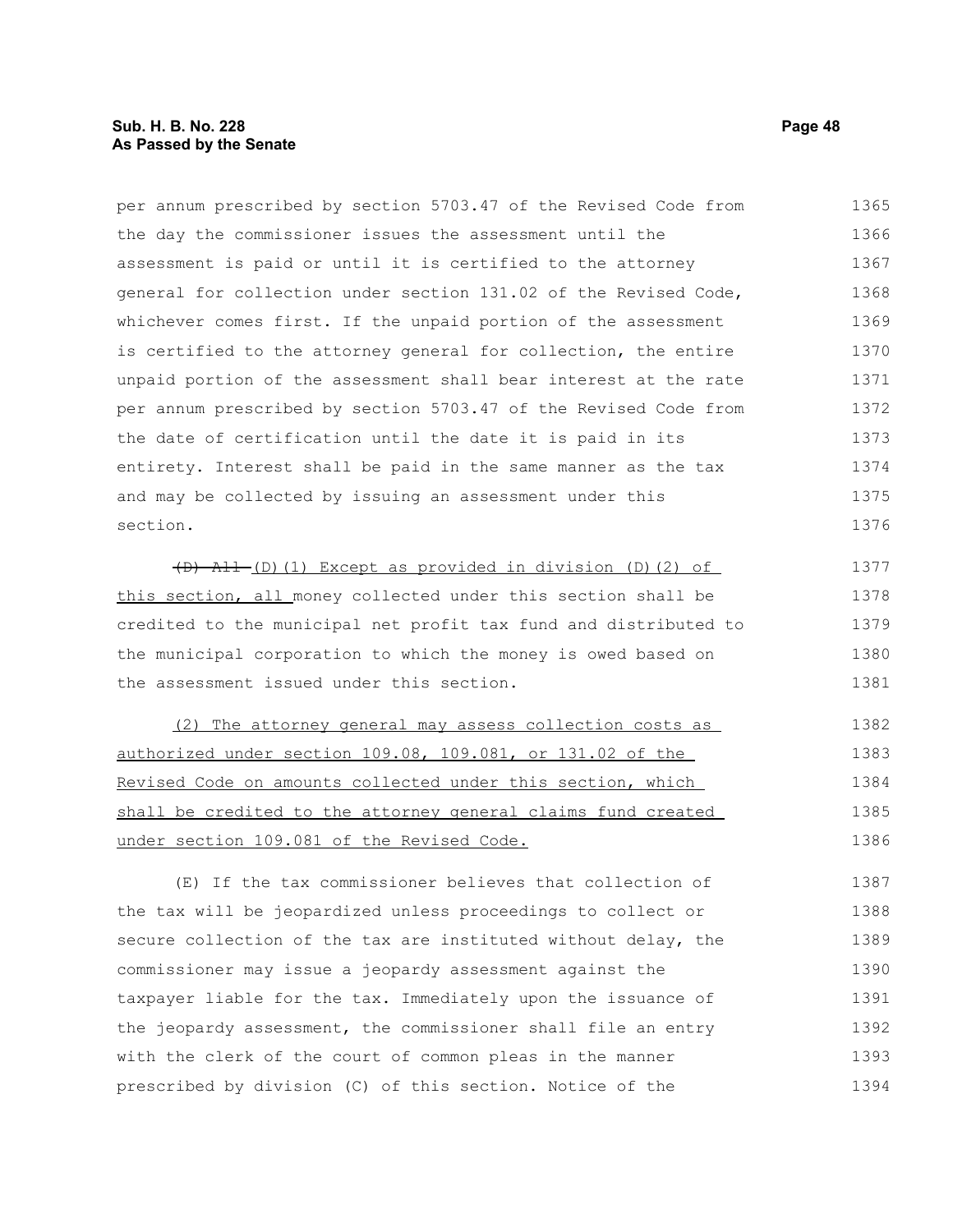per annum prescribed by section 5703.47 of the Revised Code from the day the commissioner issues the assessment until the assessment is paid or until it is certified to the attorney general for collection under section 131.02 of the Revised Code, whichever comes first. If the unpaid portion of the assessment is certified to the attorney general for collection, the entire unpaid portion of the assessment shall bear interest at the rate per annum prescribed by section 5703.47 of the Revised Code from the date of certification until the date it is paid in its entirety. Interest shall be paid in the same manner as the tax and may be collected by issuing an assessment under this section.

~~(D) All~~ (D)(1) Except as provided in division (D)(2) of this section, all money collected under this section shall be credited to the municipal net profit tax fund and distributed to the municipal corporation to which the money is owed based on the assessment issued under this section.

(2) The attorney general may assess collection costs as authorized under section 109.08, 109.081, or 131.02 of the Revised Code on amounts collected under this section, which shall be credited to the attorney general claims fund created under section 109.081 of the Revised Code.

(E) If the tax commissioner believes that collection of the tax will be jeopardized unless proceedings to collect or secure collection of the tax are instituted without delay, the commissioner may issue a jeopardy assessment against the taxpayer liable for the tax. Immediately upon the issuance of the jeopardy assessment, the commissioner shall file an entry with the clerk of the court of common pleas in the manner prescribed by division (C) of this section. Notice of the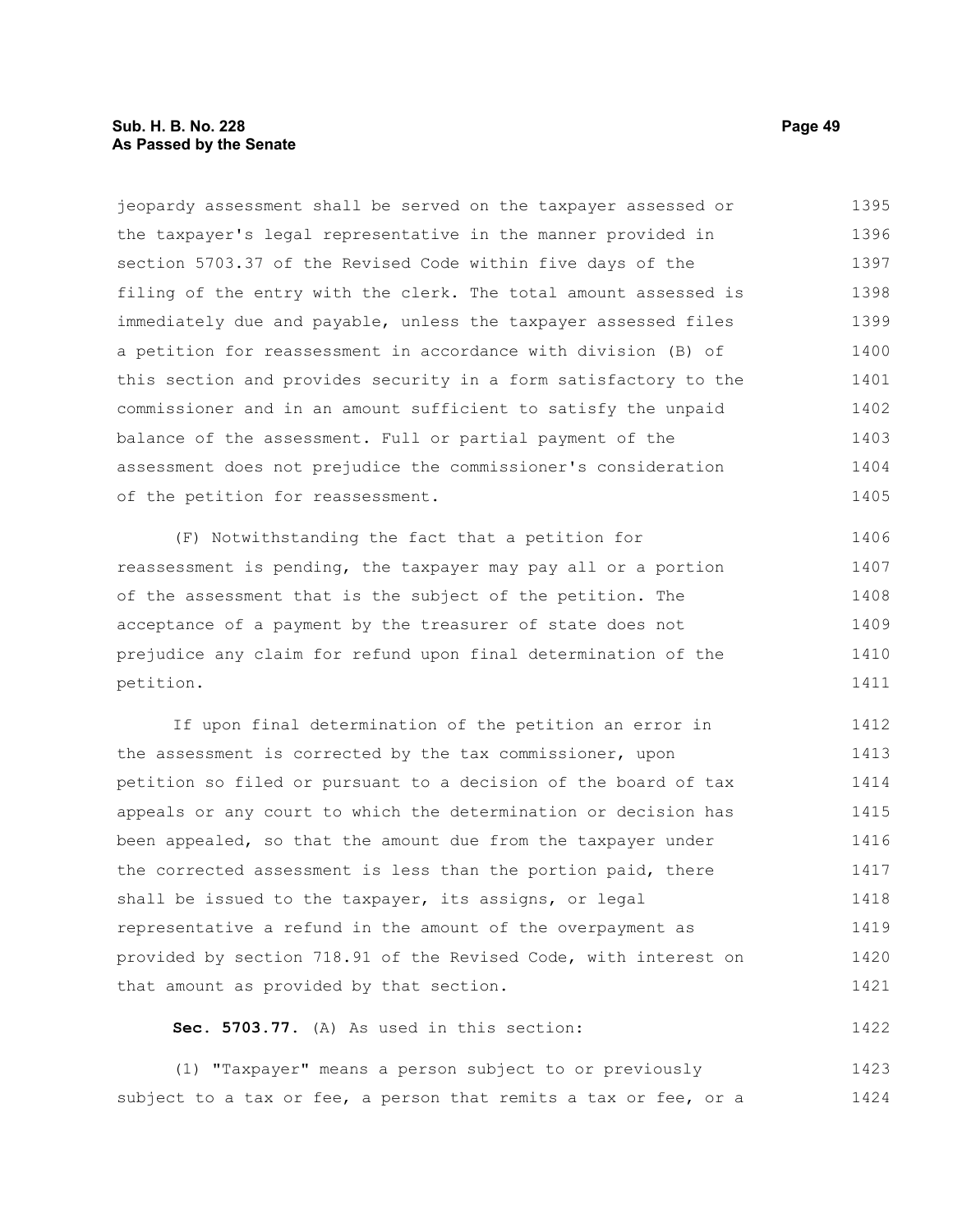jeopardy assessment shall be served on the taxpayer assessed or the taxpayer's legal representative in the manner provided in section 5703.37 of the Revised Code within five days of the filing of the entry with the clerk. The total amount assessed is immediately due and payable, unless the taxpayer assessed files a petition for reassessment in accordance with division (B) of this section and provides security in a form satisfactory to the commissioner and in an amount sufficient to satisfy the unpaid balance of the assessment. Full or partial payment of the assessment does not prejudice the commissioner's consideration of the petition for reassessment.

(F) Notwithstanding the fact that a petition for reassessment is pending, the taxpayer may pay all or a portion of the assessment that is the subject of the petition. The acceptance of a payment by the treasurer of state does not prejudice any claim for refund upon final determination of the petition.

If upon final determination of the petition an error in the assessment is corrected by the tax commissioner, upon petition so filed or pursuant to a decision of the board of tax appeals or any court to which the determination or decision has been appealed, so that the amount due from the taxpayer under the corrected assessment is less than the portion paid, there shall be issued to the taxpayer, its assigns, or legal representative a refund in the amount of the overpayment as provided by section 718.91 of the Revised Code, with interest on that amount as provided by that section.

**Sec. 5703.77.** (A) As used in this section:

(1) "Taxpayer" means a person subject to or previously subject to a tax or fee, a person that remits a tax or fee, or a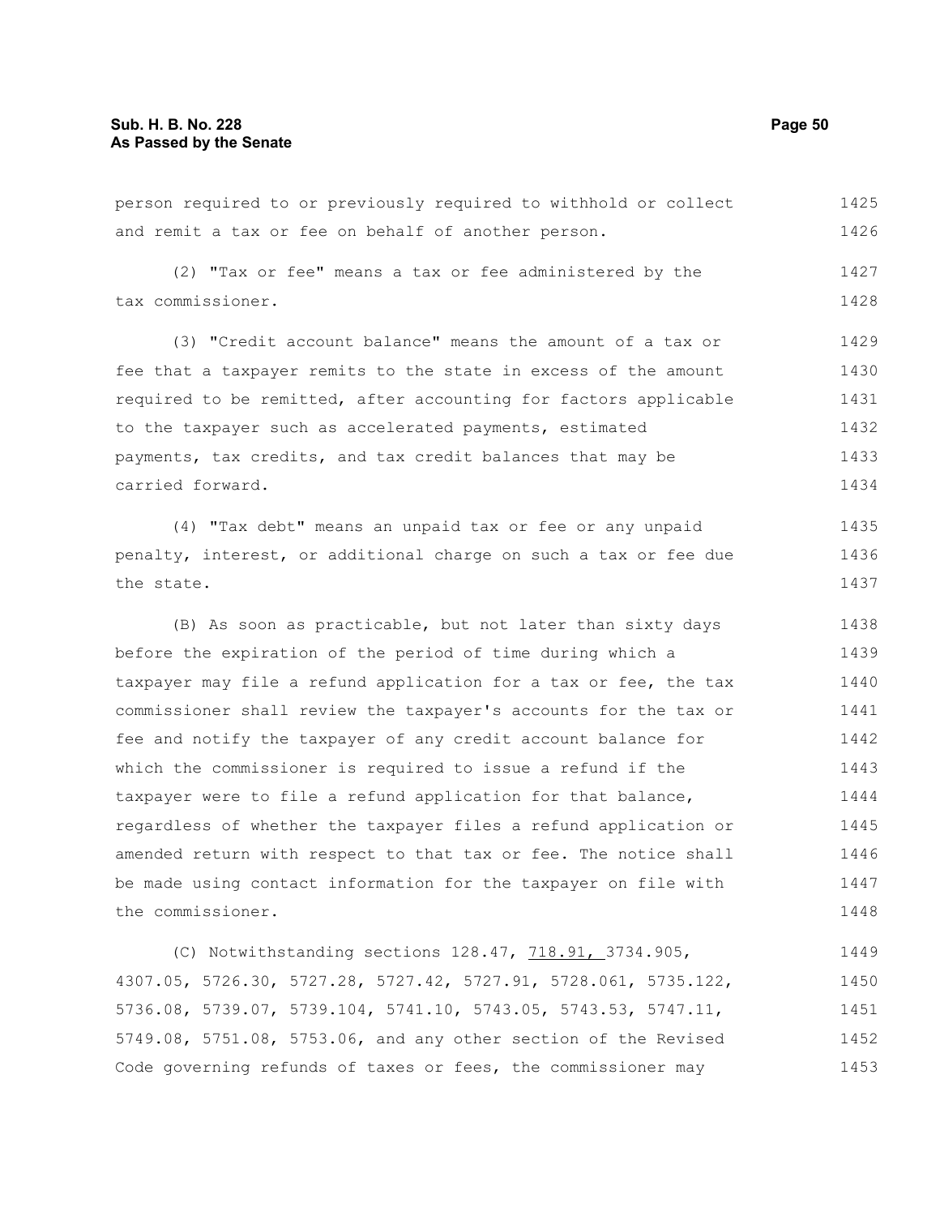person required to or previously required to withhold or collect and remit a tax or fee on behalf of another person.

(2) "Tax or fee" means a tax or fee administered by the tax commissioner.

(3) "Credit account balance" means the amount of a tax or fee that a taxpayer remits to the state in excess of the amount required to be remitted, after accounting for factors applicable to the taxpayer such as accelerated payments, estimated payments, tax credits, and tax credit balances that may be carried forward.

(4) "Tax debt" means an unpaid tax or fee or any unpaid penalty, interest, or additional charge on such a tax or fee due the state.

(B) As soon as practicable, but not later than sixty days before the expiration of the period of time during which a taxpayer may file a refund application for a tax or fee, the tax commissioner shall review the taxpayer's accounts for the tax or fee and notify the taxpayer of any credit account balance for which the commissioner is required to issue a refund if the taxpayer were to file a refund application for that balance, regardless of whether the taxpayer files a refund application or amended return with respect to that tax or fee. The notice shall be made using contact information for the taxpayer on file with the commissioner.

(C) Notwithstanding sections 128.47, 718.91, 3734.905, 4307.05, 5726.30, 5727.28, 5727.42, 5727.91, 5728.061, 5735.122, 5736.08, 5739.07, 5739.104, 5741.10, 5743.05, 5743.53, 5747.11, 5749.08, 5751.08, 5753.06, and any other section of the Revised Code governing refunds of taxes or fees, the commissioner may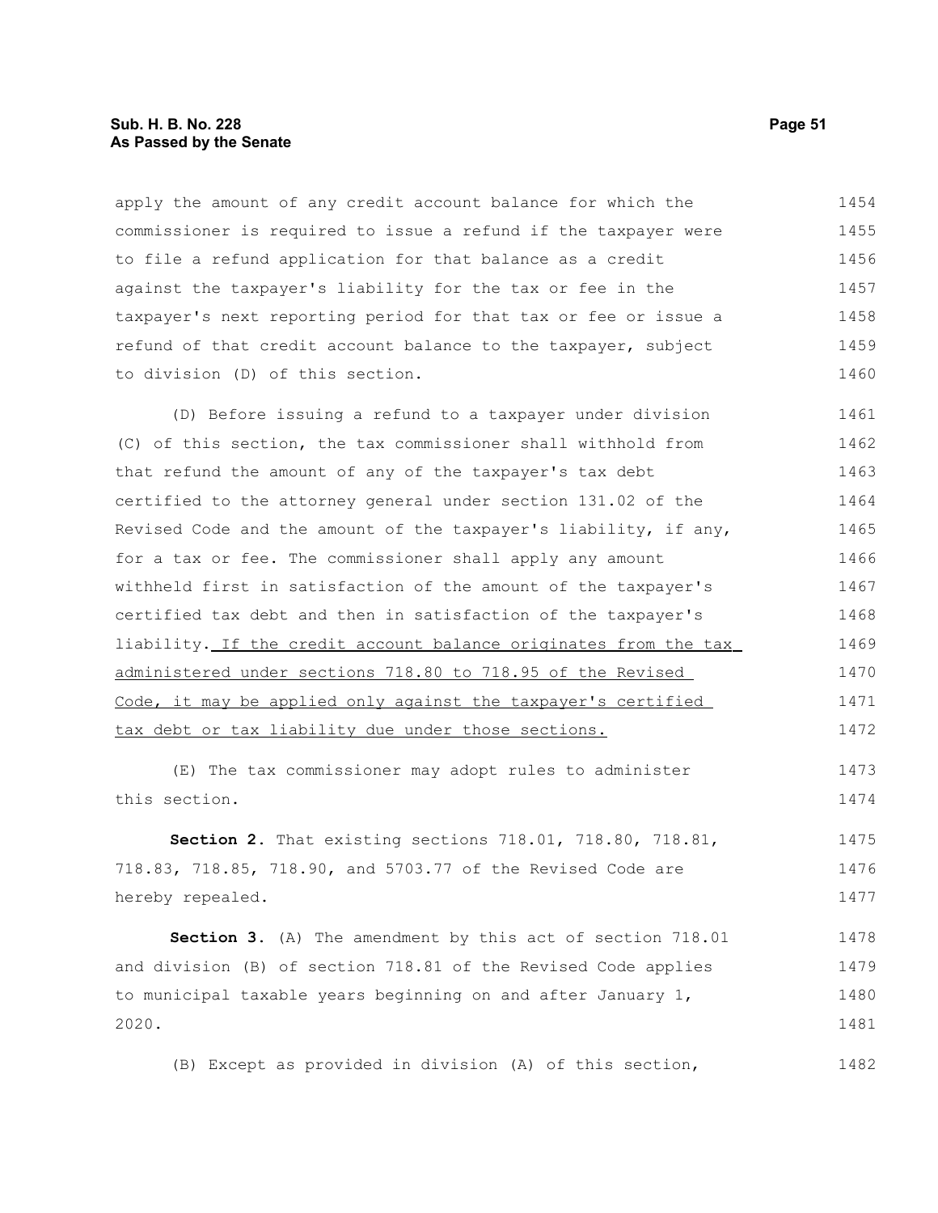apply the amount of any credit account balance for which the commissioner is required to issue a refund if the taxpayer were to file a refund application for that balance as a credit against the taxpayer's liability for the tax or fee in the taxpayer's next reporting period for that tax or fee or issue a refund of that credit account balance to the taxpayer, subject to division (D) of this section.

(D) Before issuing a refund to a taxpayer under division (C) of this section, the tax commissioner shall withhold from that refund the amount of any of the taxpayer's tax debt certified to the attorney general under section 131.02 of the Revised Code and the amount of the taxpayer's liability, if any, for a tax or fee. The commissioner shall apply any amount withheld first in satisfaction of the amount of the taxpayer's certified tax debt and then in satisfaction of the taxpayer's liability. <u>If the credit account balance originates from the tax administered under sections 718.80 to 718.95 of the Revised Code, it may be applied only against the taxpayer's certified tax debt or tax liability due under those sections.</u>

(E) The tax commissioner may adopt rules to administer this section.

**Section 2.** That existing sections 718.01, 718.80, 718.81, 718.83, 718.85, 718.90, and 5703.77 of the Revised Code are hereby repealed.

**Section 3.** (A) The amendment by this act of section 718.01 and division (B) of section 718.81 of the Revised Code applies to municipal taxable years beginning on and after January 1, 2020.

(B) Except as provided in division (A) of this section,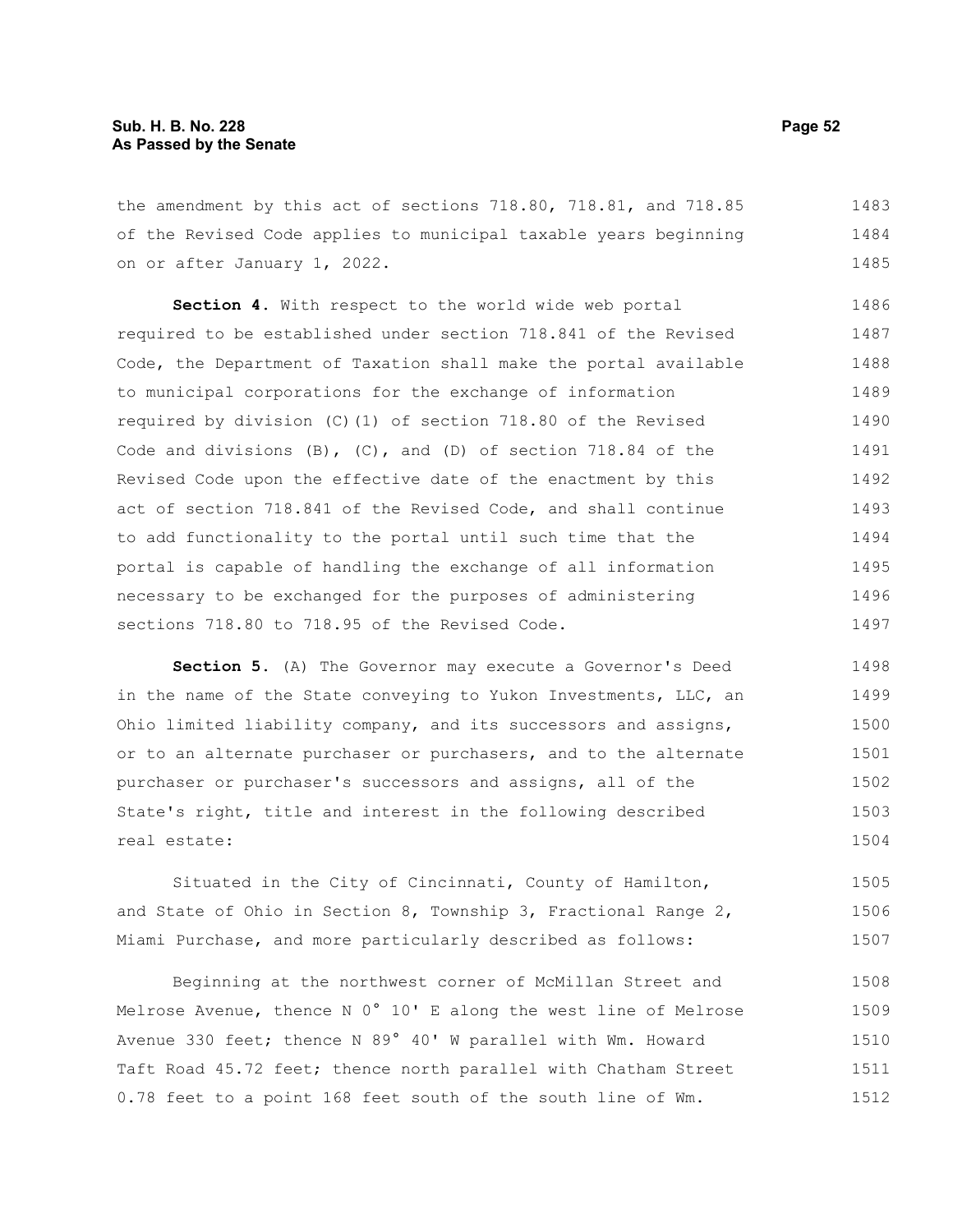the amendment by this act of sections 718.80, 718.81, and 718.85 of the Revised Code applies to municipal taxable years beginning on or after January 1, 2022.

**Section 4.** With respect to the world wide web portal required to be established under section 718.841 of the Revised Code, the Department of Taxation shall make the portal available to municipal corporations for the exchange of information required by division (C)(1) of section 718.80 of the Revised Code and divisions (B), (C), and (D) of section 718.84 of the Revised Code upon the effective date of the enactment by this act of section 718.841 of the Revised Code, and shall continue to add functionality to the portal until such time that the portal is capable of handling the exchange of all information necessary to be exchanged for the purposes of administering sections 718.80 to 718.95 of the Revised Code.

**Section 5.** (A) The Governor may execute a Governor's Deed in the name of the State conveying to Yukon Investments, LLC, an Ohio limited liability company, and its successors and assigns, or to an alternate purchaser or purchasers, and to the alternate purchaser or purchaser's successors and assigns, all of the State's right, title and interest in the following described real estate:

Situated in the City of Cincinnati, County of Hamilton, and State of Ohio in Section 8, Township 3, Fractional Range 2, Miami Purchase, and more particularly described as follows:

Beginning at the northwest corner of McMillan Street and Melrose Avenue, thence N 0° 10' E along the west line of Melrose Avenue 330 feet; thence N 89° 40' W parallel with Wm. Howard Taft Road 45.72 feet; thence north parallel with Chatham Street 0.78 feet to a point 168 feet south of the south line of Wm.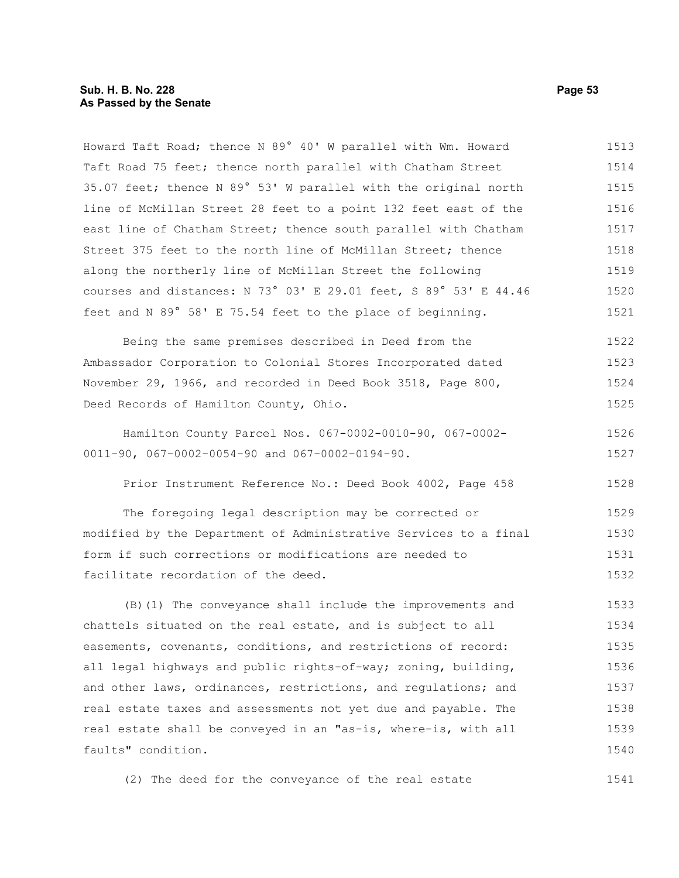Howard Taft Road; thence N 89° 40' W parallel with Wm. Howard Taft Road 75 feet; thence north parallel with Chatham Street 35.07 feet; thence N 89° 53' W parallel with the original north line of McMillan Street 28 feet to a point 132 feet east of the east line of Chatham Street; thence south parallel with Chatham Street 375 feet to the north line of McMillan Street; thence along the northerly line of McMillan Street the following courses and distances: N 73° 03' E 29.01 feet, S 89° 53' E 44.46 feet and N 89° 58' E 75.54 feet to the place of beginning.

Being the same premises described in Deed from the Ambassador Corporation to Colonial Stores Incorporated dated November 29, 1966, and recorded in Deed Book 3518, Page 800, Deed Records of Hamilton County, Ohio.

Hamilton County Parcel Nos. 067-0002-0010-90, 067-0002-0011-90, 067-0002-0054-90 and 067-0002-0194-90.

Prior Instrument Reference No.: Deed Book 4002, Page 458

The foregoing legal description may be corrected or modified by the Department of Administrative Services to a final form if such corrections or modifications are needed to facilitate recordation of the deed.

(B)(1) The conveyance shall include the improvements and chattels situated on the real estate, and is subject to all easements, covenants, conditions, and restrictions of record: all legal highways and public rights-of-way; zoning, building, and other laws, ordinances, restrictions, and regulations; and real estate taxes and assessments not yet due and payable. The real estate shall be conveyed in an "as-is, where-is, with all faults" condition.

(2) The deed for the conveyance of the real estate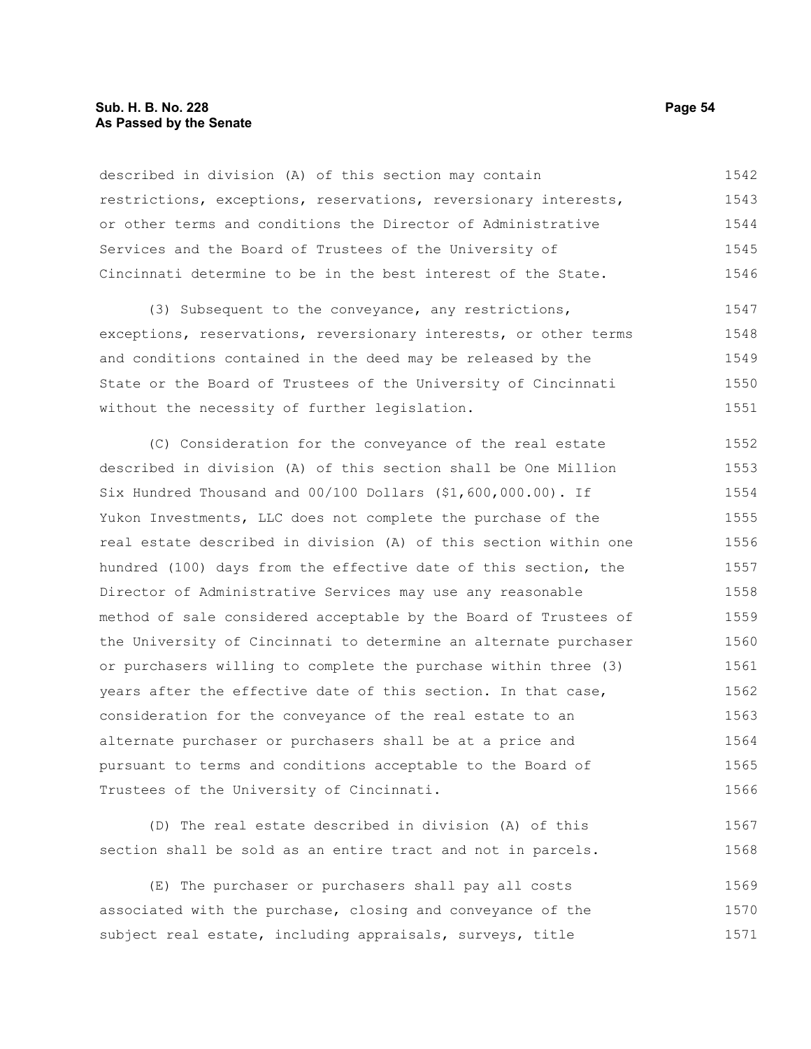described in division (A) of this section may contain restrictions, exceptions, reservations, reversionary interests, or other terms and conditions the Director of Administrative Services and the Board of Trustees of the University of Cincinnati determine to be in the best interest of the State.

(3) Subsequent to the conveyance, any restrictions, exceptions, reservations, reversionary interests, or other terms and conditions contained in the deed may be released by the State or the Board of Trustees of the University of Cincinnati without the necessity of further legislation.

(C) Consideration for the conveyance of the real estate described in division (A) of this section shall be One Million Six Hundred Thousand and 00/100 Dollars ($1,600,000.00). If Yukon Investments, LLC does not complete the purchase of the real estate described in division (A) of this section within one hundred (100) days from the effective date of this section, the Director of Administrative Services may use any reasonable method of sale considered acceptable by the Board of Trustees of the University of Cincinnati to determine an alternate purchaser or purchasers willing to complete the purchase within three (3) years after the effective date of this section. In that case, consideration for the conveyance of the real estate to an alternate purchaser or purchasers shall be at a price and pursuant to terms and conditions acceptable to the Board of Trustees of the University of Cincinnati.

(D) The real estate described in division (A) of this section shall be sold as an entire tract and not in parcels.

(E) The purchaser or purchasers shall pay all costs associated with the purchase, closing and conveyance of the subject real estate, including appraisals, surveys, title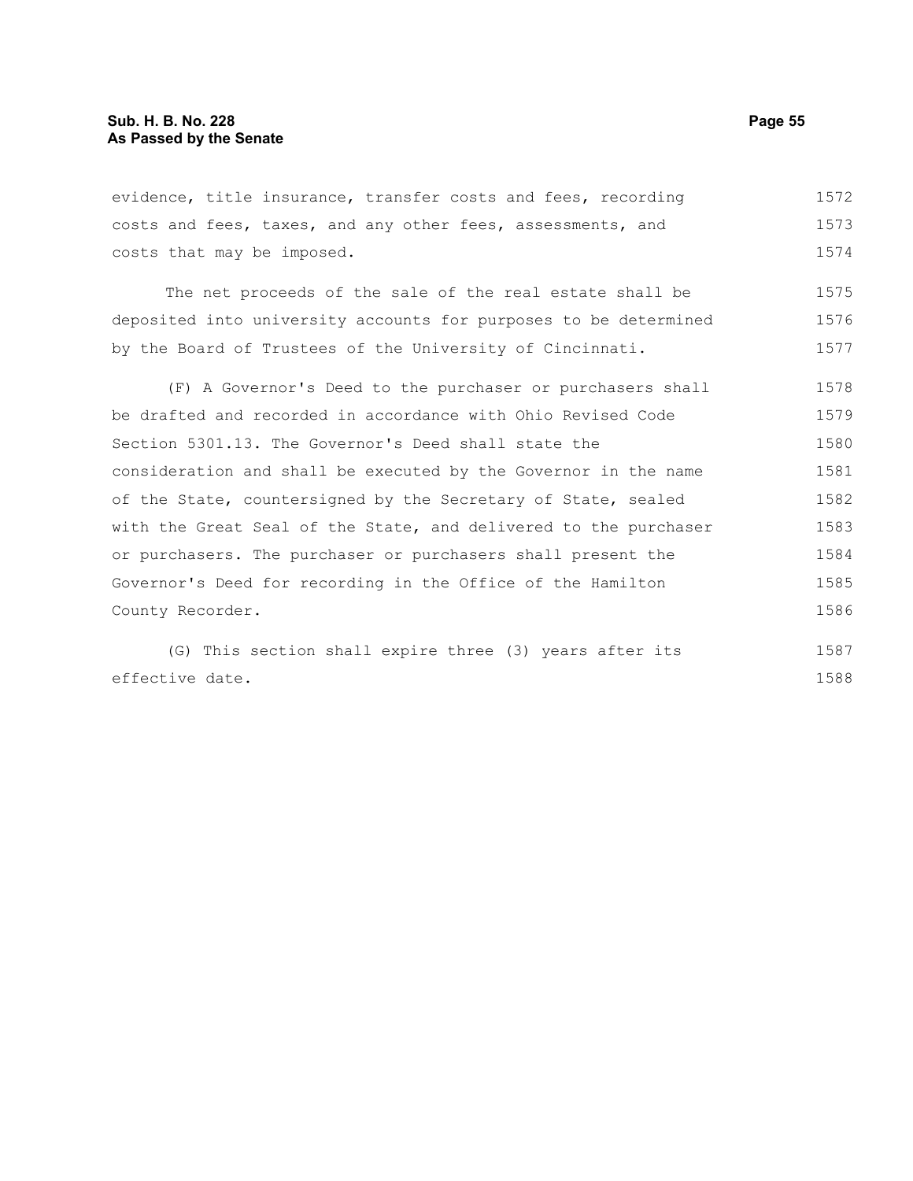evidence, title insurance, transfer costs and fees, recording costs and fees, taxes, and any other fees, assessments, and costs that may be imposed.

The net proceeds of the sale of the real estate shall be deposited into university accounts for purposes to be determined by the Board of Trustees of the University of Cincinnati.

(F) A Governor's Deed to the purchaser or purchasers shall be drafted and recorded in accordance with Ohio Revised Code Section 5301.13. The Governor's Deed shall state the consideration and shall be executed by the Governor in the name of the State, countersigned by the Secretary of State, sealed with the Great Seal of the State, and delivered to the purchaser or purchasers. The purchaser or purchasers shall present the Governor's Deed for recording in the Office of the Hamilton County Recorder.

(G) This section shall expire three (3) years after its effective date.